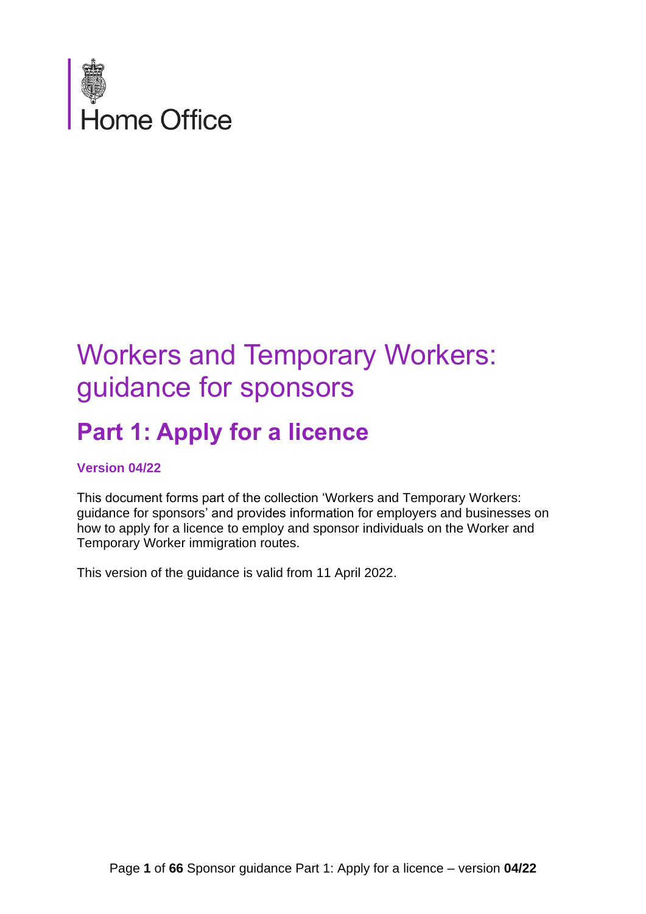Home Office

# Workers and Temporary Workers: guidance for sponsors

## Part 1: Apply for a licence

**Version 04/22**

This document forms part of the collection 'Workers and Temporary Workers: guidance for sponsors' and provides information for employers and businesses on how to apply for a licence to employ and sponsor individuals on the Worker and Temporary Worker immigration routes.

This version of the guidance is valid from 11 April 2022.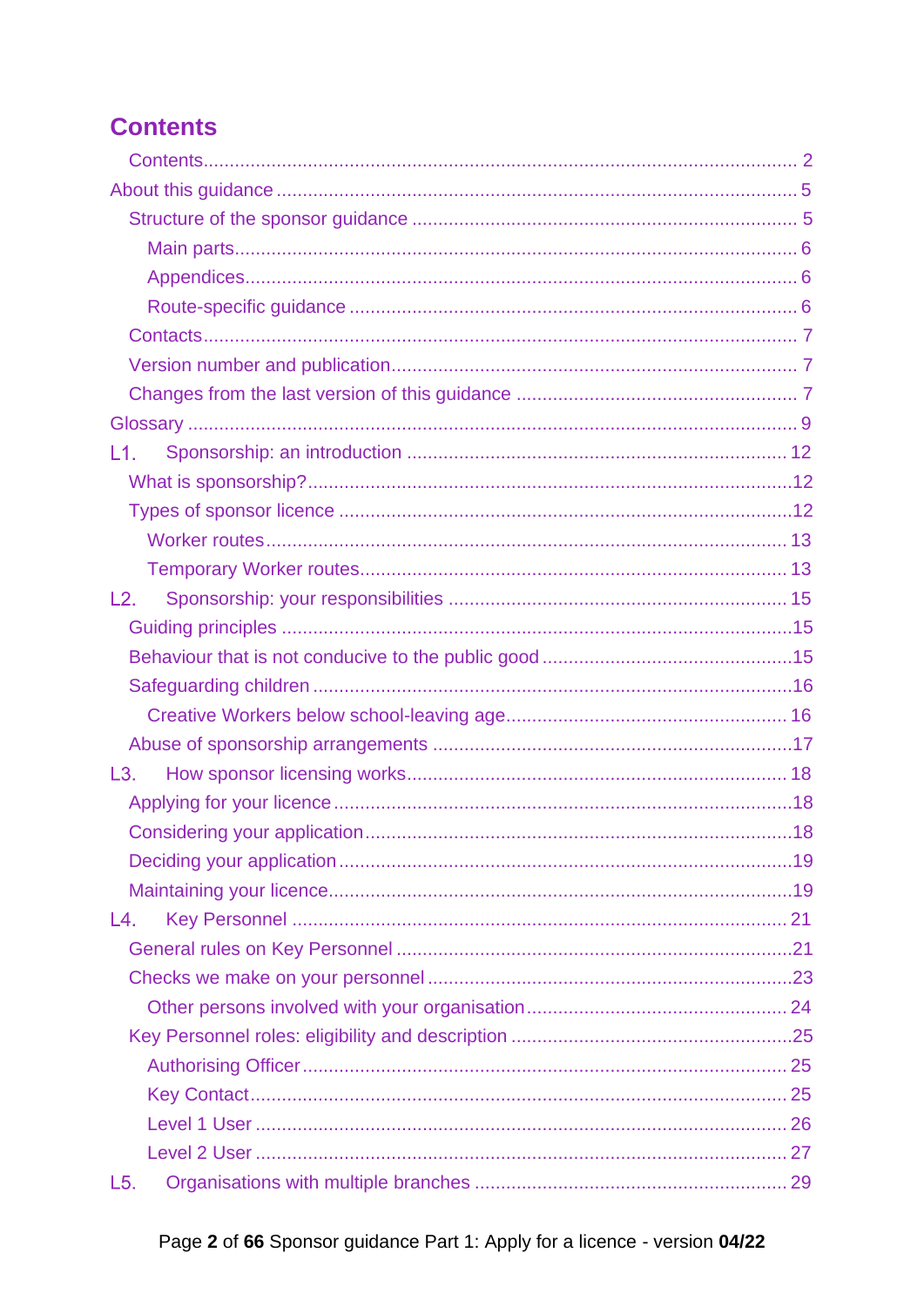# Contents

- Contents .......... 2
- About this guidance .......... 5
  - Structure of the sponsor guidance .......... 5
    - Main parts .......... 6
    - Appendices .......... 6
    - Route-specific guidance .......... 6
  - Contacts .......... 7
  - Version number and publication .......... 7
  - Changes from the last version of this guidance .......... 7
- Glossary .......... 9
- L1. Sponsorship: an introduction .......... 12
  - What is sponsorship? .......... 12
  - Types of sponsor licence .......... 12
    - Worker routes .......... 13
    - Temporary Worker routes .......... 13
- L2. Sponsorship: your responsibilities .......... 15
  - Guiding principles .......... 15
  - Behaviour that is not conducive to the public good .......... 15
  - Safeguarding children .......... 16
    - Creative Workers below school-leaving age .......... 16
  - Abuse of sponsorship arrangements .......... 17
- L3. How sponsor licensing works .......... 18
  - Applying for your licence .......... 18
  - Considering your application .......... 18
  - Deciding your application .......... 19
  - Maintaining your licence .......... 19
- L4. Key Personnel .......... 21
  - General rules on Key Personnel .......... 21
  - Checks we make on your personnel .......... 23
    - Other persons involved with your organisation .......... 24
  - Key Personnel roles: eligibility and description .......... 25
    - Authorising Officer .......... 25
    - Key Contact .......... 25
    - Level 1 User .......... 26
    - Level 2 User .......... 27
- L5. Organisations with multiple branches .......... 29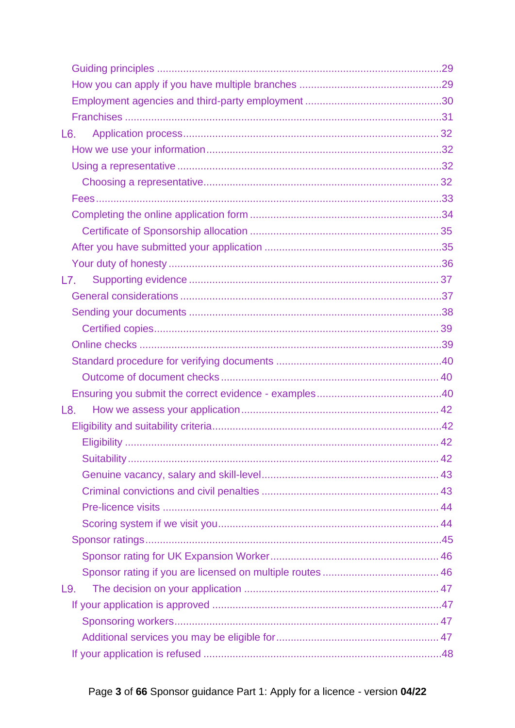Guiding principles ....................................................................................29
How you can apply if you have multiple branches ...................................................29
Employment agencies and third-party employment ...................................................30
Franchises ..............................................................................................31
L6. Application process ...................................................................................32
How we use your information ............................................................................32
Using a representative ..................................................................................32
  Choosing a representative .............................................................................32
Fees ....................................................................................................33
Completing the online application form .................................................................34
  Certificate of Sponsorship allocation ..................................................................35
After you have submitted your application ...............................................................35
Your duty of honesty ....................................................................................36
L7. Supporting evidence ...................................................................................37
General considerations ..................................................................................37
Sending your documents ..................................................................................38
  Certified copies .......................................................................................39
Online checks ...........................................................................................39
Standard procedure for verifying documents ..............................................................40
  Outcome of document checks ............................................................................40
Ensuring you submit the correct evidence - examples .....................................................40
L8. How we assess your application ........................................................................42
Eligibility and suitability criteria ...................................................................42
  Eligibility ............................................................................................42
  Suitability ............................................................................................42
  Genuine vacancy, salary and skill-level ................................................................43
  Criminal convictions and civil penalties ...............................................................43
  Pre-licence visits .....................................................................................44
  Scoring system if we visit you .........................................................................44
Sponsor ratings ..........................................................................................45
  Sponsor rating for UK Expansion Worker .................................................................46
  Sponsor rating if you are licensed on multiple routes ..................................................46
L9. The decision on your application ......................................................................47
If your application is approved .........................................................................47
  Sponsoring workers .....................................................................................47
  Additional services you may be eligible for ............................................................47
If your application is refused ...........................................................................48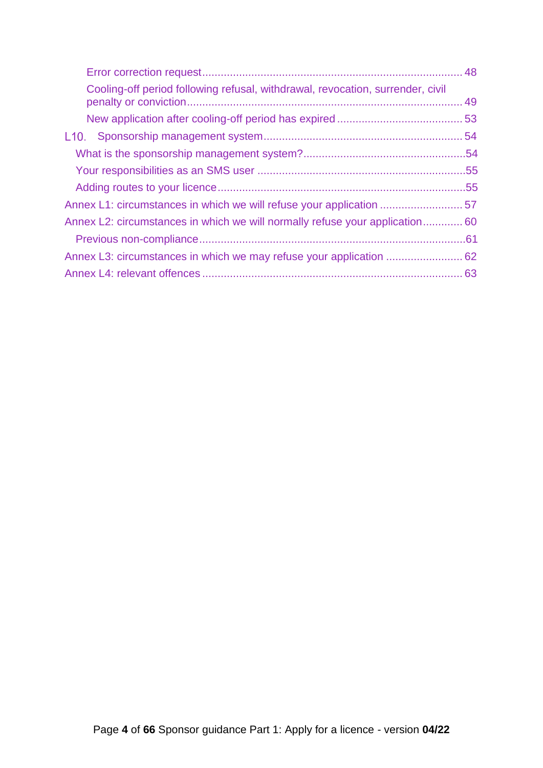- Error correction request ... 48
- Cooling-off period following refusal, withdrawal, revocation, surrender, civil penalty or conviction ... 49
- New application after cooling-off period has expired ... 53

L10. Sponsorship management system ... 54

- What is the sponsorship management system? ... 54
- Your responsibilities as an SMS user ... 55
- Adding routes to your licence ... 55

Annex L1: circumstances in which we will refuse your application ... 57

Annex L2: circumstances in which we will normally refuse your application ... 60

- Previous non-compliance ... 61

Annex L3: circumstances in which we may refuse your application ... 62

Annex L4: relevant offences ... 63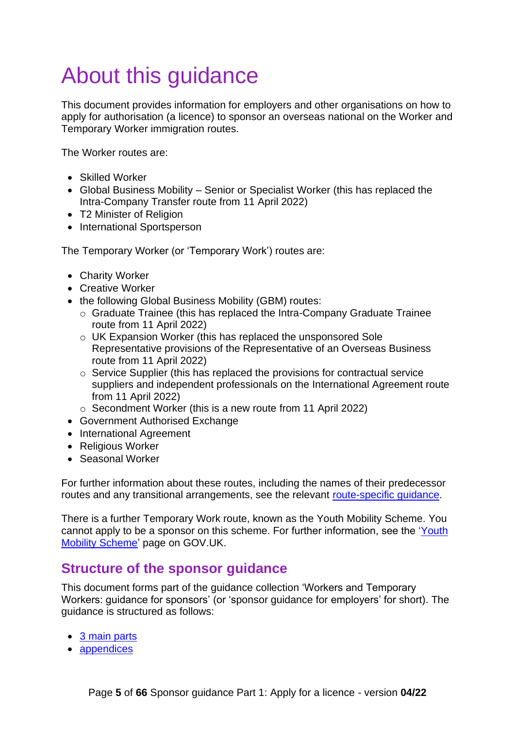# About this guidance

This document provides information for employers and other organisations on how to apply for authorisation (a licence) to sponsor an overseas national on the Worker and Temporary Worker immigration routes.

The Worker routes are:

- Skilled Worker
- Global Business Mobility – Senior or Specialist Worker (this has replaced the Intra-Company Transfer route from 11 April 2022)
- T2 Minister of Religion
- International Sportsperson

The Temporary Worker (or 'Temporary Work') routes are:

- Charity Worker
- Creative Worker
- the following Global Business Mobility (GBM) routes:
  - Graduate Trainee (this has replaced the Intra-Company Graduate Trainee route from 11 April 2022)
  - UK Expansion Worker (this has replaced the unsponsored Sole Representative provisions of the Representative of an Overseas Business route from 11 April 2022)
  - Service Supplier (this has replaced the provisions for contractual service suppliers and independent professionals on the International Agreement route from 11 April 2022)
  - Secondment Worker (this is a new route from 11 April 2022)
- Government Authorised Exchange
- International Agreement
- Religious Worker
- Seasonal Worker

For further information about these routes, including the names of their predecessor routes and any transitional arrangements, see the relevant route-specific guidance.

There is a further Temporary Work route, known as the Youth Mobility Scheme. You cannot apply to be a sponsor on this scheme. For further information, see the 'Youth Mobility Scheme' page on GOV.UK.

## Structure of the sponsor guidance

This document forms part of the guidance collection 'Workers and Temporary Workers: guidance for sponsors' (or 'sponsor guidance for employers' for short). The guidance is structured as follows:

- 3 main parts
- appendices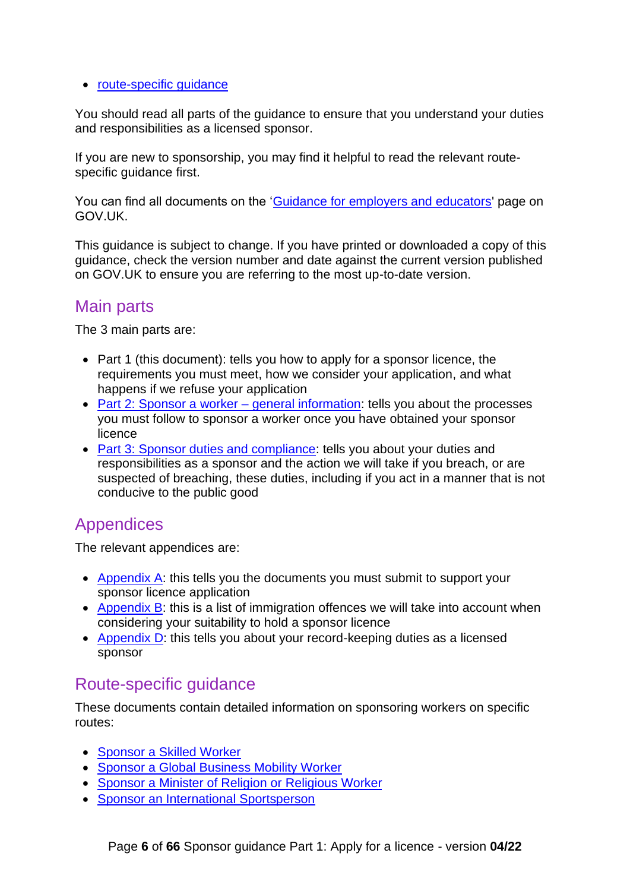- route-specific guidance

You should read all parts of the guidance to ensure that you understand your duties and responsibilities as a licensed sponsor.

If you are new to sponsorship, you may find it helpful to read the relevant route-specific guidance first.

You can find all documents on the 'Guidance for employers and educators' page on GOV.UK.

This guidance is subject to change. If you have printed or downloaded a copy of this guidance, check the version number and date against the current version published on GOV.UK to ensure you are referring to the most up-to-date version.

## Main parts

The 3 main parts are:

- Part 1 (this document): tells you how to apply for a sponsor licence, the requirements you must meet, how we consider your application, and what happens if we refuse your application
- Part 2: Sponsor a worker – general information: tells you about the processes you must follow to sponsor a worker once you have obtained your sponsor licence
- Part 3: Sponsor duties and compliance: tells you about your duties and responsibilities as a sponsor and the action we will take if you breach, or are suspected of breaching, these duties, including if you act in a manner that is not conducive to the public good

## Appendices

The relevant appendices are:

- Appendix A: this tells you the documents you must submit to support your sponsor licence application
- Appendix B: this is a list of immigration offences we will take into account when considering your suitability to hold a sponsor licence
- Appendix D: this tells you about your record-keeping duties as a licensed sponsor

## Route-specific guidance

These documents contain detailed information on sponsoring workers on specific routes:

- Sponsor a Skilled Worker
- Sponsor a Global Business Mobility Worker
- Sponsor a Minister of Religion or Religious Worker
- Sponsor an International Sportsperson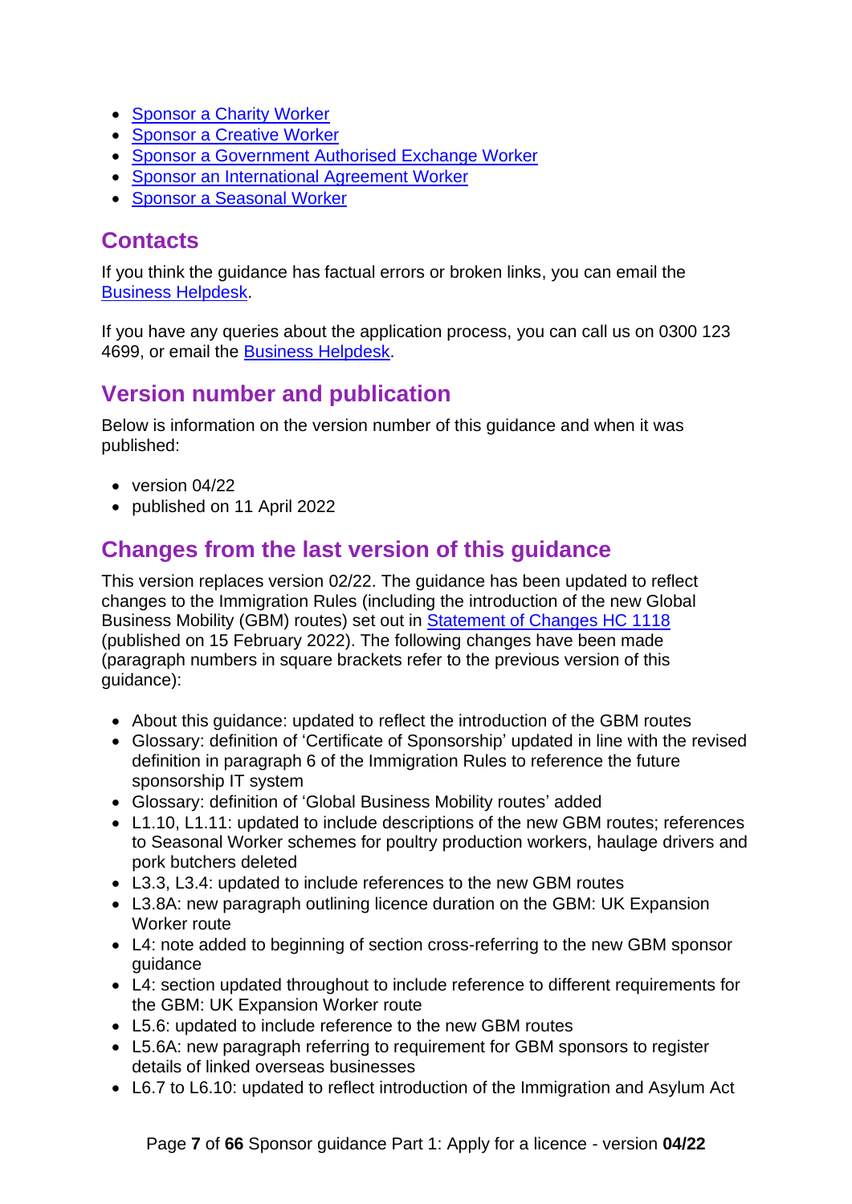- Sponsor a Charity Worker
- Sponsor a Creative Worker
- Sponsor a Government Authorised Exchange Worker
- Sponsor an International Agreement Worker
- Sponsor a Seasonal Worker

## Contacts

If you think the guidance has factual errors or broken links, you can email the Business Helpdesk.

If you have any queries about the application process, you can call us on 0300 123 4699, or email the Business Helpdesk.

## Version number and publication

Below is information on the version number of this guidance and when it was published:

- version 04/22
- published on 11 April 2022

## Changes from the last version of this guidance

This version replaces version 02/22. The guidance has been updated to reflect changes to the Immigration Rules (including the introduction of the new Global Business Mobility (GBM) routes) set out in Statement of Changes HC 1118 (published on 15 February 2022). The following changes have been made (paragraph numbers in square brackets refer to the previous version of this guidance):

- About this guidance: updated to reflect the introduction of the GBM routes
- Glossary: definition of 'Certificate of Sponsorship' updated in line with the revised definition in paragraph 6 of the Immigration Rules to reference the future sponsorship IT system
- Glossary: definition of 'Global Business Mobility routes' added
- L1.10, L1.11: updated to include descriptions of the new GBM routes; references to Seasonal Worker schemes for poultry production workers, haulage drivers and pork butchers deleted
- L3.3, L3.4: updated to include references to the new GBM routes
- L3.8A: new paragraph outlining licence duration on the GBM: UK Expansion Worker route
- L4: note added to beginning of section cross-referring to the new GBM sponsor guidance
- L4: section updated throughout to include reference to different requirements for the GBM: UK Expansion Worker route
- L5.6: updated to include reference to the new GBM routes
- L5.6A: new paragraph referring to requirement for GBM sponsors to register details of linked overseas businesses
- L6.7 to L6.10: updated to reflect introduction of the Immigration and Asylum Act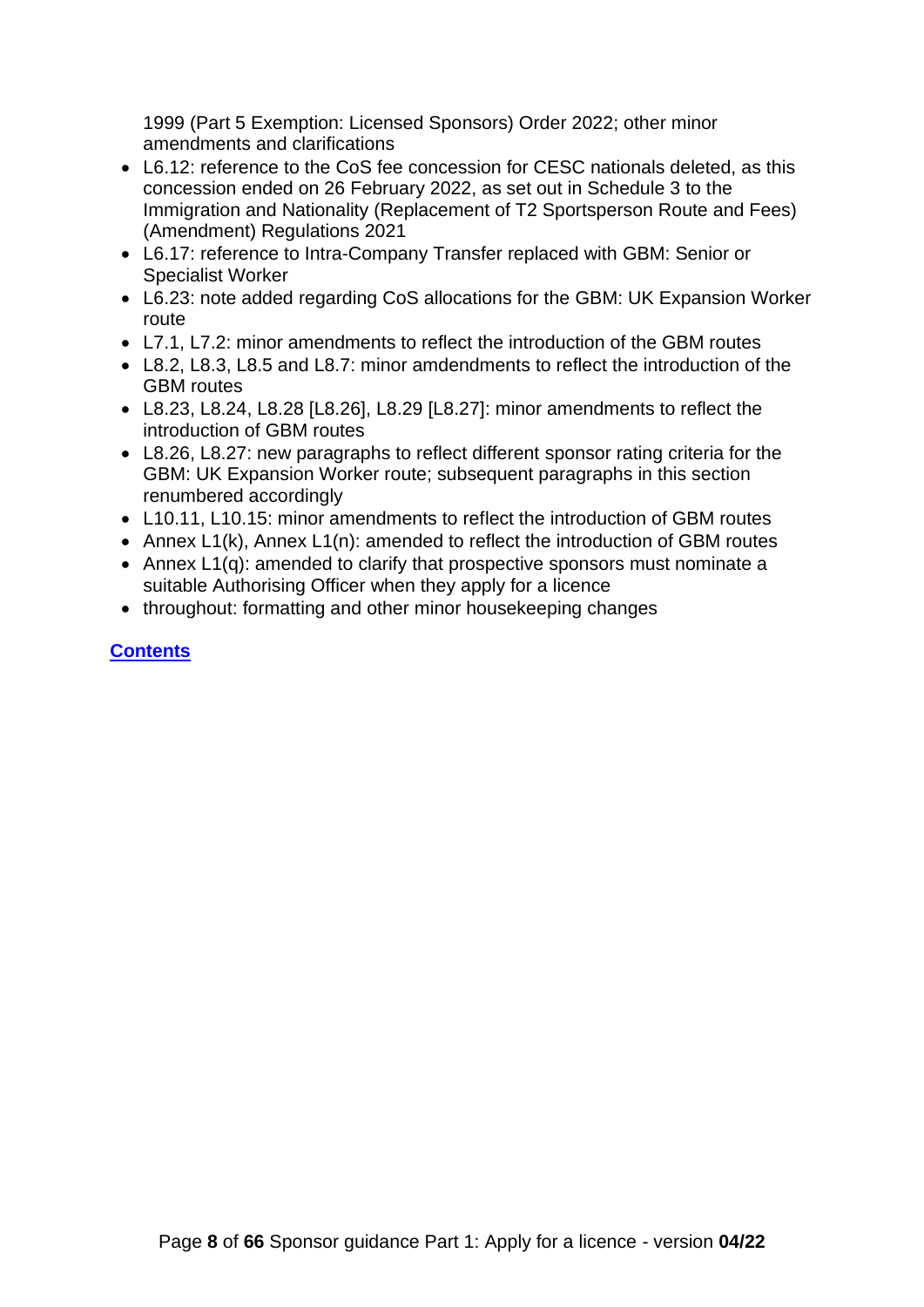1999 (Part 5 Exemption: Licensed Sponsors) Order 2022; other minor amendments and clarifications

- L6.12: reference to the CoS fee concession for CESC nationals deleted, as this concession ended on 26 February 2022, as set out in Schedule 3 to the Immigration and Nationality (Replacement of T2 Sportsperson Route and Fees) (Amendment) Regulations 2021
- L6.17: reference to Intra-Company Transfer replaced with GBM: Senior or Specialist Worker
- L6.23: note added regarding CoS allocations for the GBM: UK Expansion Worker route
- L7.1, L7.2: minor amendments to reflect the introduction of the GBM routes
- L8.2, L8.3, L8.5 and L8.7: minor amdendments to reflect the introduction of the GBM routes
- L8.23, L8.24, L8.28 [L8.26], L8.29 [L8.27]: minor amendments to reflect the introduction of GBM routes
- L8.26, L8.27: new paragraphs to reflect different sponsor rating criteria for the GBM: UK Expansion Worker route; subsequent paragraphs in this section renumbered accordingly
- L10.11, L10.15: minor amendments to reflect the introduction of GBM routes
- Annex L1(k), Annex L1(n): amended to reflect the introduction of GBM routes
- Annex L1(q): amended to clarify that prospective sponsors must nominate a suitable Authorising Officer when they apply for a licence
- throughout: formatting and other minor housekeeping changes

**Contents**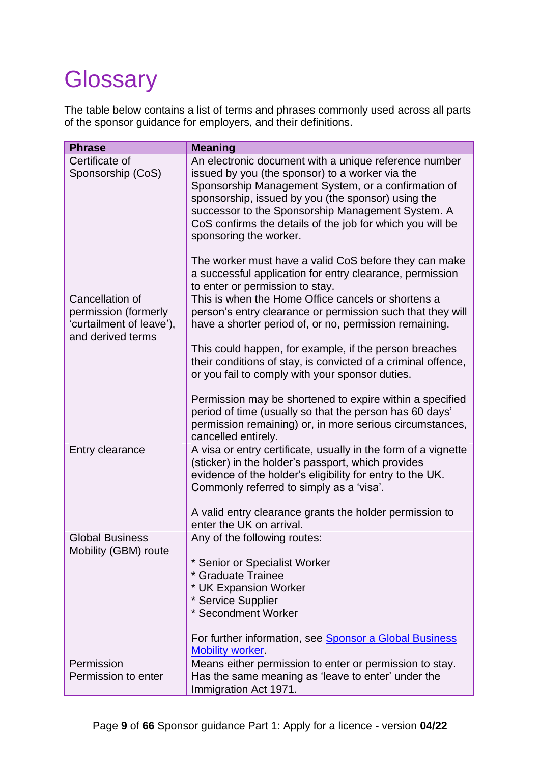# Glossary

The table below contains a list of terms and phrases commonly used across all parts of the sponsor guidance for employers, and their definitions.

| Phrase | Meaning |
|---|---|
| Certificate of Sponsorship (CoS) | An electronic document with a unique reference number issued by you (the sponsor) to a worker via the Sponsorship Management System, or a confirmation of sponsorship, issued by you (the sponsor) using the successor to the Sponsorship Management System. A CoS confirms the details of the job for which you will be sponsoring the worker.<br><br>The worker must have a valid CoS before they can make a successful application for entry clearance, permission to enter or permission to stay. |
| Cancellation of permission (formerly 'curtailment of leave'), and derived terms | This is when the Home Office cancels or shortens a person's entry clearance or permission such that they will have a shorter period of, or no, permission remaining.<br><br>This could happen, for example, if the person breaches their conditions of stay, is convicted of a criminal offence, or you fail to comply with your sponsor duties.<br><br>Permission may be shortened to expire within a specified period of time (usually so that the person has 60 days' permission remaining) or, in more serious circumstances, cancelled entirely. |
| Entry clearance | A visa or entry certificate, usually in the form of a vignette (sticker) in the holder's passport, which provides evidence of the holder's eligibility for entry to the UK. Commonly referred to simply as a 'visa'.<br><br>A valid entry clearance grants the holder permission to enter the UK on arrival. |
| Global Business Mobility (GBM) route | Any of the following routes:<br><br>* Senior or Specialist Worker<br>* Graduate Trainee<br>* UK Expansion Worker<br>* Service Supplier<br>* Secondment Worker<br><br>For further information, see Sponsor a Global Business Mobility worker. |
| Permission | Means either permission to enter or permission to stay. |
| Permission to enter | Has the same meaning as 'leave to enter' under the Immigration Act 1971. |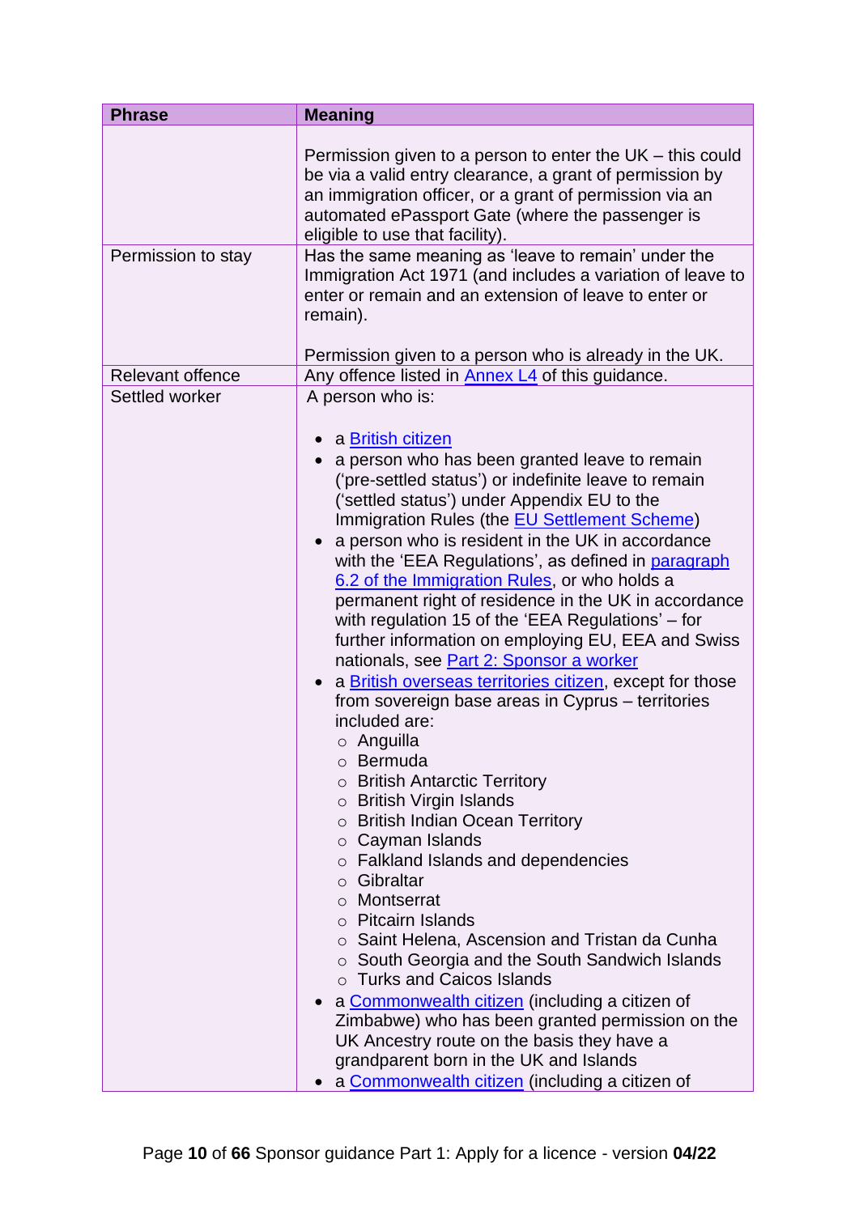| Phrase | Meaning |
|---|---|
| | Permission given to a person to enter the UK – this could be via a valid entry clearance, a grant of permission by an immigration officer, or a grant of permission via an automated ePassport Gate (where the passenger is eligible to use that facility). |
| Permission to stay | Has the same meaning as 'leave to remain' under the Immigration Act 1971 (and includes a variation of leave to enter or remain and an extension of leave to enter or remain).<br><br>Permission given to a person who is already in the UK. |
| Relevant offence | Any offence listed in Annex L4 of this guidance. |
| Settled worker | A person who is:<br><br>• a British citizen<br>• a person who has been granted leave to remain ('pre-settled status') or indefinite leave to remain ('settled status') under Appendix EU to the Immigration Rules (the EU Settlement Scheme)<br>• a person who is resident in the UK in accordance with the 'EEA Regulations', as defined in paragraph 6.2 of the Immigration Rules, or who holds a permanent right of residence in the UK in accordance with regulation 15 of the 'EEA Regulations' – for further information on employing EU, EEA and Swiss nationals, see Part 2: Sponsor a worker<br>• a British overseas territories citizen, except for those from sovereign base areas in Cyprus – territories included are:<br>  ○ Anguilla<br>  ○ Bermuda<br>  ○ British Antarctic Territory<br>  ○ British Virgin Islands<br>  ○ British Indian Ocean Territory<br>  ○ Cayman Islands<br>  ○ Falkland Islands and dependencies<br>  ○ Gibraltar<br>  ○ Montserrat<br>  ○ Pitcairn Islands<br>  ○ Saint Helena, Ascension and Tristan da Cunha<br>  ○ South Georgia and the South Sandwich Islands<br>  ○ Turks and Caicos Islands<br>• a Commonwealth citizen (including a citizen of Zimbabwe) who has been granted permission on the UK Ancestry route on the basis they have a grandparent born in the UK and Islands<br>• a Commonwealth citizen (including a citizen of |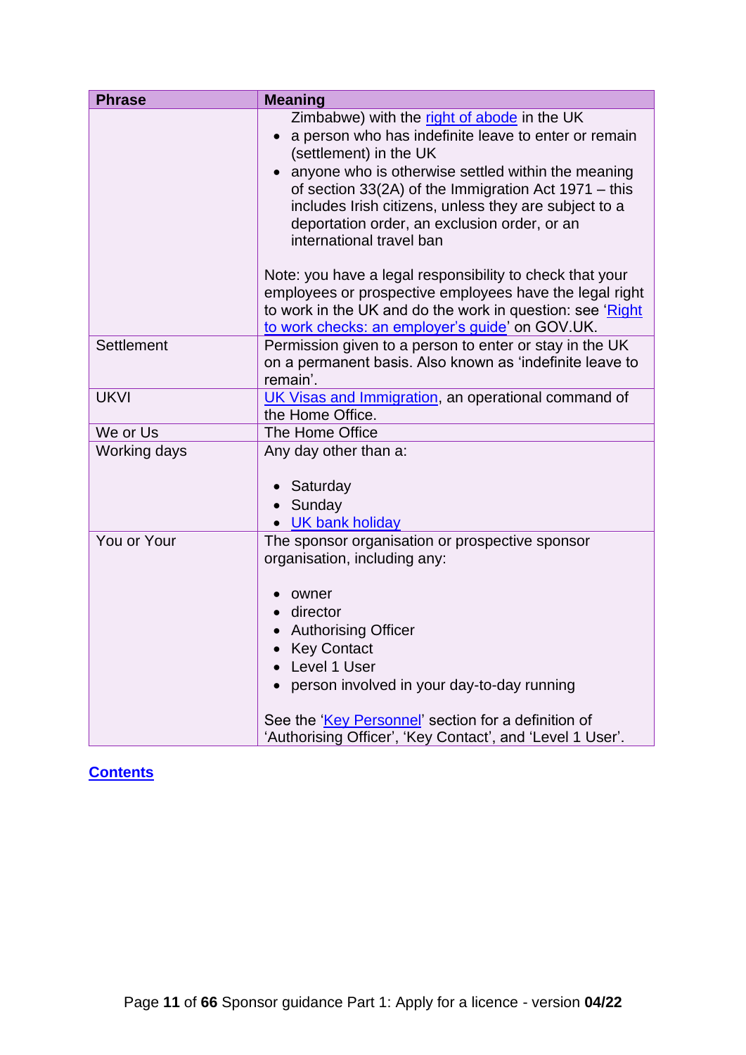| Phrase | Meaning |
|---|---|
| | Zimbabwe) with the right of abode in the UK<br>• a person who has indefinite leave to enter or remain (settlement) in the UK<br>• anyone who is otherwise settled within the meaning of section 33(2A) of the Immigration Act 1971 – this includes Irish citizens, unless they are subject to a deportation order, an exclusion order, or an international travel ban<br><br>Note: you have a legal responsibility to check that your employees or prospective employees have the legal right to work in the UK and do the work in question: see 'Right to work checks: an employer's guide' on GOV.UK. |
| Settlement | Permission given to a person to enter or stay in the UK on a permanent basis. Also known as 'indefinite leave to remain'. |
| UKVI | UK Visas and Immigration, an operational command of the Home Office. |
| We or Us | The Home Office |
| Working days | Any day other than a:<br><br>• Saturday<br>• Sunday<br>• UK bank holiday |
| You or Your | The sponsor organisation or prospective sponsor organisation, including any:<br><br>• owner<br>• director<br>• Authorising Officer<br>• Key Contact<br>• Level 1 User<br>• person involved in your day-to-day running<br><br>See the 'Key Personnel' section for a definition of 'Authorising Officer', 'Key Contact', and 'Level 1 User'. |

**Contents**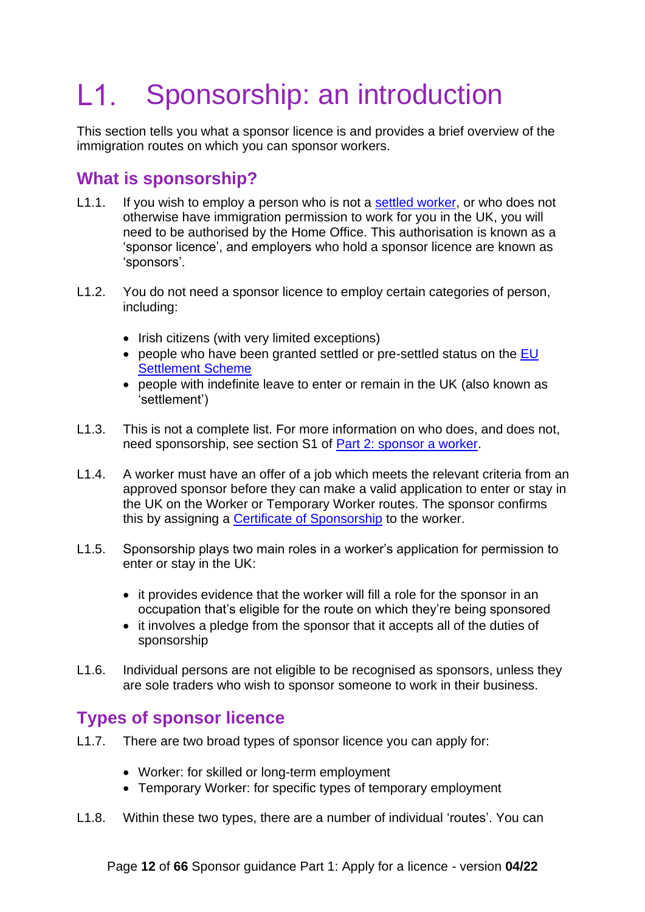# L1. Sponsorship: an introduction

This section tells you what a sponsor licence is and provides a brief overview of the immigration routes on which you can sponsor workers.

## What is sponsorship?

L1.1. If you wish to employ a person who is not a settled worker, or who does not otherwise have immigration permission to work for you in the UK, you will need to be authorised by the Home Office. This authorisation is known as a 'sponsor licence', and employers who hold a sponsor licence are known as 'sponsors'.

L1.2. You do not need a sponsor licence to employ certain categories of person, including:

- Irish citizens (with very limited exceptions)
- people who have been granted settled or pre-settled status on the EU Settlement Scheme
- people with indefinite leave to enter or remain in the UK (also known as 'settlement')

L1.3. This is not a complete list. For more information on who does, and does not, need sponsorship, see section S1 of Part 2: sponsor a worker.

L1.4. A worker must have an offer of a job which meets the relevant criteria from an approved sponsor before they can make a valid application to enter or stay in the UK on the Worker or Temporary Worker routes. The sponsor confirms this by assigning a Certificate of Sponsorship to the worker.

L1.5. Sponsorship plays two main roles in a worker's application for permission to enter or stay in the UK:

- it provides evidence that the worker will fill a role for the sponsor in an occupation that's eligible for the route on which they're being sponsored
- it involves a pledge from the sponsor that it accepts all of the duties of sponsorship

L1.6. Individual persons are not eligible to be recognised as sponsors, unless they are sole traders who wish to sponsor someone to work in their business.

## Types of sponsor licence

L1.7. There are two broad types of sponsor licence you can apply for:

- Worker: for skilled or long-term employment
- Temporary Worker: for specific types of temporary employment

L1.8. Within these two types, there are a number of individual 'routes'. You can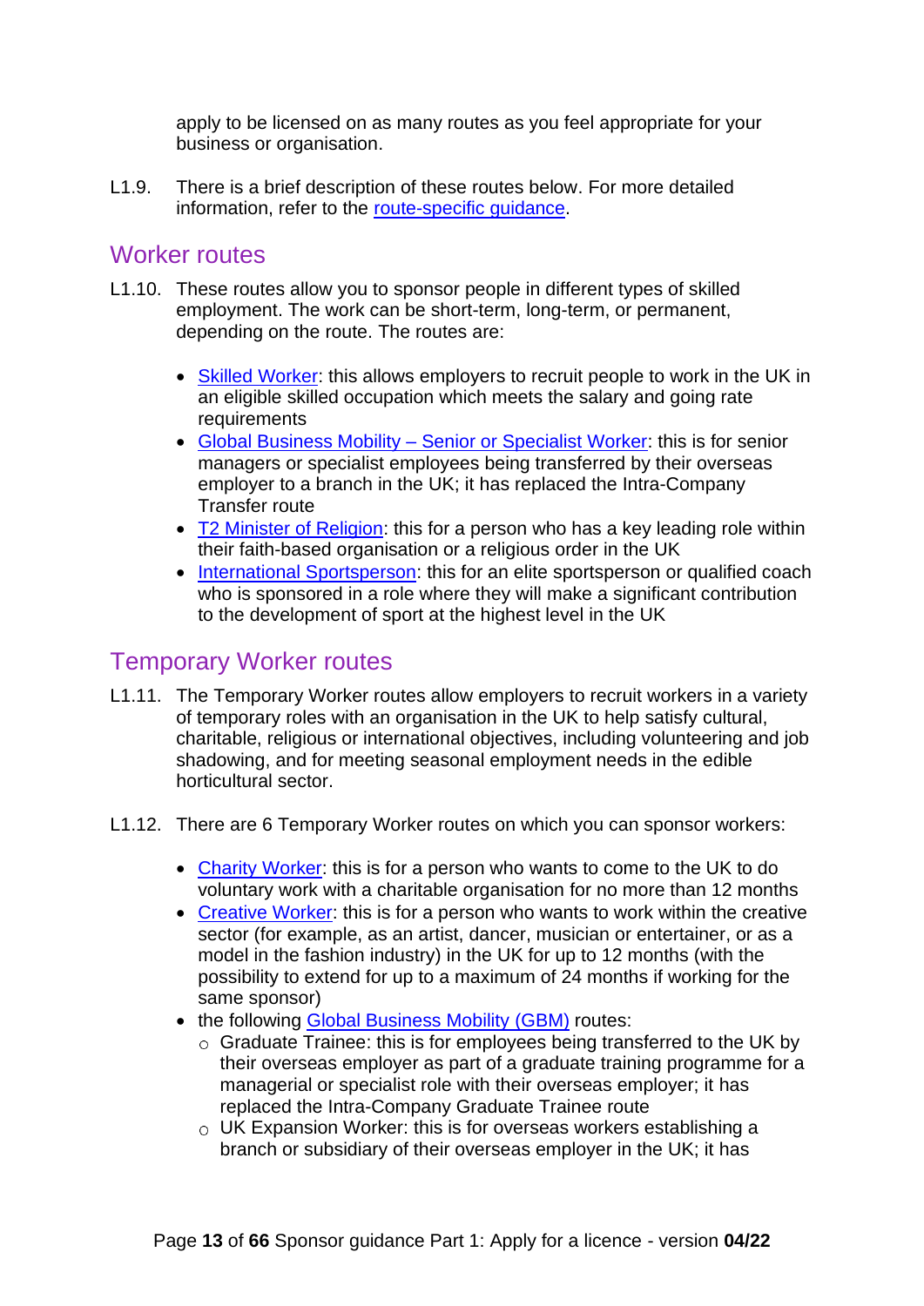apply to be licensed on as many routes as you feel appropriate for your business or organisation.

L1.9. There is a brief description of these routes below. For more detailed information, refer to the route-specific guidance.

## Worker routes

L1.10. These routes allow you to sponsor people in different types of skilled employment. The work can be short-term, long-term, or permanent, depending on the route. The routes are:

- Skilled Worker: this allows employers to recruit people to work in the UK in an eligible skilled occupation which meets the salary and going rate requirements
- Global Business Mobility – Senior or Specialist Worker: this is for senior managers or specialist employees being transferred by their overseas employer to a branch in the UK; it has replaced the Intra-Company Transfer route
- T2 Minister of Religion: this for a person who has a key leading role within their faith-based organisation or a religious order in the UK
- International Sportsperson: this for an elite sportsperson or qualified coach who is sponsored in a role where they will make a significant contribution to the development of sport at the highest level in the UK

## Temporary Worker routes

L1.11. The Temporary Worker routes allow employers to recruit workers in a variety of temporary roles with an organisation in the UK to help satisfy cultural, charitable, religious or international objectives, including volunteering and job shadowing, and for meeting seasonal employment needs in the edible horticultural sector.

L1.12. There are 6 Temporary Worker routes on which you can sponsor workers:

- Charity Worker: this is for a person who wants to come to the UK to do voluntary work with a charitable organisation for no more than 12 months
- Creative Worker: this is for a person who wants to work within the creative sector (for example, as an artist, dancer, musician or entertainer, or as a model in the fashion industry) in the UK for up to 12 months (with the possibility to extend for up to a maximum of 24 months if working for the same sponsor)
- the following Global Business Mobility (GBM) routes:
  - Graduate Trainee: this is for employees being transferred to the UK by their overseas employer as part of a graduate training programme for a managerial or specialist role with their overseas employer; it has replaced the Intra-Company Graduate Trainee route
  - UK Expansion Worker: this is for overseas workers establishing a branch or subsidiary of their overseas employer in the UK; it has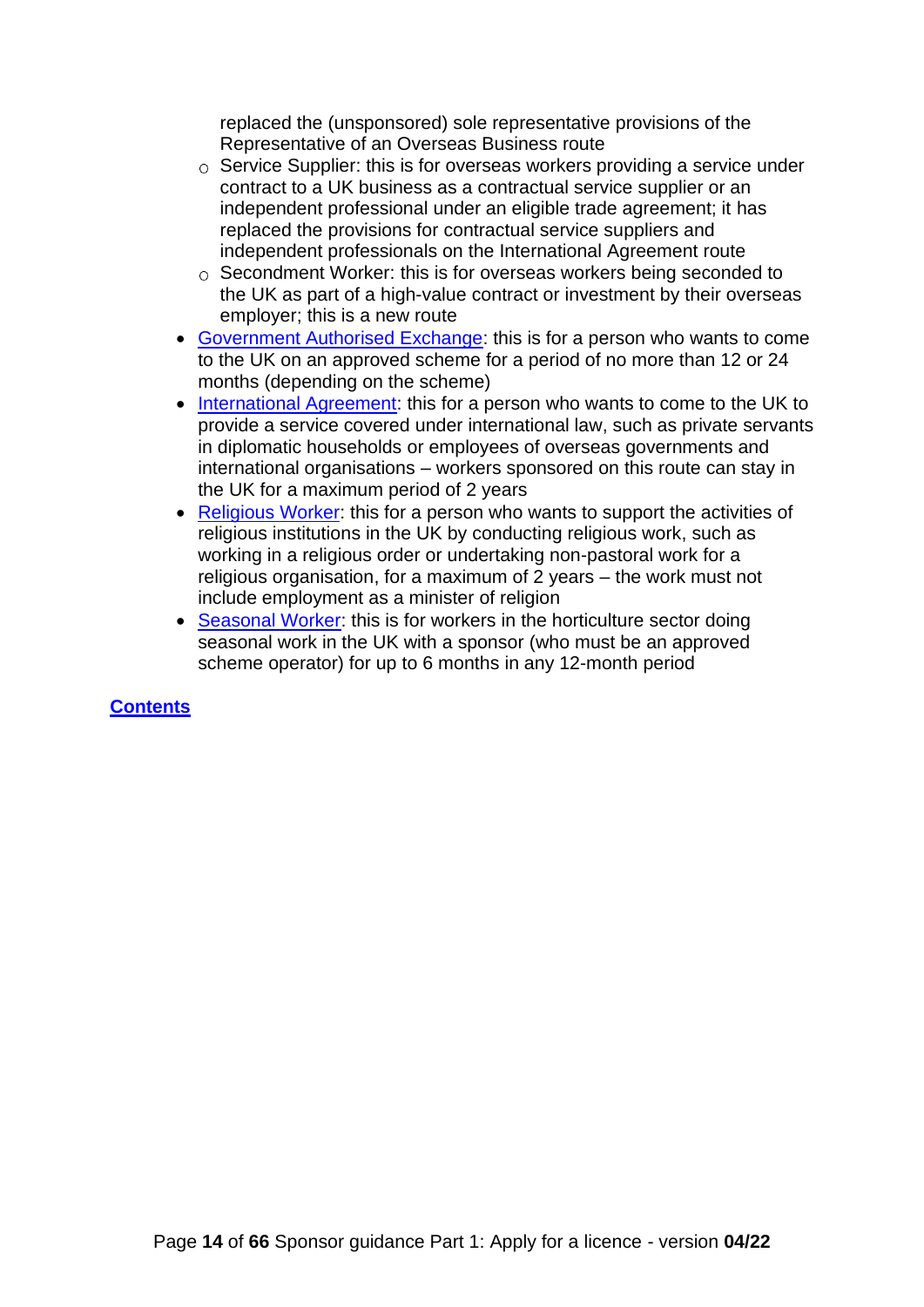replaced the (unsponsored) sole representative provisions of the Representative of an Overseas Business route
  - Service Supplier: this is for overseas workers providing a service under contract to a UK business as a contractual service supplier or an independent professional under an eligible trade agreement; it has replaced the provisions for contractual service suppliers and independent professionals on the International Agreement route
  - Secondment Worker: this is for overseas workers being seconded to the UK as part of a high-value contract or investment by their overseas employer; this is a new route
- Government Authorised Exchange: this is for a person who wants to come to the UK on an approved scheme for a period of no more than 12 or 24 months (depending on the scheme)
- International Agreement: this for a person who wants to come to the UK to provide a service covered under international law, such as private servants in diplomatic households or employees of overseas governments and international organisations – workers sponsored on this route can stay in the UK for a maximum period of 2 years
- Religious Worker: this for a person who wants to support the activities of religious institutions in the UK by conducting religious work, such as working in a religious order or undertaking non-pastoral work for a religious organisation, for a maximum of 2 years – the work must not include employment as a minister of religion
- Seasonal Worker: this is for workers in the horticulture sector doing seasonal work in the UK with a sponsor (who must be an approved scheme operator) for up to 6 months in any 12-month period

**Contents**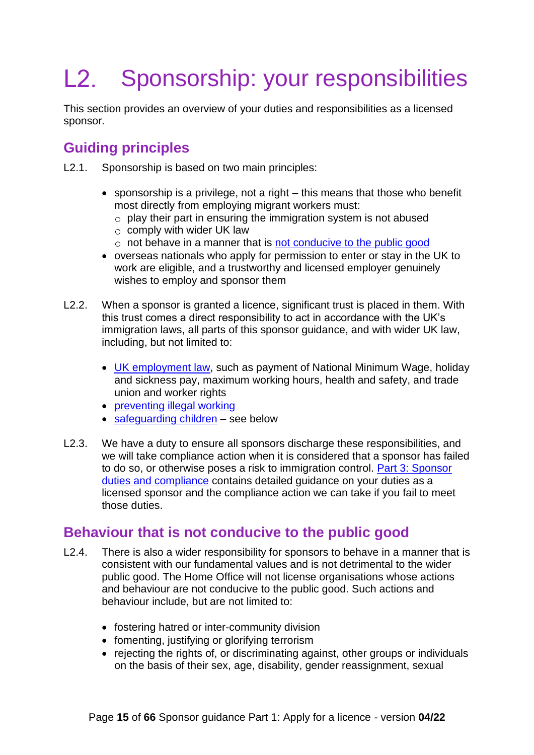# L2. Sponsorship: your responsibilities

This section provides an overview of your duties and responsibilities as a licensed sponsor.

## Guiding principles

L2.1. Sponsorship is based on two main principles:

- sponsorship is a privilege, not a right – this means that those who benefit most directly from employing migrant workers must:
  - play their part in ensuring the immigration system is not abused
  - comply with wider UK law
  - not behave in a manner that is not conducive to the public good
- overseas nationals who apply for permission to enter or stay in the UK to work are eligible, and a trustworthy and licensed employer genuinely wishes to employ and sponsor them

L2.2. When a sponsor is granted a licence, significant trust is placed in them. With this trust comes a direct responsibility to act in accordance with the UK's immigration laws, all parts of this sponsor guidance, and with wider UK law, including, but not limited to:

- UK employment law, such as payment of National Minimum Wage, holiday and sickness pay, maximum working hours, health and safety, and trade union and worker rights
- preventing illegal working
- safeguarding children – see below

L2.3. We have a duty to ensure all sponsors discharge these responsibilities, and we will take compliance action when it is considered that a sponsor has failed to do so, or otherwise poses a risk to immigration control. Part 3: Sponsor duties and compliance contains detailed guidance on your duties as a licensed sponsor and the compliance action we can take if you fail to meet those duties.

## Behaviour that is not conducive to the public good

L2.4. There is also a wider responsibility for sponsors to behave in a manner that is consistent with our fundamental values and is not detrimental to the wider public good. The Home Office will not license organisations whose actions and behaviour are not conducive to the public good. Such actions and behaviour include, but are not limited to:

- fostering hatred or inter-community division
- fomenting, justifying or glorifying terrorism
- rejecting the rights of, or discriminating against, other groups or individuals on the basis of their sex, age, disability, gender reassignment, sexual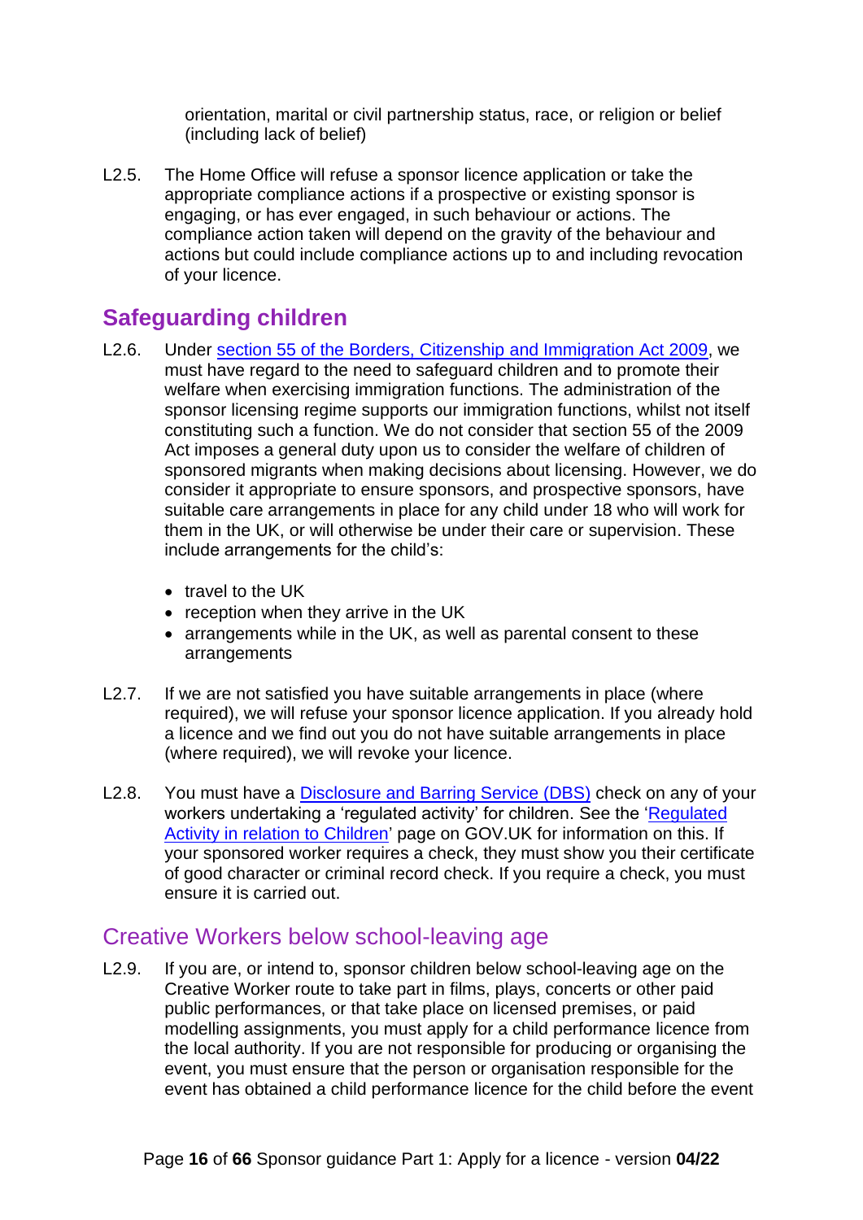orientation, marital or civil partnership status, race, or religion or belief (including lack of belief)

L2.5. The Home Office will refuse a sponsor licence application or take the appropriate compliance actions if a prospective or existing sponsor is engaging, or has ever engaged, in such behaviour or actions. The compliance action taken will depend on the gravity of the behaviour and actions but could include compliance actions up to and including revocation of your licence.

## Safeguarding children

L2.6. Under [section 55 of the Borders, Citizenship and Immigration Act 2009](), we must have regard to the need to safeguard children and to promote their welfare when exercising immigration functions. The administration of the sponsor licensing regime supports our immigration functions, whilst not itself constituting such a function. We do not consider that section 55 of the 2009 Act imposes a general duty upon us to consider the welfare of children of sponsored migrants when making decisions about licensing. However, we do consider it appropriate to ensure sponsors, and prospective sponsors, have suitable care arrangements in place for any child under 18 who will work for them in the UK, or will otherwise be under their care or supervision. These include arrangements for the child's:

- travel to the UK
- reception when they arrive in the UK
- arrangements while in the UK, as well as parental consent to these arrangements

L2.7. If we are not satisfied you have suitable arrangements in place (where required), we will refuse your sponsor licence application. If you already hold a licence and we find out you do not have suitable arrangements in place (where required), we will revoke your licence.

L2.8. You must have a [Disclosure and Barring Service (DBS)]() check on any of your workers undertaking a 'regulated activity' for children. See the '[Regulated Activity in relation to Children]()' page on GOV.UK for information on this. If your sponsored worker requires a check, they must show you their certificate of good character or criminal record check. If you require a check, you must ensure it is carried out.

### Creative Workers below school-leaving age

L2.9. If you are, or intend to, sponsor children below school-leaving age on the Creative Worker route to take part in films, plays, concerts or other paid public performances, or that take place on licensed premises, or paid modelling assignments, you must apply for a child performance licence from the local authority. If you are not responsible for producing or organising the event, you must ensure that the person or organisation responsible for the event has obtained a child performance licence for the child before the event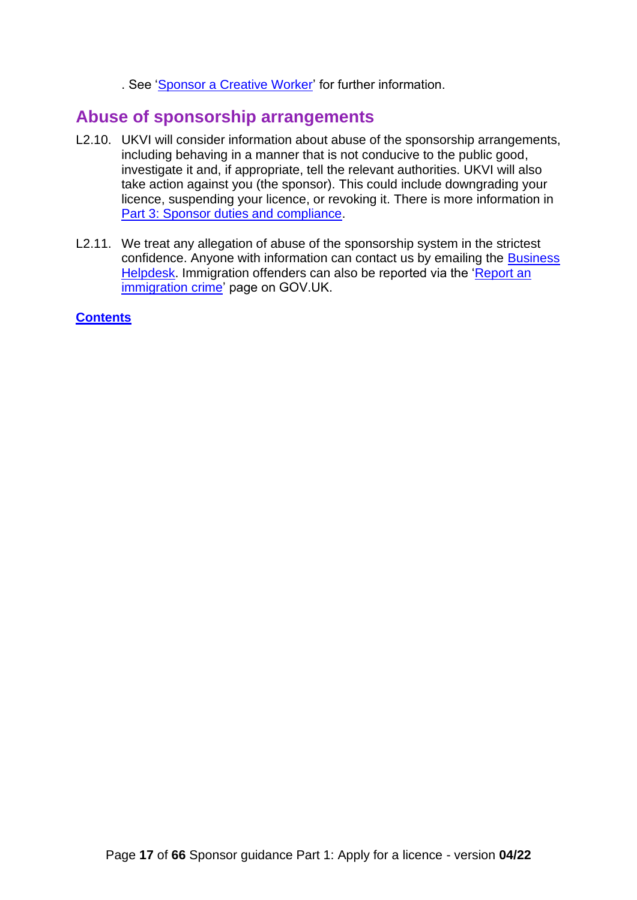. See 'Sponsor a Creative Worker' for further information.

## Abuse of sponsorship arrangements

L2.10. UKVI will consider information about abuse of the sponsorship arrangements, including behaving in a manner that is not conducive to the public good, investigate it and, if appropriate, tell the relevant authorities. UKVI will also take action against you (the sponsor). This could include downgrading your licence, suspending your licence, or revoking it. There is more information in Part 3: Sponsor duties and compliance.

L2.11. We treat any allegation of abuse of the sponsorship system in the strictest confidence. Anyone with information can contact us by emailing the Business Helpdesk. Immigration offenders can also be reported via the 'Report an immigration crime' page on GOV.UK.

**Contents**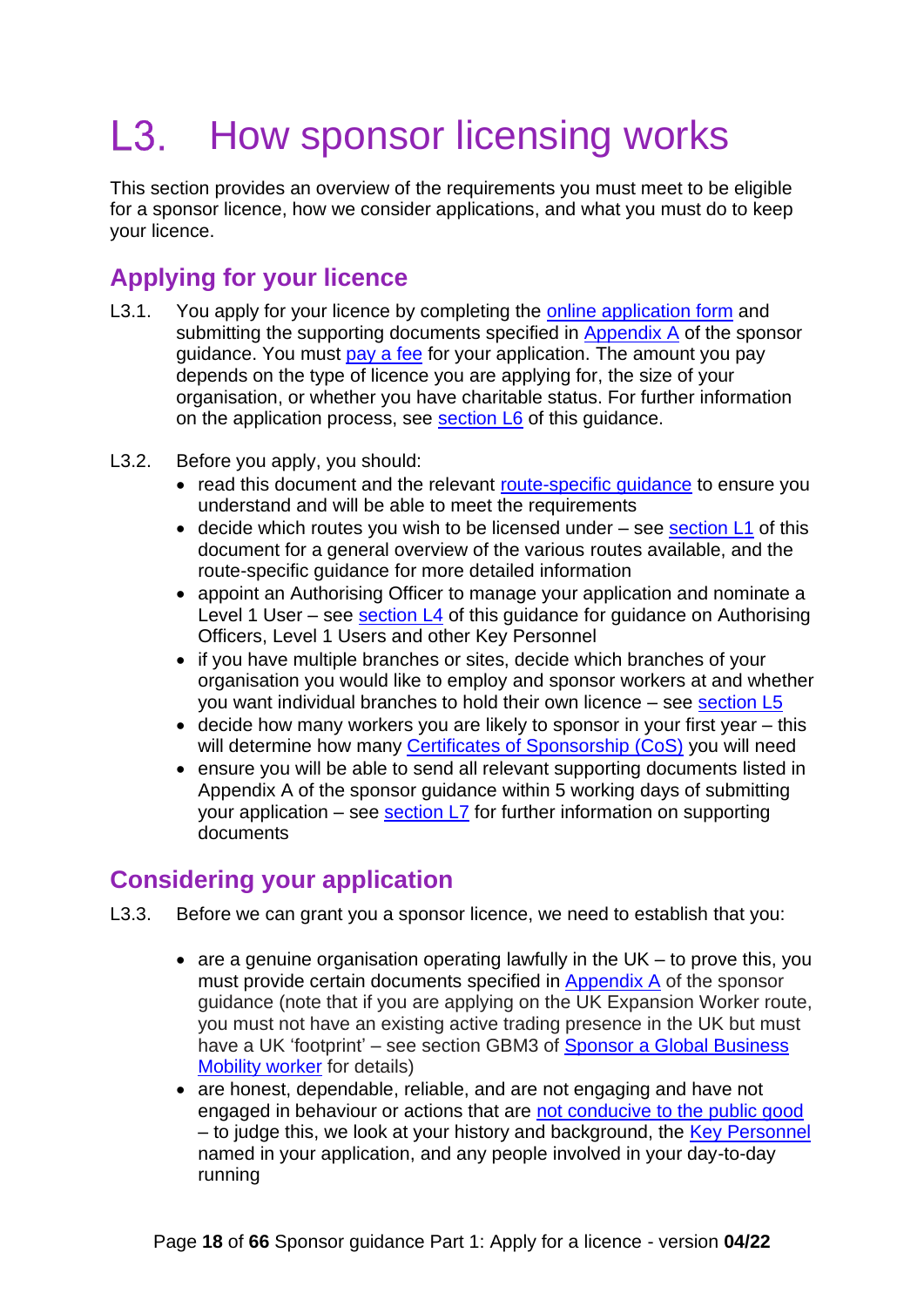# L3. How sponsor licensing works

This section provides an overview of the requirements you must meet to be eligible for a sponsor licence, how we consider applications, and what you must do to keep your licence.

## Applying for your licence

L3.1. You apply for your licence by completing the online application form and submitting the supporting documents specified in Appendix A of the sponsor guidance. You must pay a fee for your application. The amount you pay depends on the type of licence you are applying for, the size of your organisation, or whether you have charitable status. For further information on the application process, see section L6 of this guidance.

L3.2. Before you apply, you should:

- read this document and the relevant route-specific guidance to ensure you understand and will be able to meet the requirements
- decide which routes you wish to be licensed under – see section L1 of this document for a general overview of the various routes available, and the route-specific guidance for more detailed information
- appoint an Authorising Officer to manage your application and nominate a Level 1 User – see section L4 of this guidance for guidance on Authorising Officers, Level 1 Users and other Key Personnel
- if you have multiple branches or sites, decide which branches of your organisation you would like to employ and sponsor workers at and whether you want individual branches to hold their own licence – see section L5
- decide how many workers you are likely to sponsor in your first year – this will determine how many Certificates of Sponsorship (CoS) you will need
- ensure you will be able to send all relevant supporting documents listed in Appendix A of the sponsor guidance within 5 working days of submitting your application – see section L7 for further information on supporting documents

## Considering your application

L3.3. Before we can grant you a sponsor licence, we need to establish that you:

- are a genuine organisation operating lawfully in the UK – to prove this, you must provide certain documents specified in Appendix A of the sponsor guidance (note that if you are applying on the UK Expansion Worker route, you must not have an existing active trading presence in the UK but must have a UK 'footprint' – see section GBM3 of Sponsor a Global Business Mobility worker for details)
- are honest, dependable, reliable, and are not engaging and have not engaged in behaviour or actions that are not conducive to the public good – to judge this, we look at your history and background, the Key Personnel named in your application, and any people involved in your day-to-day running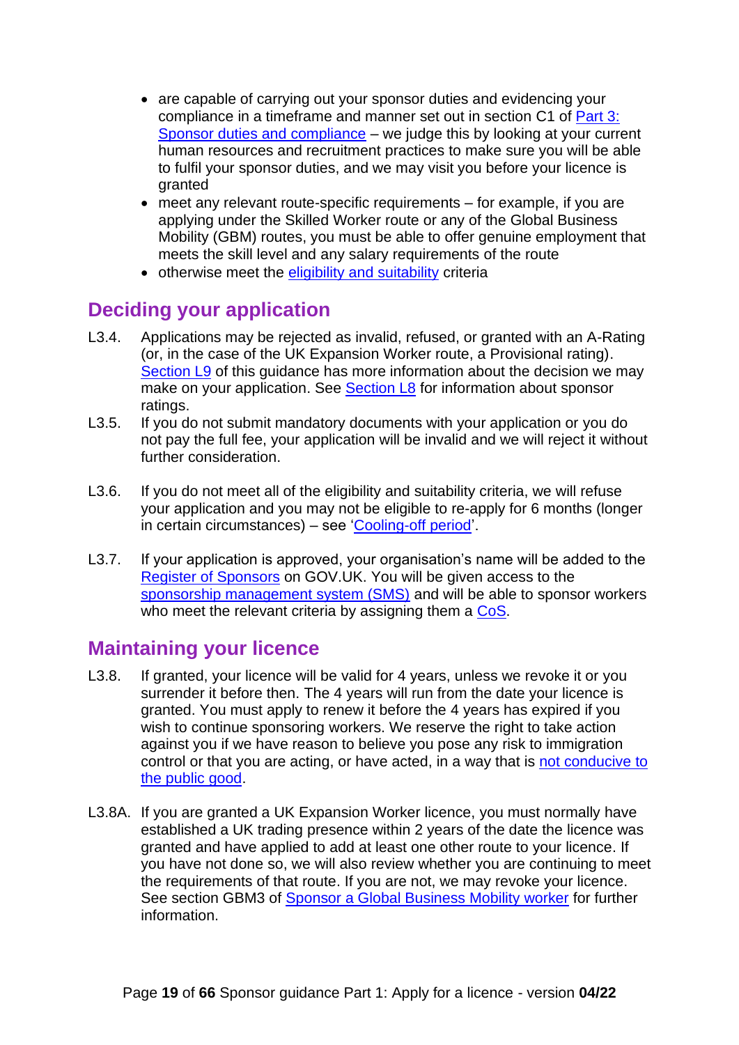- are capable of carrying out your sponsor duties and evidencing your compliance in a timeframe and manner set out in section C1 of Part 3: Sponsor duties and compliance – we judge this by looking at your current human resources and recruitment practices to make sure you will be able to fulfil your sponsor duties, and we may visit you before your licence is granted
- meet any relevant route-specific requirements – for example, if you are applying under the Skilled Worker route or any of the Global Business Mobility (GBM) routes, you must be able to offer genuine employment that meets the skill level and any salary requirements of the route
- otherwise meet the eligibility and suitability criteria

## Deciding your application

L3.4. Applications may be rejected as invalid, refused, or granted with an A-Rating (or, in the case of the UK Expansion Worker route, a Provisional rating). Section L9 of this guidance has more information about the decision we may make on your application. See Section L8 for information about sponsor ratings.

L3.5. If you do not submit mandatory documents with your application or you do not pay the full fee, your application will be invalid and we will reject it without further consideration.

L3.6. If you do not meet all of the eligibility and suitability criteria, we will refuse your application and you may not be eligible to re-apply for 6 months (longer in certain circumstances) – see 'Cooling-off period'.

L3.7. If your application is approved, your organisation's name will be added to the Register of Sponsors on GOV.UK. You will be given access to the sponsorship management system (SMS) and will be able to sponsor workers who meet the relevant criteria by assigning them a CoS.

## Maintaining your licence

L3.8. If granted, your licence will be valid for 4 years, unless we revoke it or you surrender it before then. The 4 years will run from the date your licence is granted. You must apply to renew it before the 4 years has expired if you wish to continue sponsoring workers. We reserve the right to take action against you if we have reason to believe you pose any risk to immigration control or that you are acting, or have acted, in a way that is not conducive to the public good.

L3.8A. If you are granted a UK Expansion Worker licence, you must normally have established a UK trading presence within 2 years of the date the licence was granted and have applied to add at least one other route to your licence. If you have not done so, we will also review whether you are continuing to meet the requirements of that route. If you are not, we may revoke your licence. See section GBM3 of Sponsor a Global Business Mobility worker for further information.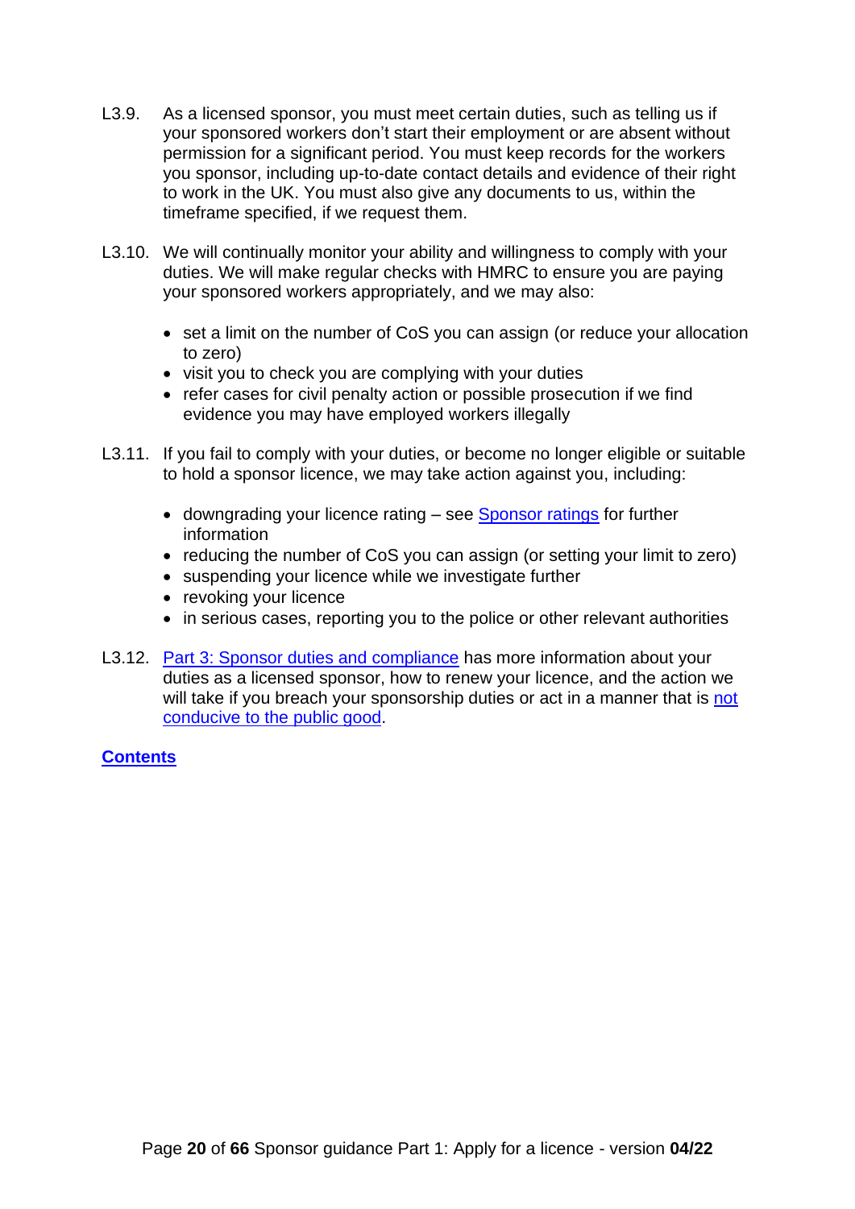L3.9. As a licensed sponsor, you must meet certain duties, such as telling us if your sponsored workers don't start their employment or are absent without permission for a significant period. You must keep records for the workers you sponsor, including up-to-date contact details and evidence of their right to work in the UK. You must also give any documents to us, within the timeframe specified, if we request them.

L3.10. We will continually monitor your ability and willingness to comply with your duties. We will make regular checks with HMRC to ensure you are paying your sponsored workers appropriately, and we may also:

- set a limit on the number of CoS you can assign (or reduce your allocation to zero)
- visit you to check you are complying with your duties
- refer cases for civil penalty action or possible prosecution if we find evidence you may have employed workers illegally

L3.11. If you fail to comply with your duties, or become no longer eligible or suitable to hold a sponsor licence, we may take action against you, including:

- downgrading your licence rating – see [Sponsor ratings]() for further information
- reducing the number of CoS you can assign (or setting your limit to zero)
- suspending your licence while we investigate further
- revoking your licence
- in serious cases, reporting you to the police or other relevant authorities

L3.12. [Part 3: Sponsor duties and compliance]() has more information about your duties as a licensed sponsor, how to renew your licence, and the action we will take if you breach your sponsorship duties or act in a manner that is [not conducive to the public good]().

**[Contents]()**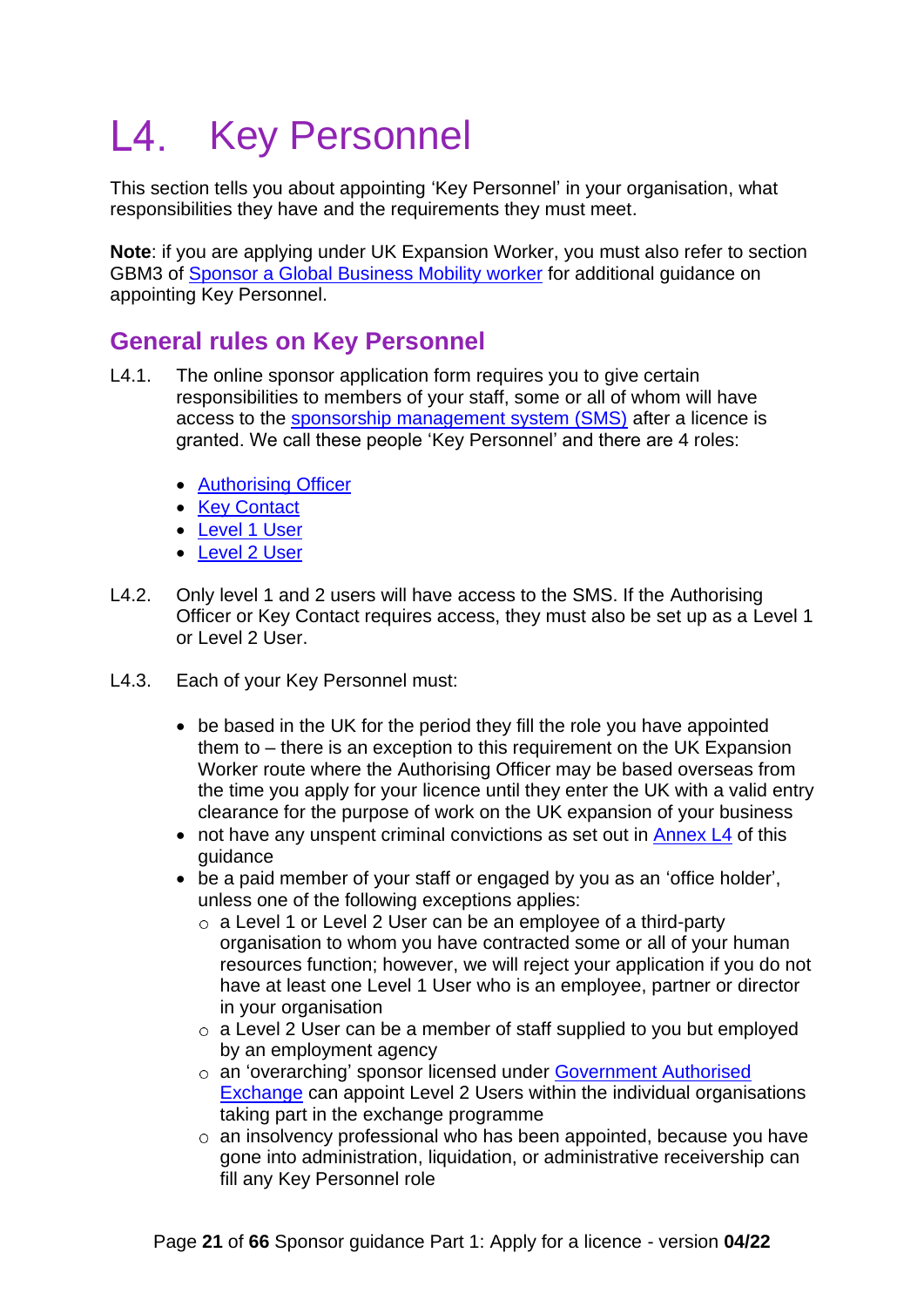# L4. Key Personnel

This section tells you about appointing 'Key Personnel' in your organisation, what responsibilities they have and the requirements they must meet.

**Note**: if you are applying under UK Expansion Worker, you must also refer to section GBM3 of Sponsor a Global Business Mobility worker for additional guidance on appointing Key Personnel.

## General rules on Key Personnel

L4.1. The online sponsor application form requires you to give certain responsibilities to members of your staff, some or all of whom will have access to the sponsorship management system (SMS) after a licence is granted. We call these people 'Key Personnel' and there are 4 roles:

- Authorising Officer
- Key Contact
- Level 1 User
- Level 2 User

L4.2. Only level 1 and 2 users will have access to the SMS. If the Authorising Officer or Key Contact requires access, they must also be set up as a Level 1 or Level 2 User.

L4.3. Each of your Key Personnel must:

- be based in the UK for the period they fill the role you have appointed them to – there is an exception to this requirement on the UK Expansion Worker route where the Authorising Officer may be based overseas from the time you apply for your licence until they enter the UK with a valid entry clearance for the purpose of work on the UK expansion of your business
- not have any unspent criminal convictions as set out in Annex L4 of this guidance
- be a paid member of your staff or engaged by you as an 'office holder', unless one of the following exceptions applies:
  - a Level 1 or Level 2 User can be an employee of a third-party organisation to whom you have contracted some or all of your human resources function; however, we will reject your application if you do not have at least one Level 1 User who is an employee, partner or director in your organisation
  - a Level 2 User can be a member of staff supplied to you but employed by an employment agency
  - an 'overarching' sponsor licensed under Government Authorised Exchange can appoint Level 2 Users within the individual organisations taking part in the exchange programme
  - an insolvency professional who has been appointed, because you have gone into administration, liquidation, or administrative receivership can fill any Key Personnel role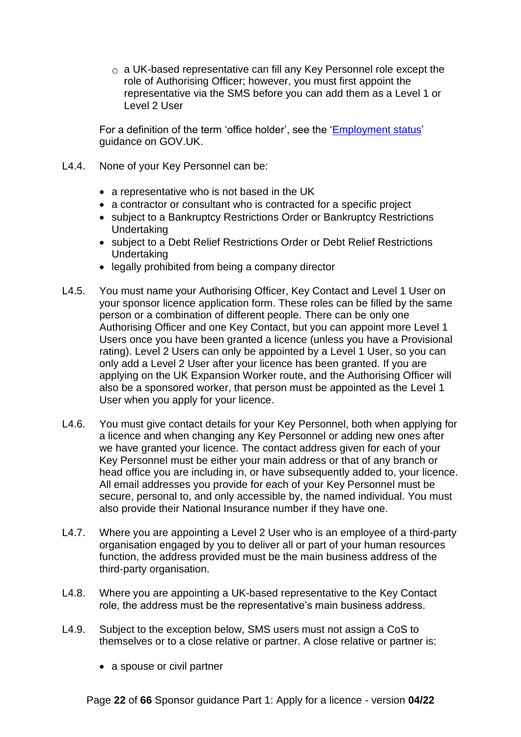- a UK-based representative can fill any Key Personnel role except the role of Authorising Officer; however, you must first appoint the representative via the SMS before you can add them as a Level 1 or Level 2 User

  For a definition of the term 'office holder', see the '[Employment status](#)' guidance on GOV.UK.

L4.4. None of your Key Personnel can be:

- a representative who is not based in the UK
- a contractor or consultant who is contracted for a specific project
- subject to a Bankruptcy Restrictions Order or Bankruptcy Restrictions Undertaking
- subject to a Debt Relief Restrictions Order or Debt Relief Restrictions Undertaking
- legally prohibited from being a company director

L4.5. You must name your Authorising Officer, Key Contact and Level 1 User on your sponsor licence application form. These roles can be filled by the same person or a combination of different people. There can be only one Authorising Officer and one Key Contact, but you can appoint more Level 1 Users once you have been granted a licence (unless you have a Provisional rating). Level 2 Users can only be appointed by a Level 1 User, so you can only add a Level 2 User after your licence has been granted. If you are applying on the UK Expansion Worker route, and the Authorising Officer will also be a sponsored worker, that person must be appointed as the Level 1 User when you apply for your licence.

L4.6. You must give contact details for your Key Personnel, both when applying for a licence and when changing any Key Personnel or adding new ones after we have granted your licence. The contact address given for each of your Key Personnel must be either your main address or that of any branch or head office you are including in, or have subsequently added to, your licence. All email addresses you provide for each of your Key Personnel must be secure, personal to, and only accessible by, the named individual. You must also provide their National Insurance number if they have one.

L4.7. Where you are appointing a Level 2 User who is an employee of a third-party organisation engaged by you to deliver all or part of your human resources function, the address provided must be the main business address of the third-party organisation.

L4.8. Where you are appointing a UK-based representative to the Key Contact role, the address must be the representative's main business address.

L4.9. Subject to the exception below, SMS users must not assign a CoS to themselves or to a close relative or partner. A close relative or partner is:

- a spouse or civil partner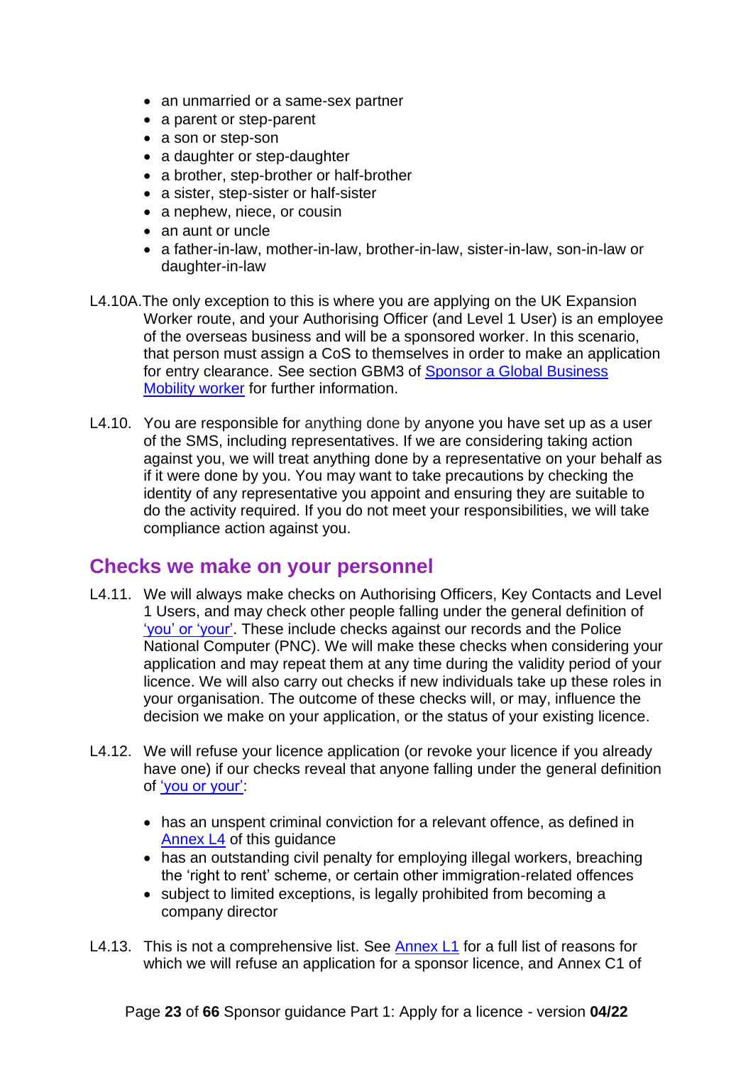- an unmarried or a same-sex partner
- a parent or step-parent
- a son or step-son
- a daughter or step-daughter
- a brother, step-brother or half-brother
- a sister, step-sister or half-sister
- a nephew, niece, or cousin
- an aunt or uncle
- a father-in-law, mother-in-law, brother-in-law, sister-in-law, son-in-law or daughter-in-law

L4.10A. The only exception to this is where you are applying on the UK Expansion Worker route, and your Authorising Officer (and Level 1 User) is an employee of the overseas business and will be a sponsored worker. In this scenario, that person must assign a CoS to themselves in order to make an application for entry clearance. See section GBM3 of Sponsor a Global Business Mobility worker for further information.

L4.10. You are responsible for anything done by anyone you have set up as a user of the SMS, including representatives. If we are considering taking action against you, we will treat anything done by a representative on your behalf as if it were done by you. You may want to take precautions by checking the identity of any representative you appoint and ensuring they are suitable to do the activity required. If you do not meet your responsibilities, we will take compliance action against you.

## Checks we make on your personnel

L4.11. We will always make checks on Authorising Officers, Key Contacts and Level 1 Users, and may check other people falling under the general definition of 'you' or 'your'. These include checks against our records and the Police National Computer (PNC). We will make these checks when considering your application and may repeat them at any time during the validity period of your licence. We will also carry out checks if new individuals take up these roles in your organisation. The outcome of these checks will, or may, influence the decision we make on your application, or the status of your existing licence.

L4.12. We will refuse your licence application (or revoke your licence if you already have one) if our checks reveal that anyone falling under the general definition of 'you or your':

- has an unspent criminal conviction for a relevant offence, as defined in Annex L4 of this guidance
- has an outstanding civil penalty for employing illegal workers, breaching the 'right to rent' scheme, or certain other immigration-related offences
- subject to limited exceptions, is legally prohibited from becoming a company director

L4.13. This is not a comprehensive list. See Annex L1 for a full list of reasons for which we will refuse an application for a sponsor licence, and Annex C1 of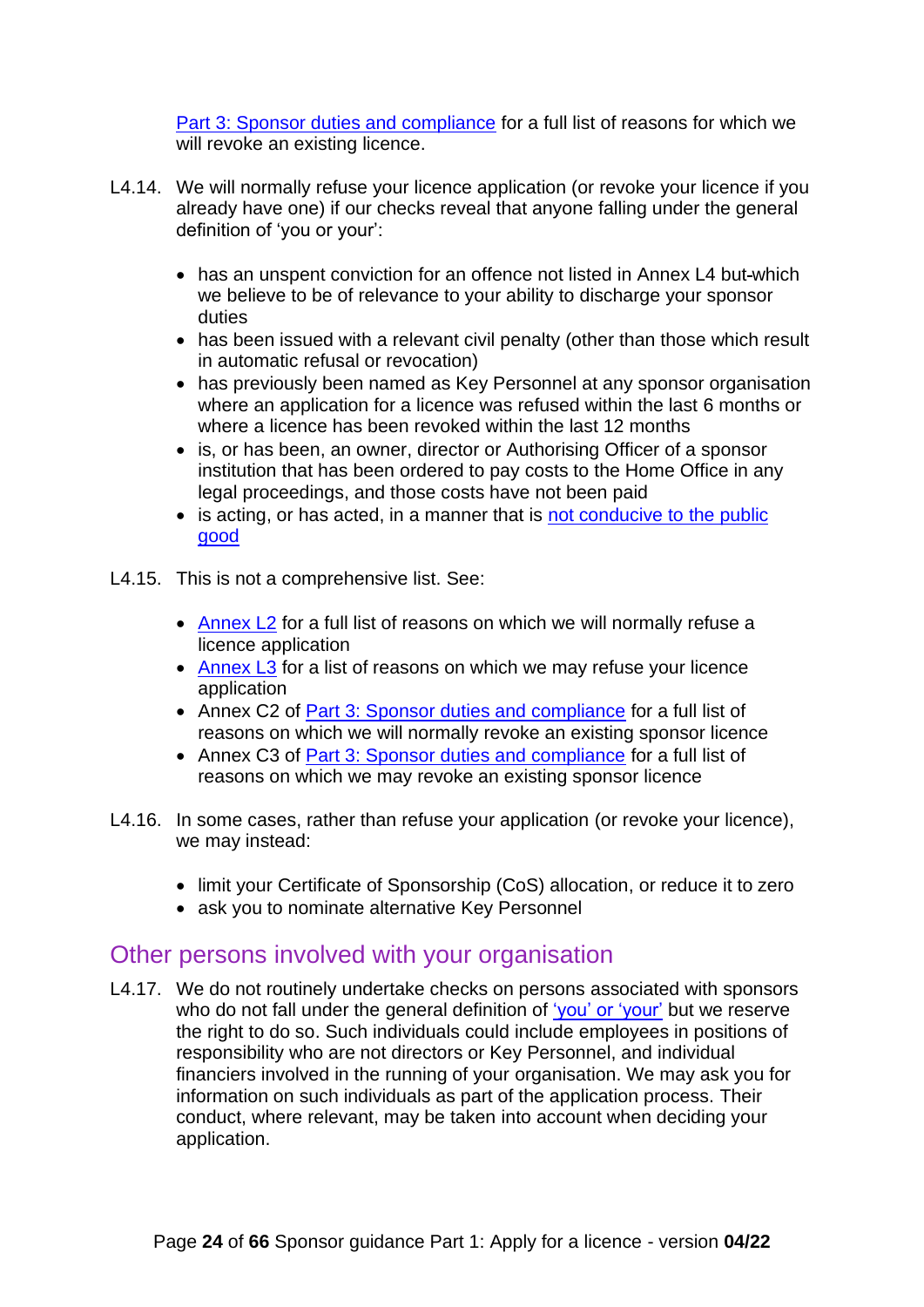Part 3: Sponsor duties and compliance for a full list of reasons for which we will revoke an existing licence.

L4.14. We will normally refuse your licence application (or revoke your licence if you already have one) if our checks reveal that anyone falling under the general definition of 'you or your':

- has an unspent conviction for an offence not listed in Annex L4 but which we believe to be of relevance to your ability to discharge your sponsor duties
- has been issued with a relevant civil penalty (other than those which result in automatic refusal or revocation)
- has previously been named as Key Personnel at any sponsor organisation where an application for a licence was refused within the last 6 months or where a licence has been revoked within the last 12 months
- is, or has been, an owner, director or Authorising Officer of a sponsor institution that has been ordered to pay costs to the Home Office in any legal proceedings, and those costs have not been paid
- is acting, or has acted, in a manner that is not conducive to the public good

L4.15. This is not a comprehensive list. See:

- Annex L2 for a full list of reasons on which we will normally refuse a licence application
- Annex L3 for a list of reasons on which we may refuse your licence application
- Annex C2 of Part 3: Sponsor duties and compliance for a full list of reasons on which we will normally revoke an existing sponsor licence
- Annex C3 of Part 3: Sponsor duties and compliance for a full list of reasons on which we may revoke an existing sponsor licence

L4.16. In some cases, rather than refuse your application (or revoke your licence), we may instead:

- limit your Certificate of Sponsorship (CoS) allocation, or reduce it to zero
- ask you to nominate alternative Key Personnel

## Other persons involved with your organisation

L4.17. We do not routinely undertake checks on persons associated with sponsors who do not fall under the general definition of 'you' or 'your' but we reserve the right to do so. Such individuals could include employees in positions of responsibility who are not directors or Key Personnel, and individual financiers involved in the running of your organisation. We may ask you for information on such individuals as part of the application process. Their conduct, where relevant, may be taken into account when deciding your application.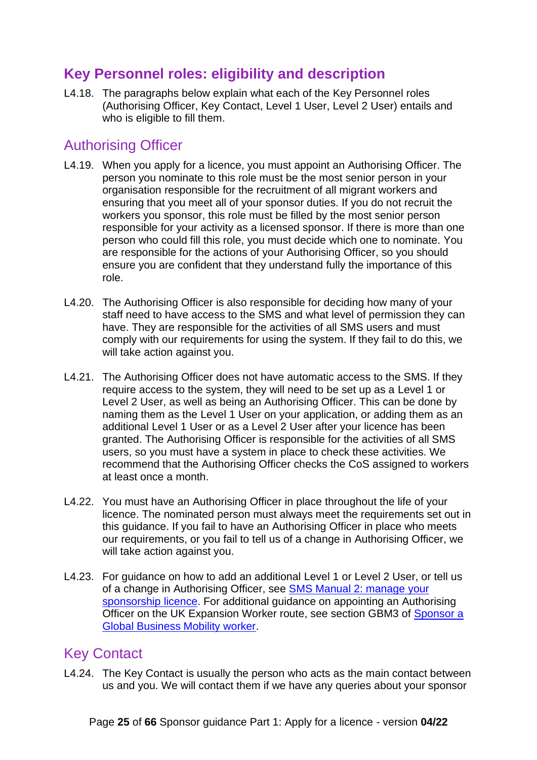## Key Personnel roles: eligibility and description

L4.18. The paragraphs below explain what each of the Key Personnel roles (Authorising Officer, Key Contact, Level 1 User, Level 2 User) entails and who is eligible to fill them.

### Authorising Officer

L4.19. When you apply for a licence, you must appoint an Authorising Officer. The person you nominate to this role must be the most senior person in your organisation responsible for the recruitment of all migrant workers and ensuring that you meet all of your sponsor duties. If you do not recruit the workers you sponsor, this role must be filled by the most senior person responsible for your activity as a licensed sponsor. If there is more than one person who could fill this role, you must decide which one to nominate. You are responsible for the actions of your Authorising Officer, so you should ensure you are confident that they understand fully the importance of this role.

L4.20. The Authorising Officer is also responsible for deciding how many of your staff need to have access to the SMS and what level of permission they can have. They are responsible for the activities of all SMS users and must comply with our requirements for using the system. If they fail to do this, we will take action against you.

L4.21. The Authorising Officer does not have automatic access to the SMS. If they require access to the system, they will need to be set up as a Level 1 or Level 2 User, as well as being an Authorising Officer. This can be done by naming them as the Level 1 User on your application, or adding them as an additional Level 1 User or as a Level 2 User after your licence has been granted. The Authorising Officer is responsible for the activities of all SMS users, so you must have a system in place to check these activities. We recommend that the Authorising Officer checks the CoS assigned to workers at least once a month.

L4.22. You must have an Authorising Officer in place throughout the life of your licence. The nominated person must always meet the requirements set out in this guidance. If you fail to have an Authorising Officer in place who meets our requirements, or you fail to tell us of a change in Authorising Officer, we will take action against you.

L4.23. For guidance on how to add an additional Level 1 or Level 2 User, or tell us of a change in Authorising Officer, see [SMS Manual 2: manage your sponsorship licence](). For additional guidance on appointing an Authorising Officer on the UK Expansion Worker route, see section GBM3 of [Sponsor a Global Business Mobility worker]().

### Key Contact

L4.24. The Key Contact is usually the person who acts as the main contact between us and you. We will contact them if we have any queries about your sponsor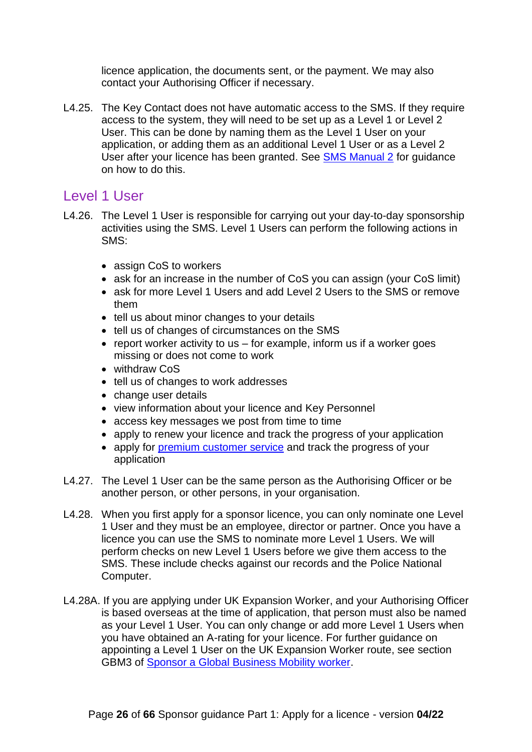licence application, the documents sent, or the payment. We may also contact your Authorising Officer if necessary.

L4.25. The Key Contact does not have automatic access to the SMS. If they require access to the system, they will need to be set up as a Level 1 or Level 2 User. This can be done by naming them as the Level 1 User on your application, or adding them as an additional Level 1 User or as a Level 2 User after your licence has been granted. See SMS Manual 2 for guidance on how to do this.

## Level 1 User

L4.26. The Level 1 User is responsible for carrying out your day-to-day sponsorship activities using the SMS. Level 1 Users can perform the following actions in SMS:

- assign CoS to workers
- ask for an increase in the number of CoS you can assign (your CoS limit)
- ask for more Level 1 Users and add Level 2 Users to the SMS or remove them
- tell us about minor changes to your details
- tell us of changes of circumstances on the SMS
- report worker activity to us – for example, inform us if a worker goes missing or does not come to work
- withdraw CoS
- tell us of changes to work addresses
- change user details
- view information about your licence and Key Personnel
- access key messages we post from time to time
- apply to renew your licence and track the progress of your application
- apply for premium customer service and track the progress of your application

L4.27. The Level 1 User can be the same person as the Authorising Officer or be another person, or other persons, in your organisation.

L4.28. When you first apply for a sponsor licence, you can only nominate one Level 1 User and they must be an employee, director or partner. Once you have a licence you can use the SMS to nominate more Level 1 Users. We will perform checks on new Level 1 Users before we give them access to the SMS. These include checks against our records and the Police National Computer.

L4.28A. If you are applying under UK Expansion Worker, and your Authorising Officer is based overseas at the time of application, that person must also be named as your Level 1 User. You can only change or add more Level 1 Users when you have obtained an A-rating for your licence. For further guidance on appointing a Level 1 User on the UK Expansion Worker route, see section GBM3 of Sponsor a Global Business Mobility worker.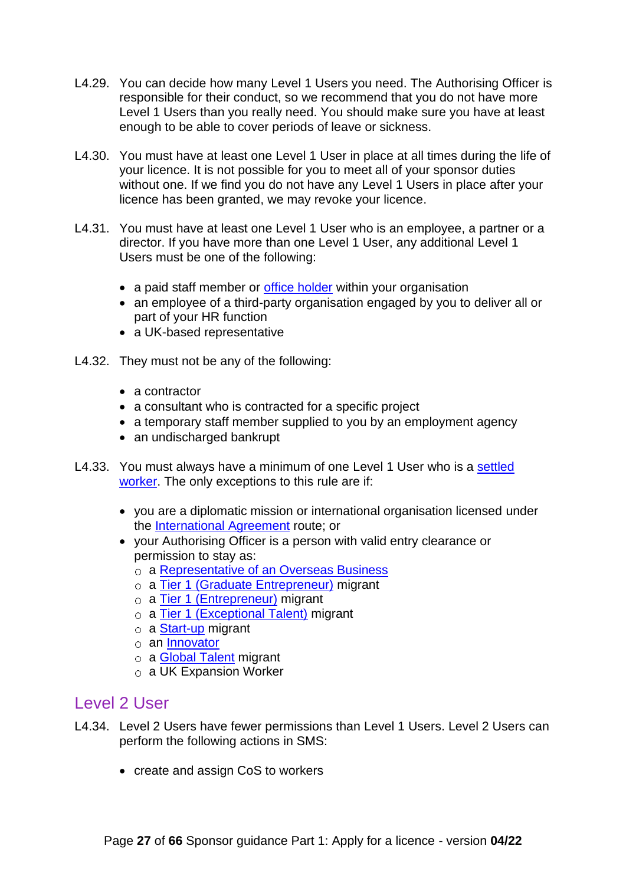L4.29. You can decide how many Level 1 Users you need. The Authorising Officer is responsible for their conduct, so we recommend that you do not have more Level 1 Users than you really need. You should make sure you have at least enough to be able to cover periods of leave or sickness.

L4.30. You must have at least one Level 1 User in place at all times during the life of your licence. It is not possible for you to meet all of your sponsor duties without one. If we find you do not have any Level 1 Users in place after your licence has been granted, we may revoke your licence.

L4.31. You must have at least one Level 1 User who is an employee, a partner or a director. If you have more than one Level 1 User, any additional Level 1 Users must be one of the following:

- a paid staff member or office holder within your organisation
- an employee of a third-party organisation engaged by you to deliver all or part of your HR function
- a UK-based representative

L4.32. They must not be any of the following:

- a contractor
- a consultant who is contracted for a specific project
- a temporary staff member supplied to you by an employment agency
- an undischarged bankrupt

L4.33. You must always have a minimum of one Level 1 User who is a settled worker. The only exceptions to this rule are if:

- you are a diplomatic mission or international organisation licensed under the International Agreement route; or
- your Authorising Officer is a person with valid entry clearance or permission to stay as:
  - a Representative of an Overseas Business
  - a Tier 1 (Graduate Entrepreneur) migrant
  - a Tier 1 (Entrepreneur) migrant
  - a Tier 1 (Exceptional Talent) migrant
  - a Start-up migrant
  - an Innovator
  - a Global Talent migrant
  - a UK Expansion Worker

## Level 2 User

L4.34. Level 2 Users have fewer permissions than Level 1 Users. Level 2 Users can perform the following actions in SMS:

- create and assign CoS to workers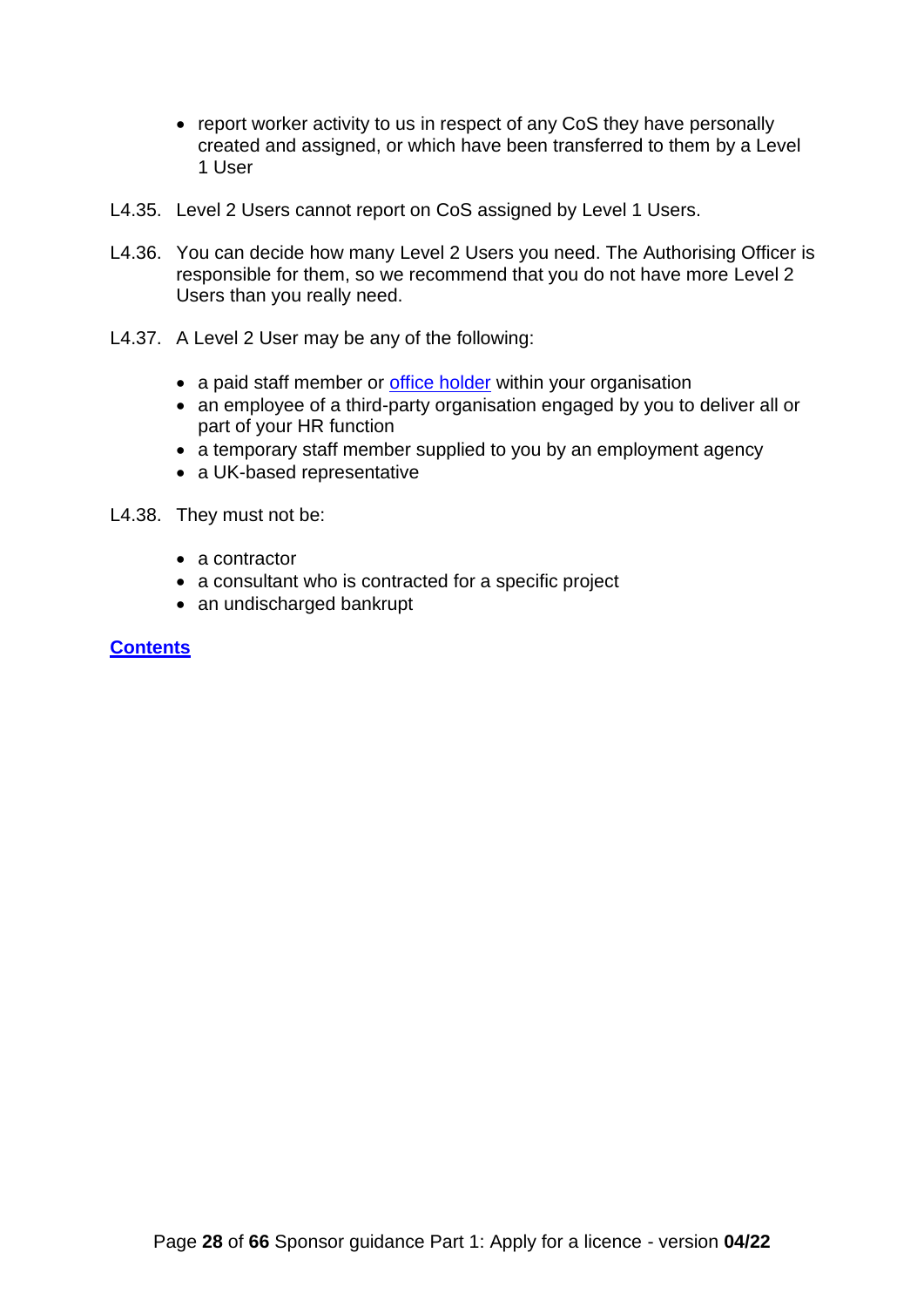- report worker activity to us in respect of any CoS they have personally created and assigned, or which have been transferred to them by a Level 1 User

L4.35. Level 2 Users cannot report on CoS assigned by Level 1 Users.

L4.36. You can decide how many Level 2 Users you need. The Authorising Officer is responsible for them, so we recommend that you do not have more Level 2 Users than you really need.

L4.37. A Level 2 User may be any of the following:

- a paid staff member or office holder within your organisation
- an employee of a third-party organisation engaged by you to deliver all or part of your HR function
- a temporary staff member supplied to you by an employment agency
- a UK-based representative

L4.38. They must not be:

- a contractor
- a consultant who is contracted for a specific project
- an undischarged bankrupt

**Contents**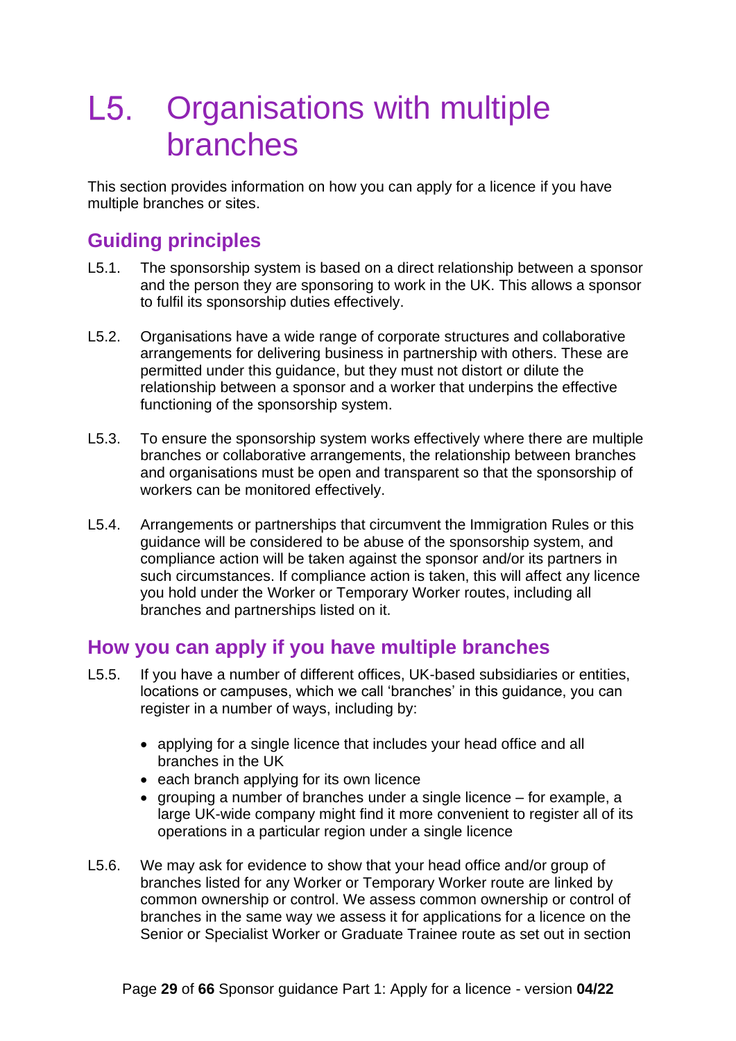# L5. Organisations with multiple branches

This section provides information on how you can apply for a licence if you have multiple branches or sites.

## Guiding principles

L5.1. The sponsorship system is based on a direct relationship between a sponsor and the person they are sponsoring to work in the UK. This allows a sponsor to fulfil its sponsorship duties effectively.

L5.2. Organisations have a wide range of corporate structures and collaborative arrangements for delivering business in partnership with others. These are permitted under this guidance, but they must not distort or dilute the relationship between a sponsor and a worker that underpins the effective functioning of the sponsorship system.

L5.3. To ensure the sponsorship system works effectively where there are multiple branches or collaborative arrangements, the relationship between branches and organisations must be open and transparent so that the sponsorship of workers can be monitored effectively.

L5.4. Arrangements or partnerships that circumvent the Immigration Rules or this guidance will be considered to be abuse of the sponsorship system, and compliance action will be taken against the sponsor and/or its partners in such circumstances. If compliance action is taken, this will affect any licence you hold under the Worker or Temporary Worker routes, including all branches and partnerships listed on it.

## How you can apply if you have multiple branches

L5.5. If you have a number of different offices, UK-based subsidiaries or entities, locations or campuses, which we call 'branches' in this guidance, you can register in a number of ways, including by:

- applying for a single licence that includes your head office and all branches in the UK
- each branch applying for its own licence
- grouping a number of branches under a single licence – for example, a large UK-wide company might find it more convenient to register all of its operations in a particular region under a single licence

L5.6. We may ask for evidence to show that your head office and/or group of branches listed for any Worker or Temporary Worker route are linked by common ownership or control. We assess common ownership or control of branches in the same way we assess it for applications for a licence on the Senior or Specialist Worker or Graduate Trainee route as set out in section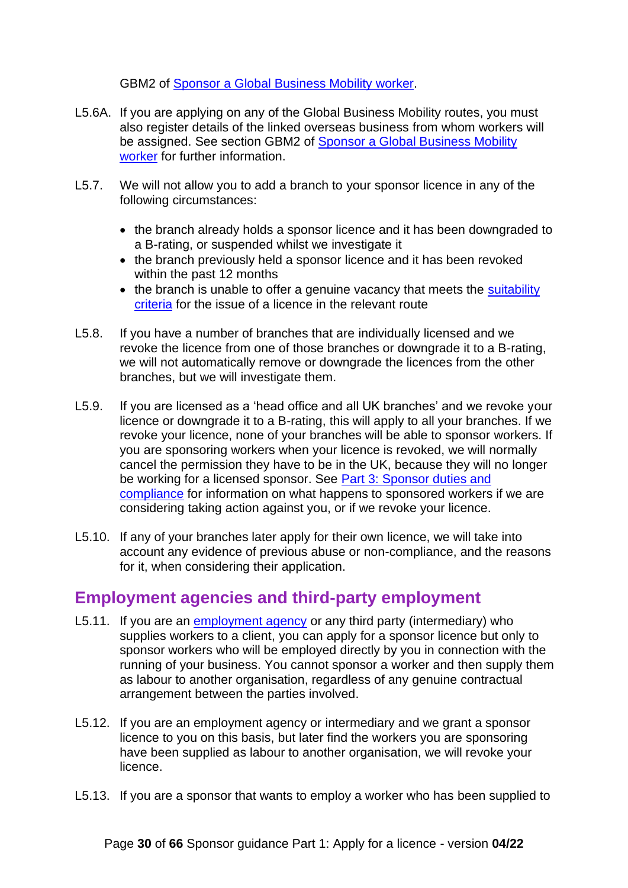GBM2 of [Sponsor a Global Business Mobility worker](#).

L5.6A. If you are applying on any of the Global Business Mobility routes, you must also register details of the linked overseas business from whom workers will be assigned. See section GBM2 of [Sponsor a Global Business Mobility worker](#) for further information.

L5.7. We will not allow you to add a branch to your sponsor licence in any of the following circumstances:

- the branch already holds a sponsor licence and it has been downgraded to a B-rating, or suspended whilst we investigate it
- the branch previously held a sponsor licence and it has been revoked within the past 12 months
- the branch is unable to offer a genuine vacancy that meets the [suitability criteria](#) for the issue of a licence in the relevant route

L5.8. If you have a number of branches that are individually licensed and we revoke the licence from one of those branches or downgrade it to a B-rating, we will not automatically remove or downgrade the licences from the other branches, but we will investigate them.

L5.9. If you are licensed as a 'head office and all UK branches' and we revoke your licence or downgrade it to a B-rating, this will apply to all your branches. If we revoke your licence, none of your branches will be able to sponsor workers. If you are sponsoring workers when your licence is revoked, we will normally cancel the permission they have to be in the UK, because they will no longer be working for a licensed sponsor. See [Part 3: Sponsor duties and compliance](#) for information on what happens to sponsored workers if we are considering taking action against you, or if we revoke your licence.

L5.10. If any of your branches later apply for their own licence, we will take into account any evidence of previous abuse or non-compliance, and the reasons for it, when considering their application.

## Employment agencies and third-party employment

L5.11. If you are an [employment agency](#) or any third party (intermediary) who supplies workers to a client, you can apply for a sponsor licence but only to sponsor workers who will be employed directly by you in connection with the running of your business. You cannot sponsor a worker and then supply them as labour to another organisation, regardless of any genuine contractual arrangement between the parties involved.

L5.12. If you are an employment agency or intermediary and we grant a sponsor licence to you on this basis, but later find the workers you are sponsoring have been supplied as labour to another organisation, we will revoke your licence.

L5.13. If you are a sponsor that wants to employ a worker who has been supplied to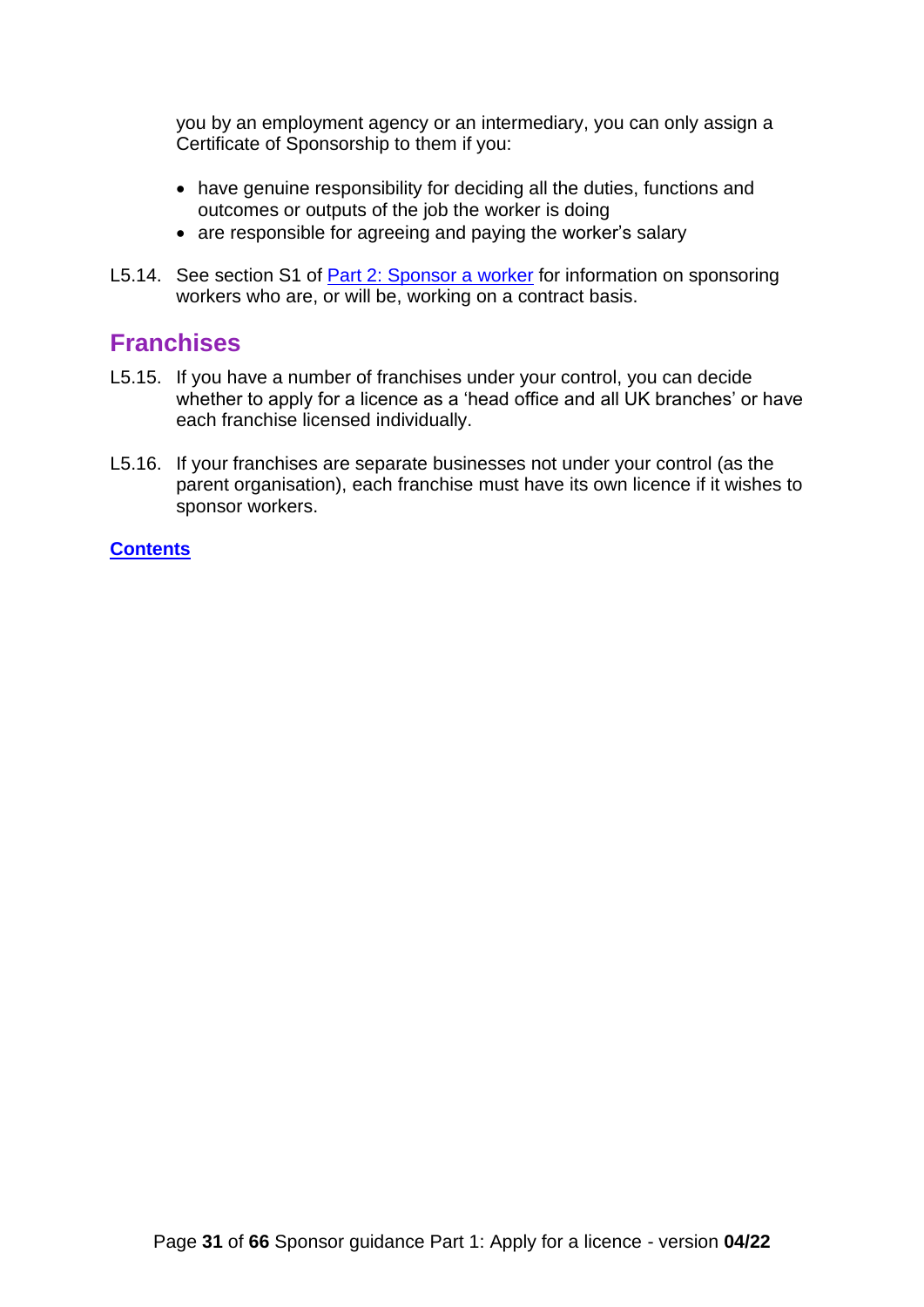you by an employment agency or an intermediary, you can only assign a Certificate of Sponsorship to them if you:

- have genuine responsibility for deciding all the duties, functions and outcomes or outputs of the job the worker is doing
- are responsible for agreeing and paying the worker's salary

L5.14. See section S1 of [Part 2: Sponsor a worker]() for information on sponsoring workers who are, or will be, working on a contract basis.

## Franchises

L5.15. If you have a number of franchises under your control, you can decide whether to apply for a licence as a 'head office and all UK branches' or have each franchise licensed individually.

L5.16. If your franchises are separate businesses not under your control (as the parent organisation), each franchise must have its own licence if it wishes to sponsor workers.

[**Contents**]()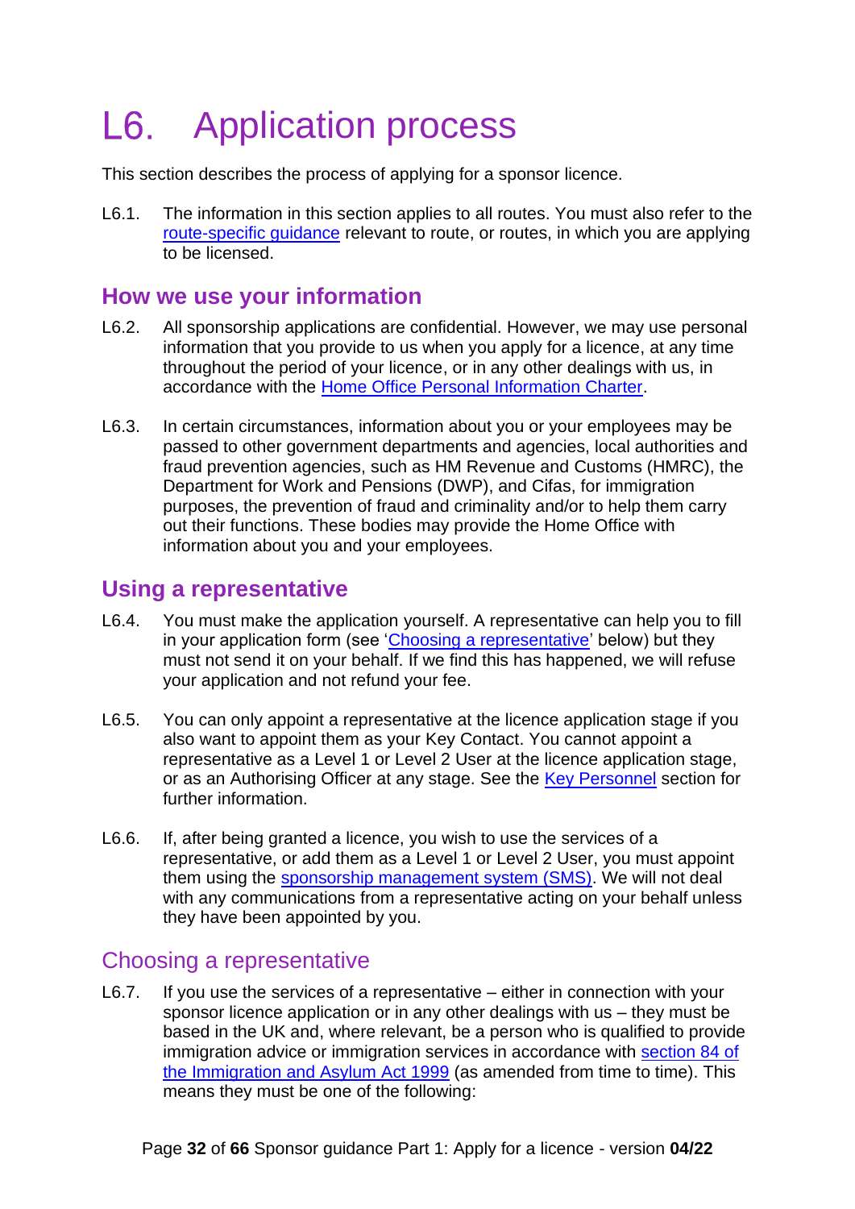# L6. Application process

This section describes the process of applying for a sponsor licence.

L6.1. The information in this section applies to all routes. You must also refer to the route-specific guidance relevant to route, or routes, in which you are applying to be licensed.

## How we use your information

L6.2. All sponsorship applications are confidential. However, we may use personal information that you provide to us when you apply for a licence, at any time throughout the period of your licence, or in any other dealings with us, in accordance with the Home Office Personal Information Charter.

L6.3. In certain circumstances, information about you or your employees may be passed to other government departments and agencies, local authorities and fraud prevention agencies, such as HM Revenue and Customs (HMRC), the Department for Work and Pensions (DWP), and Cifas, for immigration purposes, the prevention of fraud and criminality and/or to help them carry out their functions. These bodies may provide the Home Office with information about you and your employees.

## Using a representative

L6.4. You must make the application yourself. A representative can help you to fill in your application form (see 'Choosing a representative' below) but they must not send it on your behalf. If we find this has happened, we will refuse your application and not refund your fee.

L6.5. You can only appoint a representative at the licence application stage if you also want to appoint them as your Key Contact. You cannot appoint a representative as a Level 1 or Level 2 User at the licence application stage, or as an Authorising Officer at any stage. See the Key Personnel section for further information.

L6.6. If, after being granted a licence, you wish to use the services of a representative, or add them as a Level 1 or Level 2 User, you must appoint them using the sponsorship management system (SMS). We will not deal with any communications from a representative acting on your behalf unless they have been appointed by you.

### Choosing a representative

L6.7. If you use the services of a representative – either in connection with your sponsor licence application or in any other dealings with us – they must be based in the UK and, where relevant, be a person who is qualified to provide immigration advice or immigration services in accordance with section 84 of the Immigration and Asylum Act 1999 (as amended from time to time). This means they must be one of the following: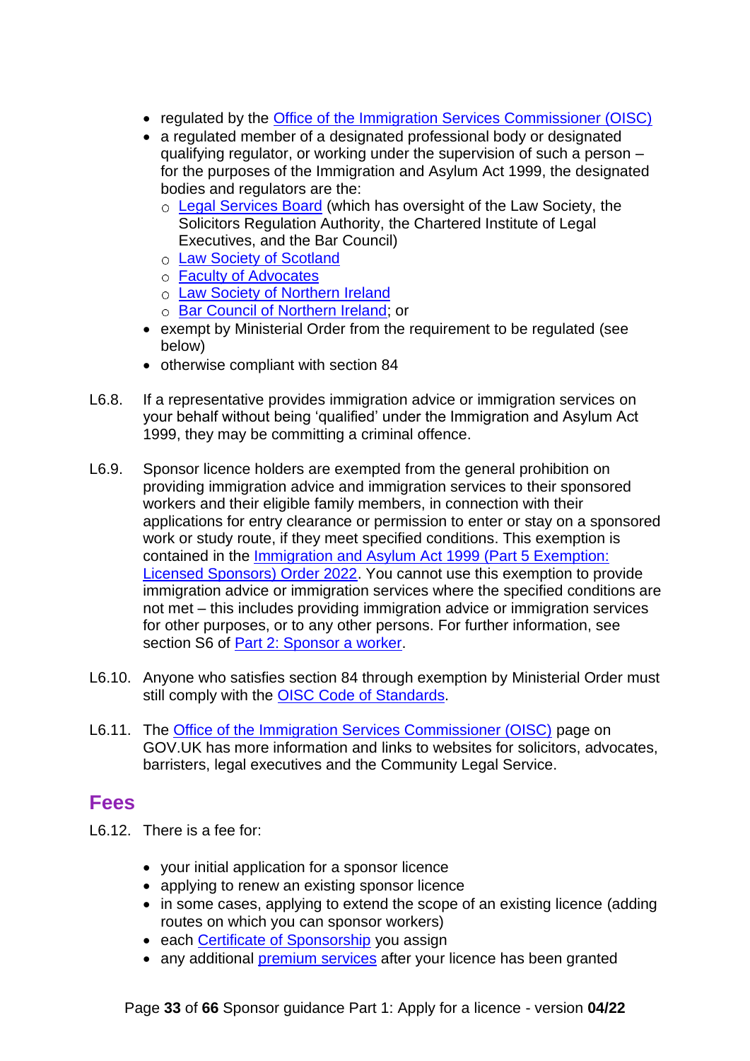- regulated by the Office of the Immigration Services Commissioner (OISC)
- a regulated member of a designated professional body or designated qualifying regulator, or working under the supervision of such a person – for the purposes of the Immigration and Asylum Act 1999, the designated bodies and regulators are the:
  - Legal Services Board (which has oversight of the Law Society, the Solicitors Regulation Authority, the Chartered Institute of Legal Executives, and the Bar Council)
  - Law Society of Scotland
  - Faculty of Advocates
  - Law Society of Northern Ireland
  - Bar Council of Northern Ireland; or
- exempt by Ministerial Order from the requirement to be regulated (see below)
- otherwise compliant with section 84

L6.8. If a representative provides immigration advice or immigration services on your behalf without being 'qualified' under the Immigration and Asylum Act 1999, they may be committing a criminal offence.

L6.9. Sponsor licence holders are exempted from the general prohibition on providing immigration advice and immigration services to their sponsored workers and their eligible family members, in connection with their applications for entry clearance or permission to enter or stay on a sponsored work or study route, if they meet specified conditions. This exemption is contained in the Immigration and Asylum Act 1999 (Part 5 Exemption: Licensed Sponsors) Order 2022. You cannot use this exemption to provide immigration advice or immigration services where the specified conditions are not met – this includes providing immigration advice or immigration services for other purposes, or to any other persons. For further information, see section S6 of Part 2: Sponsor a worker.

L6.10. Anyone who satisfies section 84 through exemption by Ministerial Order must still comply with the OISC Code of Standards.

L6.11. The Office of the Immigration Services Commissioner (OISC) page on GOV.UK has more information and links to websites for solicitors, advocates, barristers, legal executives and the Community Legal Service.

## Fees

L6.12. There is a fee for:

- your initial application for a sponsor licence
- applying to renew an existing sponsor licence
- in some cases, applying to extend the scope of an existing licence (adding routes on which you can sponsor workers)
- each Certificate of Sponsorship you assign
- any additional premium services after your licence has been granted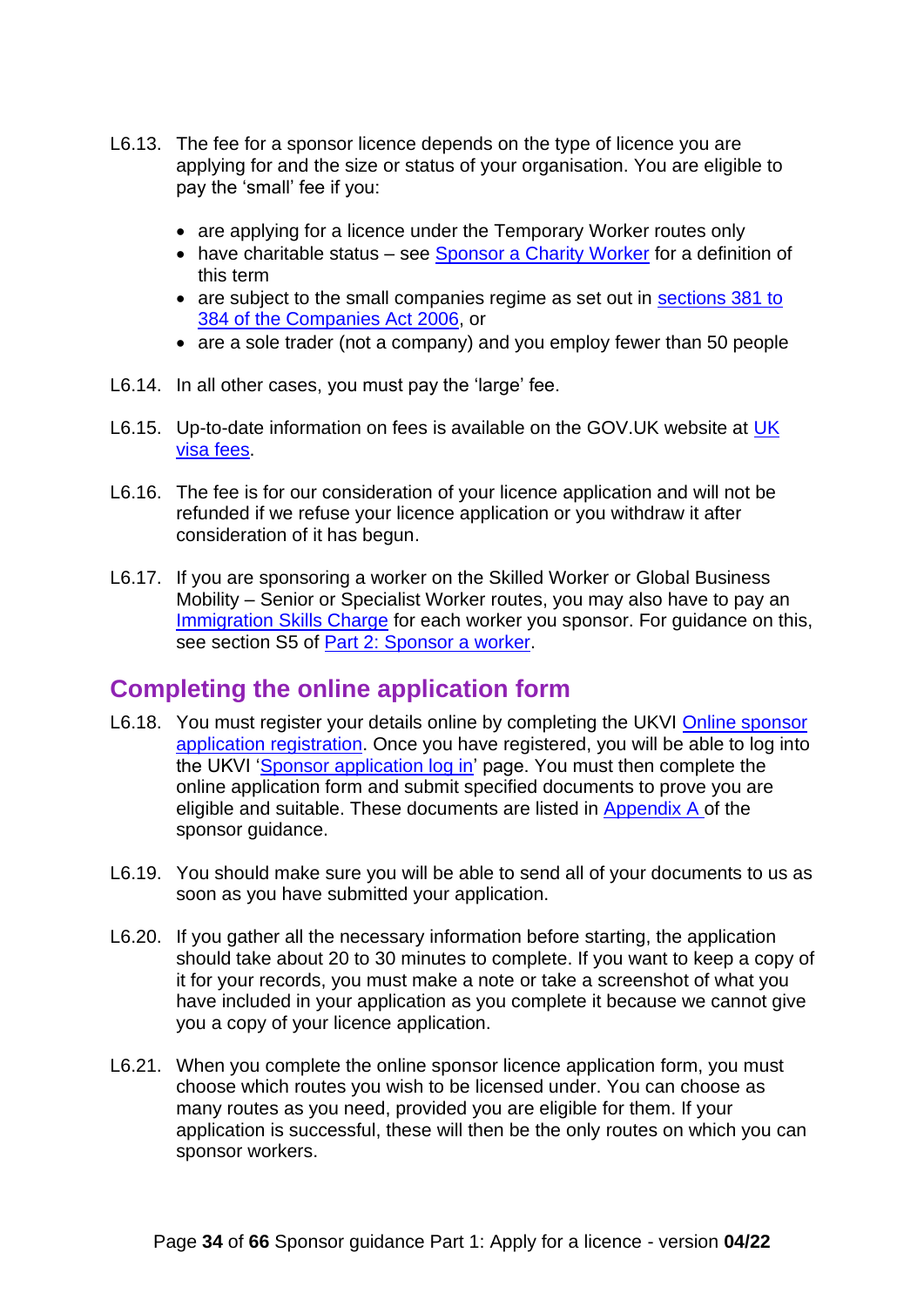L6.13. The fee for a sponsor licence depends on the type of licence you are applying for and the size or status of your organisation. You are eligible to pay the 'small' fee if you:

- are applying for a licence under the Temporary Worker routes only
- have charitable status – see Sponsor a Charity Worker for a definition of this term
- are subject to the small companies regime as set out in sections 381 to 384 of the Companies Act 2006, or
- are a sole trader (not a company) and you employ fewer than 50 people

L6.14. In all other cases, you must pay the 'large' fee.

L6.15. Up-to-date information on fees is available on the GOV.UK website at UK visa fees.

L6.16. The fee is for our consideration of your licence application and will not be refunded if we refuse your licence application or you withdraw it after consideration of it has begun.

L6.17. If you are sponsoring a worker on the Skilled Worker or Global Business Mobility – Senior or Specialist Worker routes, you may also have to pay an Immigration Skills Charge for each worker you sponsor. For guidance on this, see section S5 of Part 2: Sponsor a worker.

## Completing the online application form

L6.18. You must register your details online by completing the UKVI Online sponsor application registration. Once you have registered, you will be able to log into the UKVI 'Sponsor application log in' page. You must then complete the online application form and submit specified documents to prove you are eligible and suitable. These documents are listed in Appendix A of the sponsor guidance.

L6.19. You should make sure you will be able to send all of your documents to us as soon as you have submitted your application.

L6.20. If you gather all the necessary information before starting, the application should take about 20 to 30 minutes to complete. If you want to keep a copy of it for your records, you must make a note or take a screenshot of what you have included in your application as you complete it because we cannot give you a copy of your licence application.

L6.21. When you complete the online sponsor licence application form, you must choose which routes you wish to be licensed under. You can choose as many routes as you need, provided you are eligible for them. If your application is successful, these will then be the only routes on which you can sponsor workers.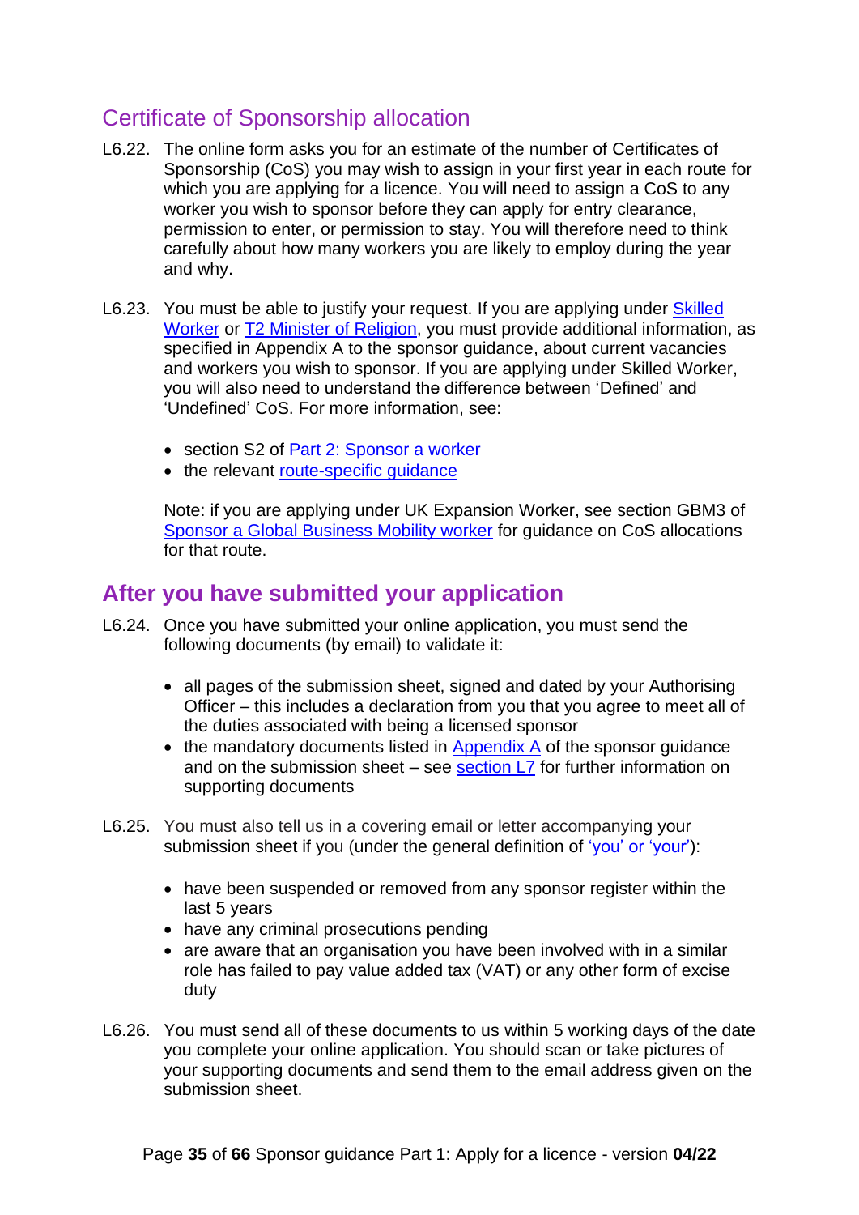## Certificate of Sponsorship allocation

L6.22. The online form asks you for an estimate of the number of Certificates of Sponsorship (CoS) you may wish to assign in your first year in each route for which you are applying for a licence. You will need to assign a CoS to any worker you wish to sponsor before they can apply for entry clearance, permission to enter, or permission to stay. You will therefore need to think carefully about how many workers you are likely to employ during the year and why.

L6.23. You must be able to justify your request. If you are applying under Skilled Worker or T2 Minister of Religion, you must provide additional information, as specified in Appendix A to the sponsor guidance, about current vacancies and workers you wish to sponsor. If you are applying under Skilled Worker, you will also need to understand the difference between 'Defined' and 'Undefined' CoS. For more information, see:

- section S2 of Part 2: Sponsor a worker
- the relevant route-specific guidance

Note: if you are applying under UK Expansion Worker, see section GBM3 of Sponsor a Global Business Mobility worker for guidance on CoS allocations for that route.

## After you have submitted your application

L6.24. Once you have submitted your online application, you must send the following documents (by email) to validate it:

- all pages of the submission sheet, signed and dated by your Authorising Officer – this includes a declaration from you that you agree to meet all of the duties associated with being a licensed sponsor
- the mandatory documents listed in Appendix A of the sponsor guidance and on the submission sheet – see section L7 for further information on supporting documents

L6.25. You must also tell us in a covering email or letter accompanying your submission sheet if you (under the general definition of 'you' or 'your'):

- have been suspended or removed from any sponsor register within the last 5 years
- have any criminal prosecutions pending
- are aware that an organisation you have been involved with in a similar role has failed to pay value added tax (VAT) or any other form of excise duty

L6.26. You must send all of these documents to us within 5 working days of the date you complete your online application. You should scan or take pictures of your supporting documents and send them to the email address given on the submission sheet.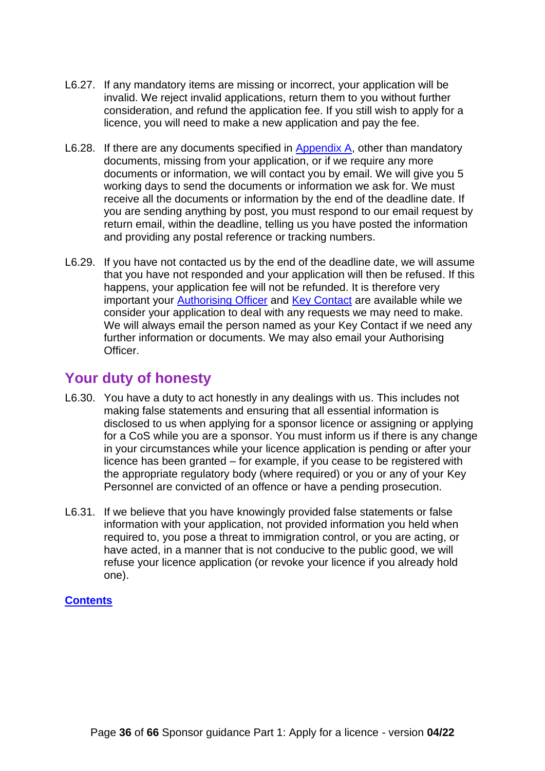L6.27. If any mandatory items are missing or incorrect, your application will be invalid. We reject invalid applications, return them to you without further consideration, and refund the application fee. If you still wish to apply for a licence, you will need to make a new application and pay the fee.

L6.28. If there are any documents specified in Appendix A, other than mandatory documents, missing from your application, or if we require any more documents or information, we will contact you by email. We will give you 5 working days to send the documents or information we ask for. We must receive all the documents or information by the end of the deadline date. If you are sending anything by post, you must respond to our email request by return email, within the deadline, telling us you have posted the information and providing any postal reference or tracking numbers.

L6.29. If you have not contacted us by the end of the deadline date, we will assume that you have not responded and your application will then be refused. If this happens, your application fee will not be refunded. It is therefore very important your Authorising Officer and Key Contact are available while we consider your application to deal with any requests we may need to make. We will always email the person named as your Key Contact if we need any further information or documents. We may also email your Authorising Officer.

## Your duty of honesty

L6.30. You have a duty to act honestly in any dealings with us. This includes not making false statements and ensuring that all essential information is disclosed to us when applying for a sponsor licence or assigning or applying for a CoS while you are a sponsor. You must inform us if there is any change in your circumstances while your licence application is pending or after your licence has been granted – for example, if you cease to be registered with the appropriate regulatory body (where required) or you or any of your Key Personnel are convicted of an offence or have a pending prosecution.

L6.31. If we believe that you have knowingly provided false statements or false information with your application, not provided information you held when required to, you pose a threat to immigration control, or you are acting, or have acted, in a manner that is not conducive to the public good, we will refuse your licence application (or revoke your licence if you already hold one).

**Contents**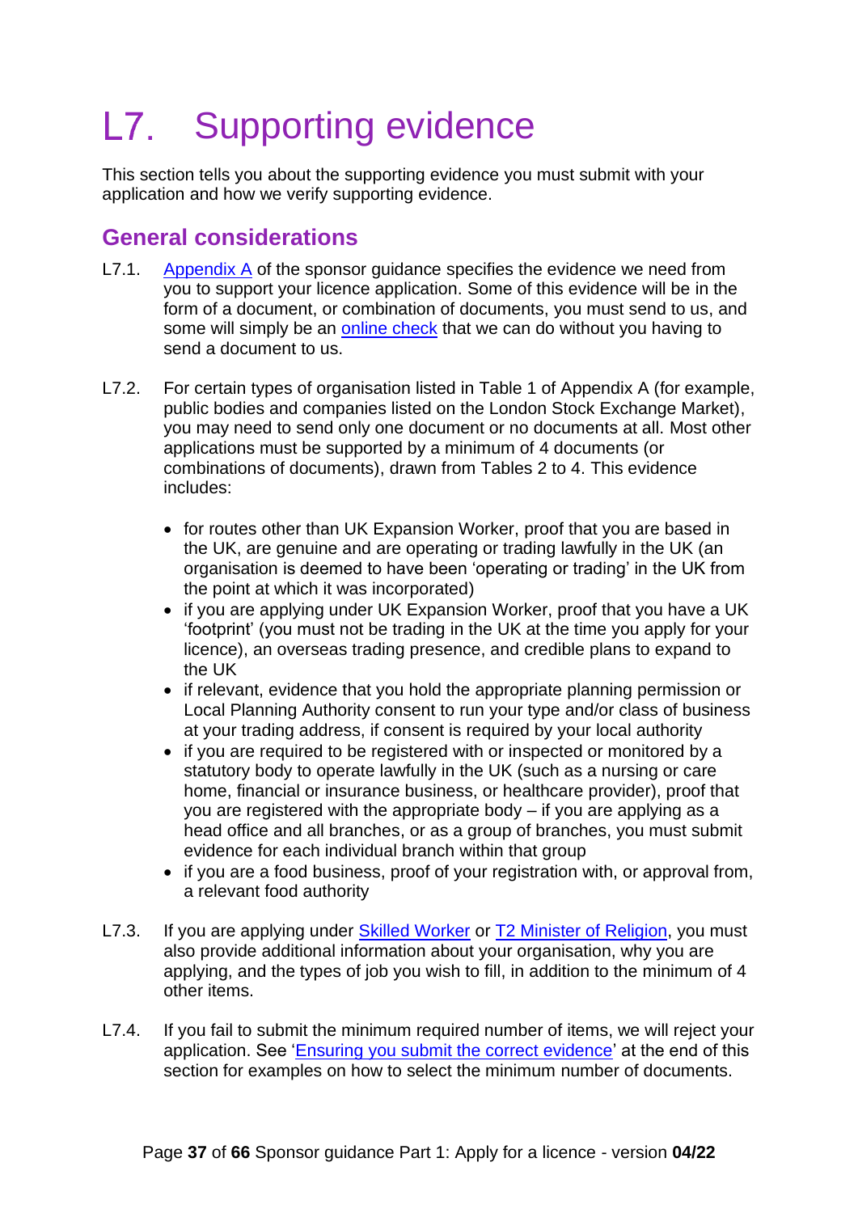# L7. Supporting evidence

This section tells you about the supporting evidence you must submit with your application and how we verify supporting evidence.

## General considerations

L7.1. [Appendix A](#) of the sponsor guidance specifies the evidence we need from you to support your licence application. Some of this evidence will be in the form of a document, or combination of documents, you must send to us, and some will simply be an [online check](#) that we can do without you having to send a document to us.

L7.2. For certain types of organisation listed in Table 1 of Appendix A (for example, public bodies and companies listed on the London Stock Exchange Market), you may need to send only one document or no documents at all. Most other applications must be supported by a minimum of 4 documents (or combinations of documents), drawn from Tables 2 to 4. This evidence includes:

- for routes other than UK Expansion Worker, proof that you are based in the UK, are genuine and are operating or trading lawfully in the UK (an organisation is deemed to have been 'operating or trading' in the UK from the point at which it was incorporated)
- if you are applying under UK Expansion Worker, proof that you have a UK 'footprint' (you must not be trading in the UK at the time you apply for your licence), an overseas trading presence, and credible plans to expand to the UK
- if relevant, evidence that you hold the appropriate planning permission or Local Planning Authority consent to run your type and/or class of business at your trading address, if consent is required by your local authority
- if you are required to be registered with or inspected or monitored by a statutory body to operate lawfully in the UK (such as a nursing or care home, financial or insurance business, or healthcare provider), proof that you are registered with the appropriate body – if you are applying as a head office and all branches, or as a group of branches, you must submit evidence for each individual branch within that group
- if you are a food business, proof of your registration with, or approval from, a relevant food authority

L7.3. If you are applying under [Skilled Worker](#) or [T2 Minister of Religion](#), you must also provide additional information about your organisation, why you are applying, and the types of job you wish to fill, in addition to the minimum of 4 other items.

L7.4. If you fail to submit the minimum required number of items, we will reject your application. See '[Ensuring you submit the correct evidence](#)' at the end of this section for examples on how to select the minimum number of documents.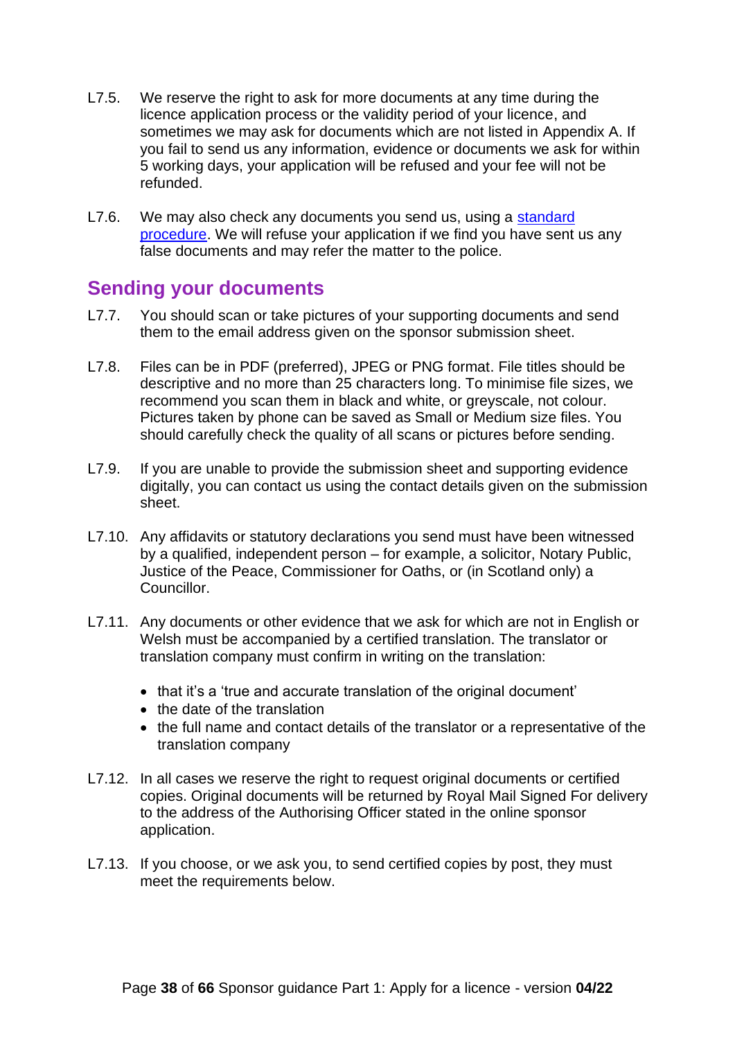L7.5. We reserve the right to ask for more documents at any time during the licence application process or the validity period of your licence, and sometimes we may ask for documents which are not listed in Appendix A. If you fail to send us any information, evidence or documents we ask for within 5 working days, your application will be refused and your fee will not be refunded.

L7.6. We may also check any documents you send us, using a [standard procedure](). We will refuse your application if we find you have sent us any false documents and may refer the matter to the police.

## Sending your documents

L7.7. You should scan or take pictures of your supporting documents and send them to the email address given on the sponsor submission sheet.

L7.8. Files can be in PDF (preferred), JPEG or PNG format. File titles should be descriptive and no more than 25 characters long. To minimise file sizes, we recommend you scan them in black and white, or greyscale, not colour. Pictures taken by phone can be saved as Small or Medium size files. You should carefully check the quality of all scans or pictures before sending.

L7.9. If you are unable to provide the submission sheet and supporting evidence digitally, you can contact us using the contact details given on the submission sheet.

L7.10. Any affidavits or statutory declarations you send must have been witnessed by a qualified, independent person – for example, a solicitor, Notary Public, Justice of the Peace, Commissioner for Oaths, or (in Scotland only) a Councillor.

L7.11. Any documents or other evidence that we ask for which are not in English or Welsh must be accompanied by a certified translation. The translator or translation company must confirm in writing on the translation:

- that it's a 'true and accurate translation of the original document'
- the date of the translation
- the full name and contact details of the translator or a representative of the translation company

L7.12. In all cases we reserve the right to request original documents or certified copies. Original documents will be returned by Royal Mail Signed For delivery to the address of the Authorising Officer stated in the online sponsor application.

L7.13. If you choose, or we ask you, to send certified copies by post, they must meet the requirements below.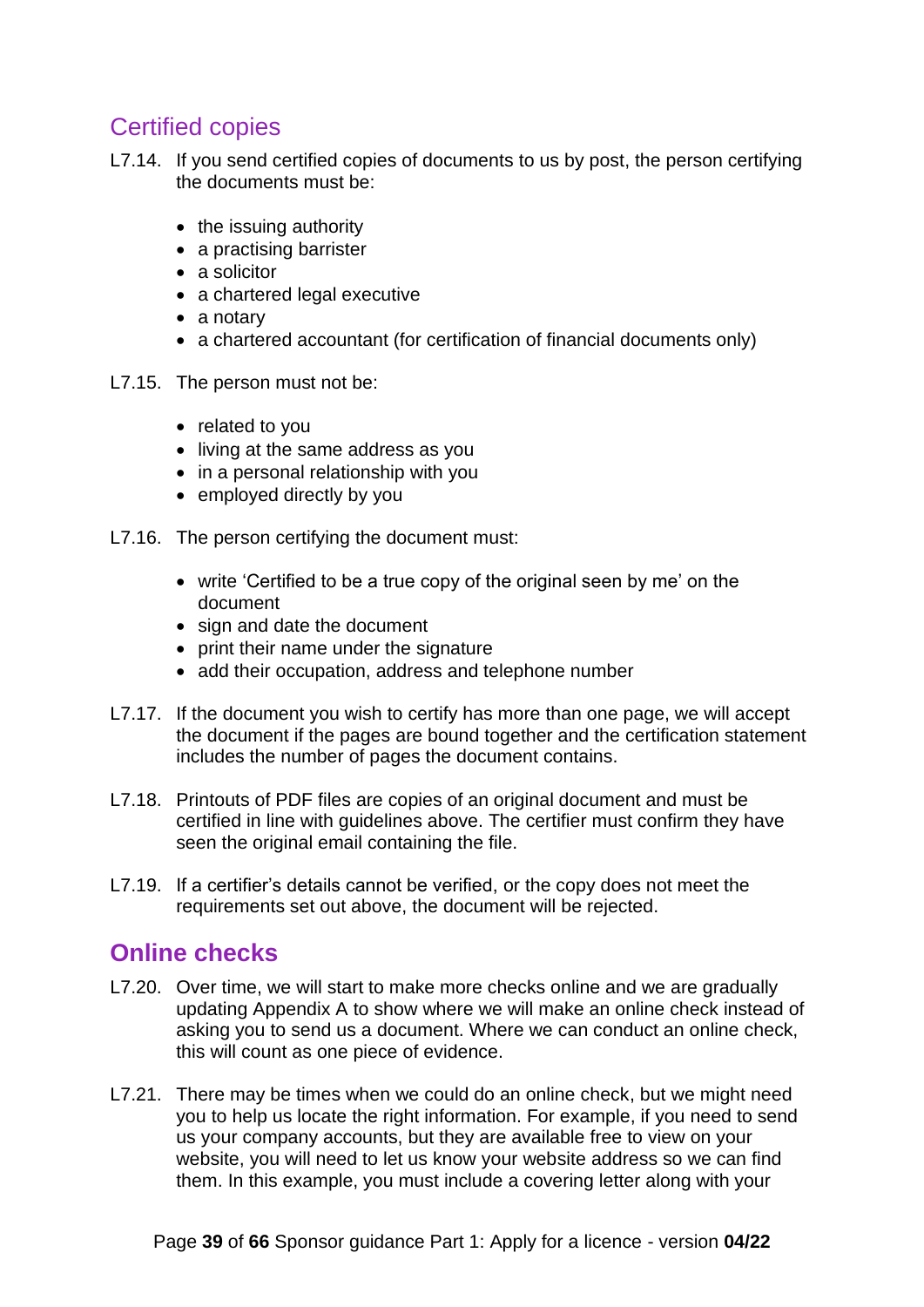## Certified copies

L7.14. If you send certified copies of documents to us by post, the person certifying the documents must be:

- the issuing authority
- a practising barrister
- a solicitor
- a chartered legal executive
- a notary
- a chartered accountant (for certification of financial documents only)

L7.15. The person must not be:

- related to you
- living at the same address as you
- in a personal relationship with you
- employed directly by you

L7.16. The person certifying the document must:

- write 'Certified to be a true copy of the original seen by me' on the document
- sign and date the document
- print their name under the signature
- add their occupation, address and telephone number

L7.17. If the document you wish to certify has more than one page, we will accept the document if the pages are bound together and the certification statement includes the number of pages the document contains.

L7.18. Printouts of PDF files are copies of an original document and must be certified in line with guidelines above. The certifier must confirm they have seen the original email containing the file.

L7.19. If a certifier's details cannot be verified, or the copy does not meet the requirements set out above, the document will be rejected.

## Online checks

L7.20. Over time, we will start to make more checks online and we are gradually updating Appendix A to show where we will make an online check instead of asking you to send us a document. Where we can conduct an online check, this will count as one piece of evidence.

L7.21. There may be times when we could do an online check, but we might need you to help us locate the right information. For example, if you need to send us your company accounts, but they are available free to view on your website, you will need to let us know your website address so we can find them. In this example, you must include a covering letter along with your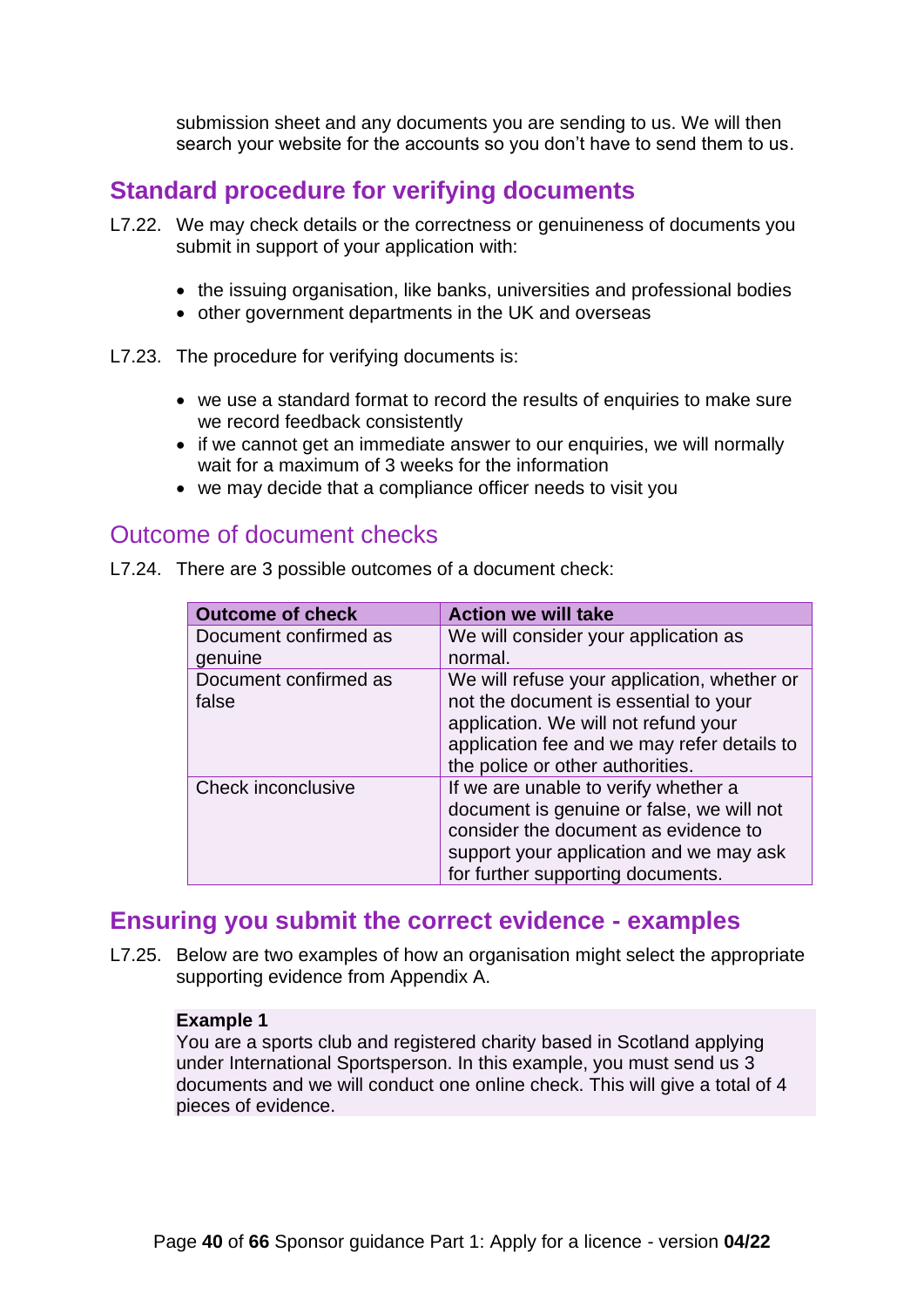submission sheet and any documents you are sending to us. We will then search your website for the accounts so you don't have to send them to us.

## Standard procedure for verifying documents

L7.22. We may check details or the correctness or genuineness of documents you submit in support of your application with:

- the issuing organisation, like banks, universities and professional bodies
- other government departments in the UK and overseas

L7.23. The procedure for verifying documents is:

- we use a standard format to record the results of enquiries to make sure we record feedback consistently
- if we cannot get an immediate answer to our enquiries, we will normally wait for a maximum of 3 weeks for the information
- we may decide that a compliance officer needs to visit you

### Outcome of document checks

L7.24. There are 3 possible outcomes of a document check:

| Outcome of check | Action we will take |
|---|---|
| Document confirmed as genuine | We will consider your application as normal. |
| Document confirmed as false | We will refuse your application, whether or not the document is essential to your application. We will not refund your application fee and we may refer details to the police or other authorities. |
| Check inconclusive | If we are unable to verify whether a document is genuine or false, we will not consider the document as evidence to support your application and we may ask for further supporting documents. |

## Ensuring you submit the correct evidence - examples

L7.25. Below are two examples of how an organisation might select the appropriate supporting evidence from Appendix A.

**Example 1**
You are a sports club and registered charity based in Scotland applying under International Sportsperson. In this example, you must send us 3 documents and we will conduct one online check. This will give a total of 4 pieces of evidence.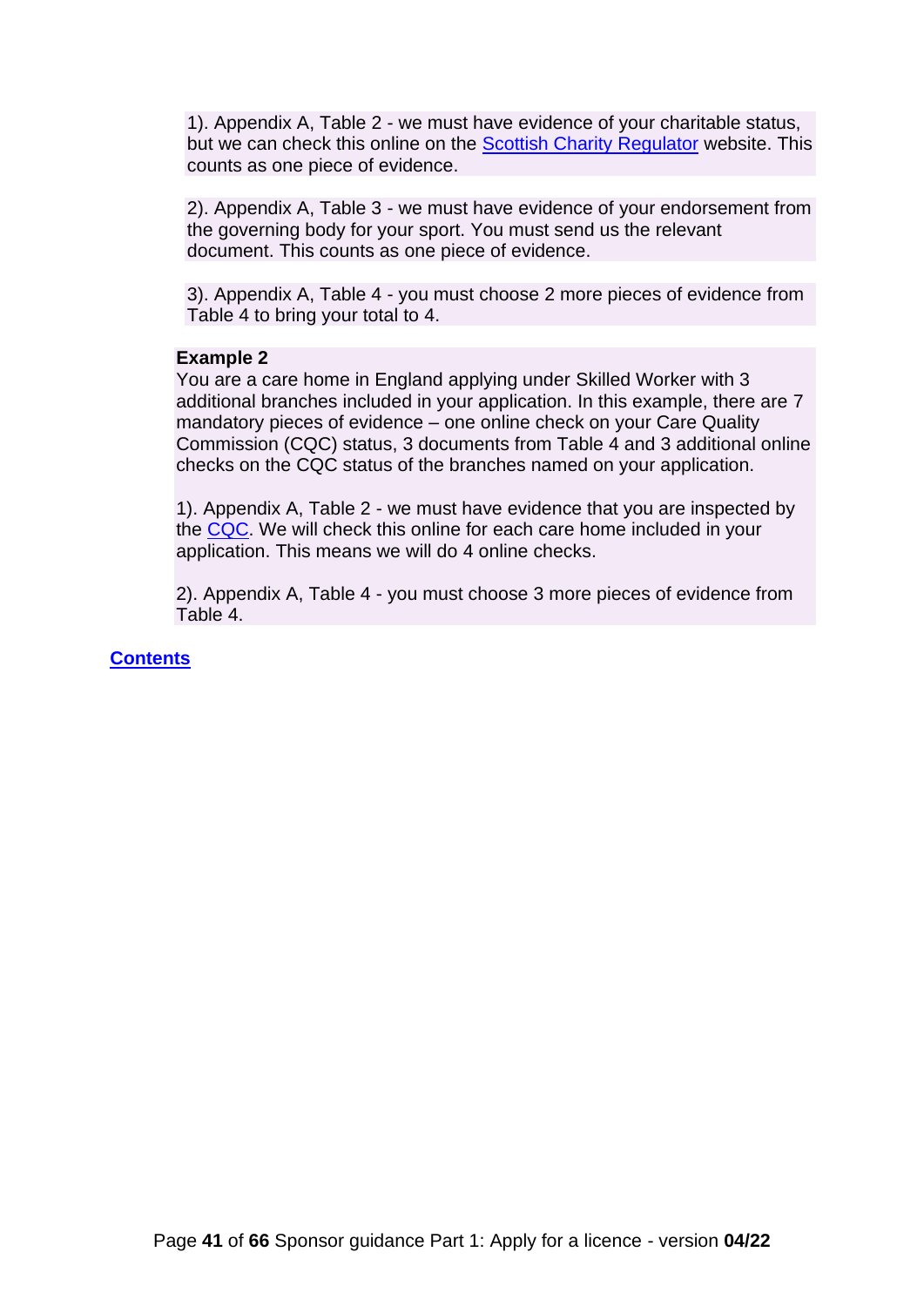1). Appendix A, Table 2 - we must have evidence of your charitable status, but we can check this online on the [Scottish Charity Regulator](#) website. This counts as one piece of evidence.

2). Appendix A, Table 3 - we must have evidence of your endorsement from the governing body for your sport. You must send us the relevant document. This counts as one piece of evidence.

3). Appendix A, Table 4 - you must choose 2 more pieces of evidence from Table 4 to bring your total to 4.

**Example 2**
You are a care home in England applying under Skilled Worker with 3 additional branches included in your application. In this example, there are 7 mandatory pieces of evidence – one online check on your Care Quality Commission (CQC) status, 3 documents from Table 4 and 3 additional online checks on the CQC status of the branches named on your application.

1). Appendix A, Table 2 - we must have evidence that you are inspected by the [CQC](#). We will check this online for each care home included in your application. This means we will do 4 online checks.

2). Appendix A, Table 4 - you must choose 3 more pieces of evidence from Table 4.

[**Contents**](#)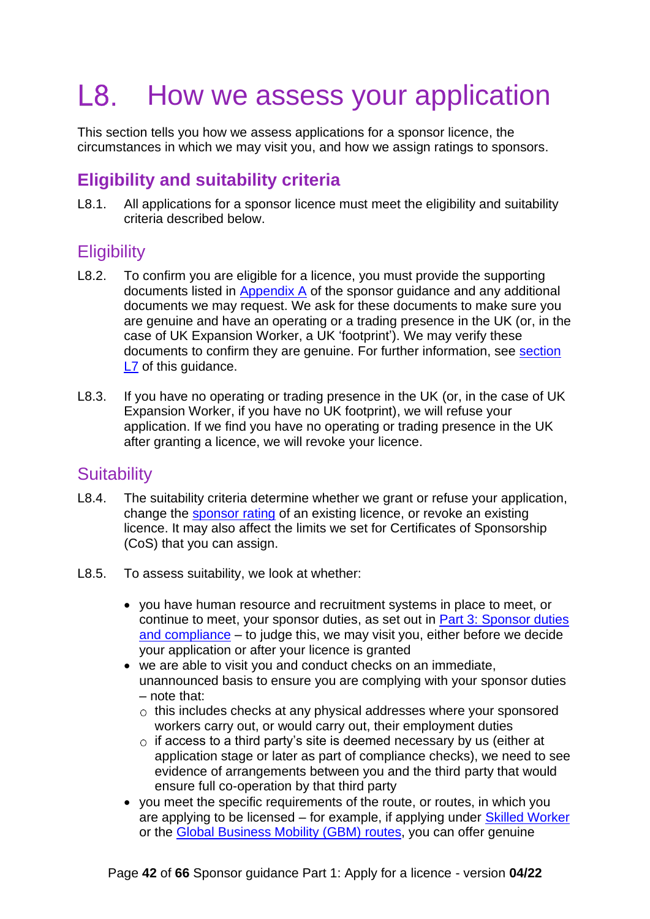# L8. How we assess your application

This section tells you how we assess applications for a sponsor licence, the circumstances in which we may visit you, and how we assign ratings to sponsors.

## Eligibility and suitability criteria

L8.1. All applications for a sponsor licence must meet the eligibility and suitability criteria described below.

### Eligibility

L8.2. To confirm you are eligible for a licence, you must provide the supporting documents listed in Appendix A of the sponsor guidance and any additional documents we may request. We ask for these documents to make sure you are genuine and have an operating or a trading presence in the UK (or, in the case of UK Expansion Worker, a UK 'footprint'). We may verify these documents to confirm they are genuine. For further information, see section L7 of this guidance.

L8.3. If you have no operating or trading presence in the UK (or, in the case of UK Expansion Worker, if you have no UK footprint), we will refuse your application. If we find you have no operating or trading presence in the UK after granting a licence, we will revoke your licence.

### Suitability

L8.4. The suitability criteria determine whether we grant or refuse your application, change the sponsor rating of an existing licence, or revoke an existing licence. It may also affect the limits we set for Certificates of Sponsorship (CoS) that you can assign.

L8.5. To assess suitability, we look at whether:

- you have human resource and recruitment systems in place to meet, or continue to meet, your sponsor duties, as set out in Part 3: Sponsor duties and compliance – to judge this, we may visit you, either before we decide your application or after your licence is granted
- we are able to visit you and conduct checks on an immediate, unannounced basis to ensure you are complying with your sponsor duties – note that:
  - this includes checks at any physical addresses where your sponsored workers carry out, or would carry out, their employment duties
  - if access to a third party's site is deemed necessary by us (either at application stage or later as part of compliance checks), we need to see evidence of arrangements between you and the third party that would ensure full co-operation by that third party
- you meet the specific requirements of the route, or routes, in which you are applying to be licensed – for example, if applying under Skilled Worker or the Global Business Mobility (GBM) routes, you can offer genuine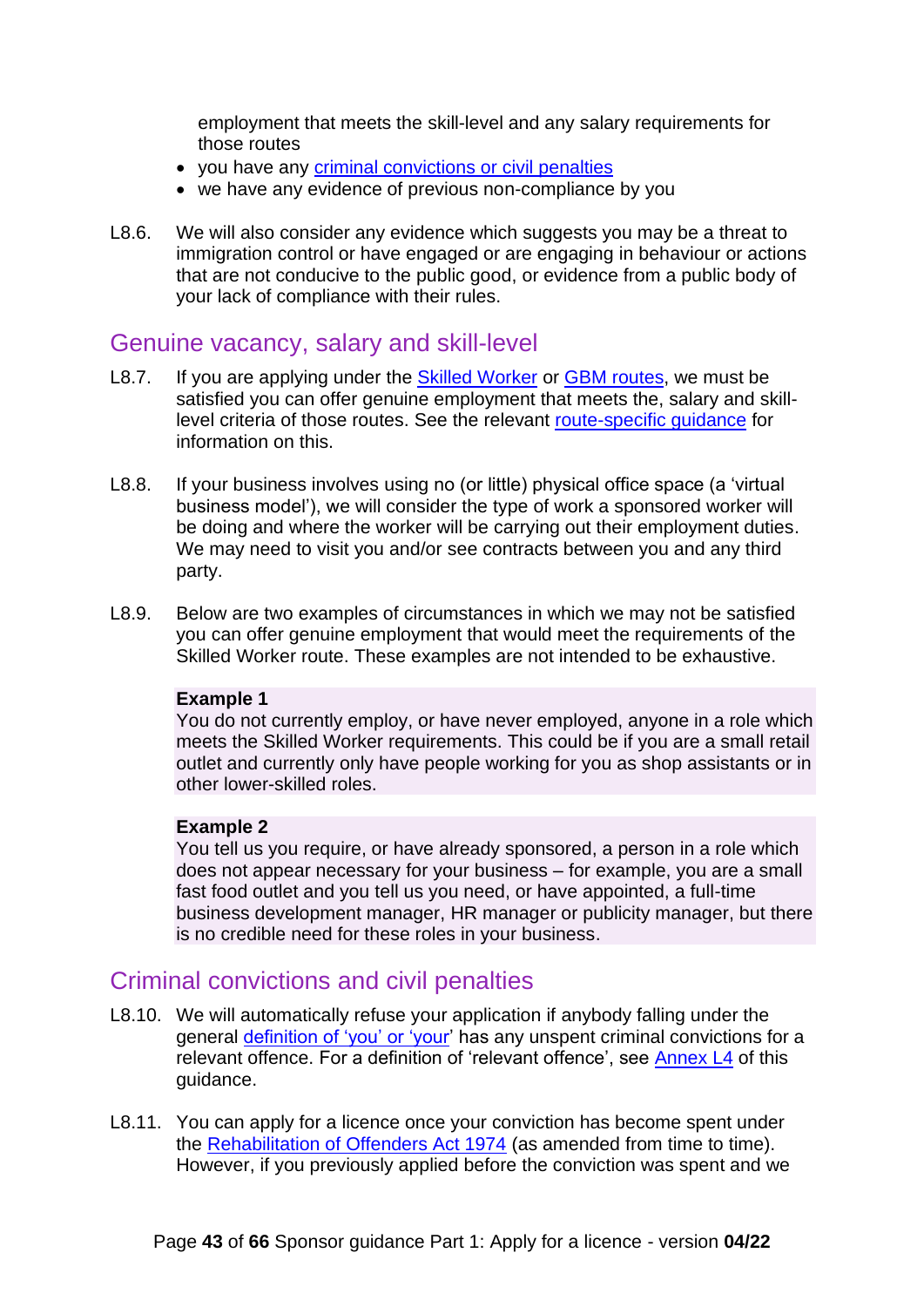employment that meets the skill-level and any salary requirements for those routes

- you have any criminal convictions or civil penalties
- we have any evidence of previous non-compliance by you

L8.6. We will also consider any evidence which suggests you may be a threat to immigration control or have engaged or are engaging in behaviour or actions that are not conducive to the public good, or evidence from a public body of your lack of compliance with their rules.

## Genuine vacancy, salary and skill-level

L8.7. If you are applying under the Skilled Worker or GBM routes, we must be satisfied you can offer genuine employment that meets the, salary and skill-level criteria of those routes. See the relevant route-specific guidance for information on this.

L8.8. If your business involves using no (or little) physical office space (a 'virtual business model'), we will consider the type of work a sponsored worker will be doing and where the worker will be carrying out their employment duties. We may need to visit you and/or see contracts between you and any third party.

L8.9. Below are two examples of circumstances in which we may not be satisfied you can offer genuine employment that would meet the requirements of the Skilled Worker route. These examples are not intended to be exhaustive.

**Example 1**
You do not currently employ, or have never employed, anyone in a role which meets the Skilled Worker requirements. This could be if you are a small retail outlet and currently only have people working for you as shop assistants or in other lower-skilled roles.

**Example 2**
You tell us you require, or have already sponsored, a person in a role which does not appear necessary for your business – for example, you are a small fast food outlet and you tell us you need, or have appointed, a full-time business development manager, HR manager or publicity manager, but there is no credible need for these roles in your business.

## Criminal convictions and civil penalties

L8.10. We will automatically refuse your application if anybody falling under the general definition of 'you' or 'your' has any unspent criminal convictions for a relevant offence. For a definition of 'relevant offence', see Annex L4 of this guidance.

L8.11. You can apply for a licence once your conviction has become spent under the Rehabilitation of Offenders Act 1974 (as amended from time to time). However, if you previously applied before the conviction was spent and we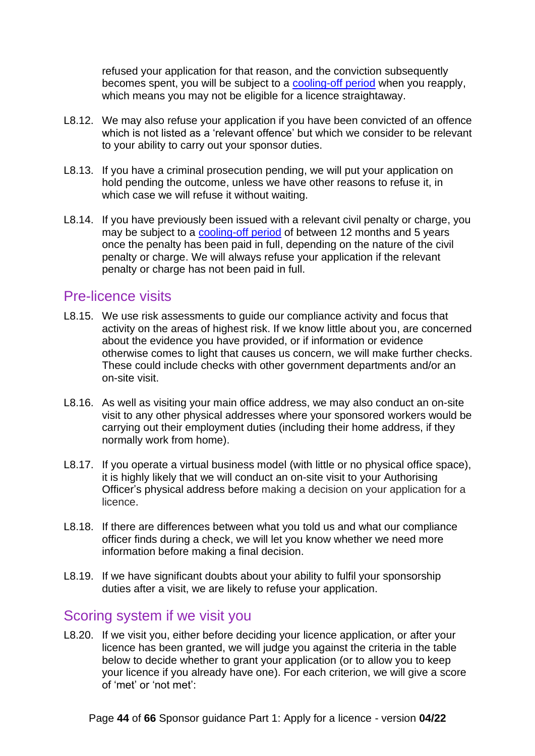refused your application for that reason, and the conviction subsequently becomes spent, you will be subject to a [cooling-off period](#) when you reapply, which means you may not be eligible for a licence straightaway.

L8.12. We may also refuse your application if you have been convicted of an offence which is not listed as a 'relevant offence' but which we consider to be relevant to your ability to carry out your sponsor duties.

L8.13. If you have a criminal prosecution pending, we will put your application on hold pending the outcome, unless we have other reasons to refuse it, in which case we will refuse it without waiting.

L8.14. If you have previously been issued with a relevant civil penalty or charge, you may be subject to a [cooling-off period](#) of between 12 months and 5 years once the penalty has been paid in full, depending on the nature of the civil penalty or charge. We will always refuse your application if the relevant penalty or charge has not been paid in full.

## Pre-licence visits

L8.15. We use risk assessments to guide our compliance activity and focus that activity on the areas of highest risk. If we know little about you, are concerned about the evidence you have provided, or if information or evidence otherwise comes to light that causes us concern, we will make further checks. These could include checks with other government departments and/or an on-site visit.

L8.16. As well as visiting your main office address, we may also conduct an on-site visit to any other physical addresses where your sponsored workers would be carrying out their employment duties (including their home address, if they normally work from home).

L8.17. If you operate a virtual business model (with little or no physical office space), it is highly likely that we will conduct an on-site visit to your Authorising Officer's physical address before making a decision on your application for a licence.

L8.18. If there are differences between what you told us and what our compliance officer finds during a check, we will let you know whether we need more information before making a final decision.

L8.19. If we have significant doubts about your ability to fulfil your sponsorship duties after a visit, we are likely to refuse your application.

## Scoring system if we visit you

L8.20. If we visit you, either before deciding your licence application, or after your licence has been granted, we will judge you against the criteria in the table below to decide whether to grant your application (or to allow you to keep your licence if you already have one). For each criterion, we will give a score of 'met' or 'not met':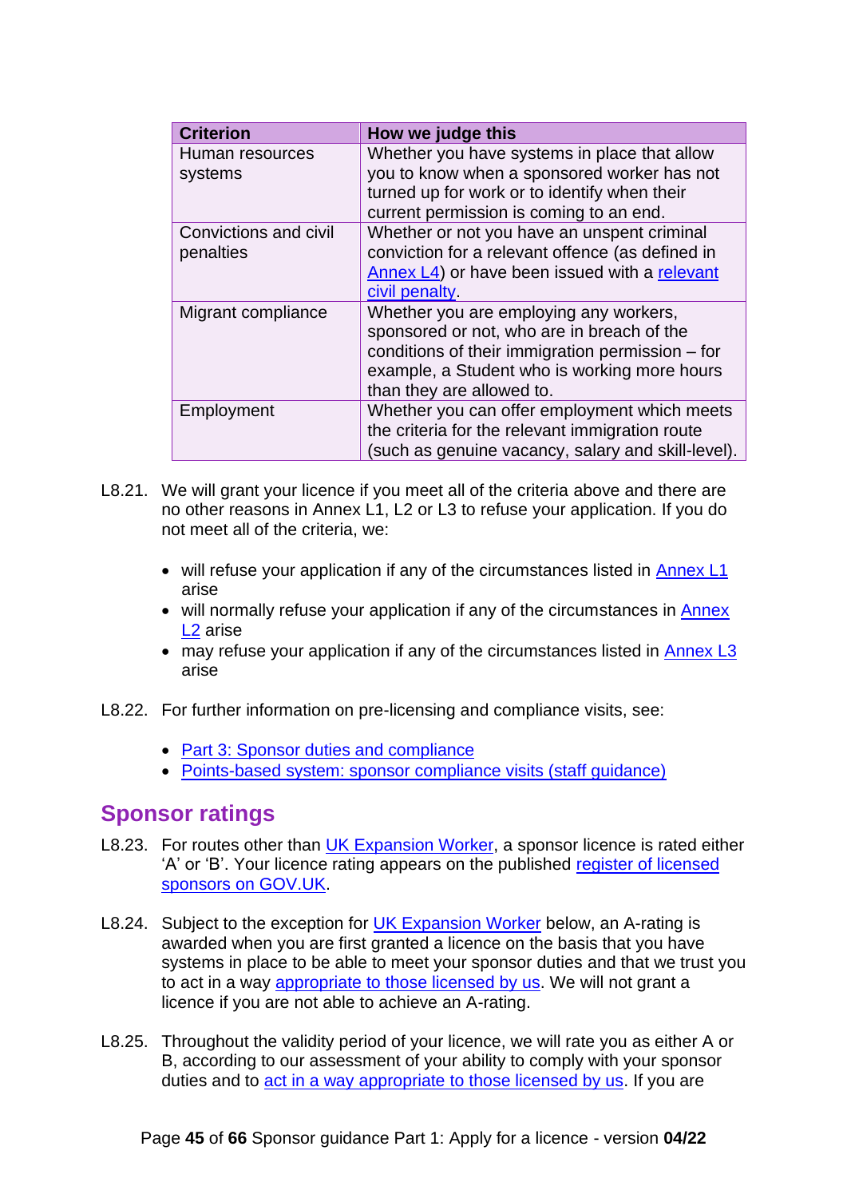| Criterion | How we judge this |
|---|---|
| Human resources systems | Whether you have systems in place that allow you to know when a sponsored worker has not turned up for work or to identify when their current permission is coming to an end. |
| Convictions and civil penalties | Whether or not you have an unspent criminal conviction for a relevant offence (as defined in Annex L4) or have been issued with a relevant civil penalty. |
| Migrant compliance | Whether you are employing any workers, sponsored or not, who are in breach of the conditions of their immigration permission – for example, a Student who is working more hours than they are allowed to. |
| Employment | Whether you can offer employment which meets the criteria for the relevant immigration route (such as genuine vacancy, salary and skill-level). |

L8.21. We will grant your licence if you meet all of the criteria above and there are no other reasons in Annex L1, L2 or L3 to refuse your application. If you do not meet all of the criteria, we:

- will refuse your application if any of the circumstances listed in Annex L1 arise
- will normally refuse your application if any of the circumstances in Annex L2 arise
- may refuse your application if any of the circumstances listed in Annex L3 arise

L8.22. For further information on pre-licensing and compliance visits, see:

- Part 3: Sponsor duties and compliance
- Points-based system: sponsor compliance visits (staff guidance)

## Sponsor ratings

L8.23. For routes other than UK Expansion Worker, a sponsor licence is rated either 'A' or 'B'. Your licence rating appears on the published register of licensed sponsors on GOV.UK.

L8.24. Subject to the exception for UK Expansion Worker below, an A-rating is awarded when you are first granted a licence on the basis that you have systems in place to be able to meet your sponsor duties and that we trust you to act in a way appropriate to those licensed by us. We will not grant a licence if you are not able to achieve an A-rating.

L8.25. Throughout the validity period of your licence, we will rate you as either A or B, according to our assessment of your ability to comply with your sponsor duties and to act in a way appropriate to those licensed by us. If you are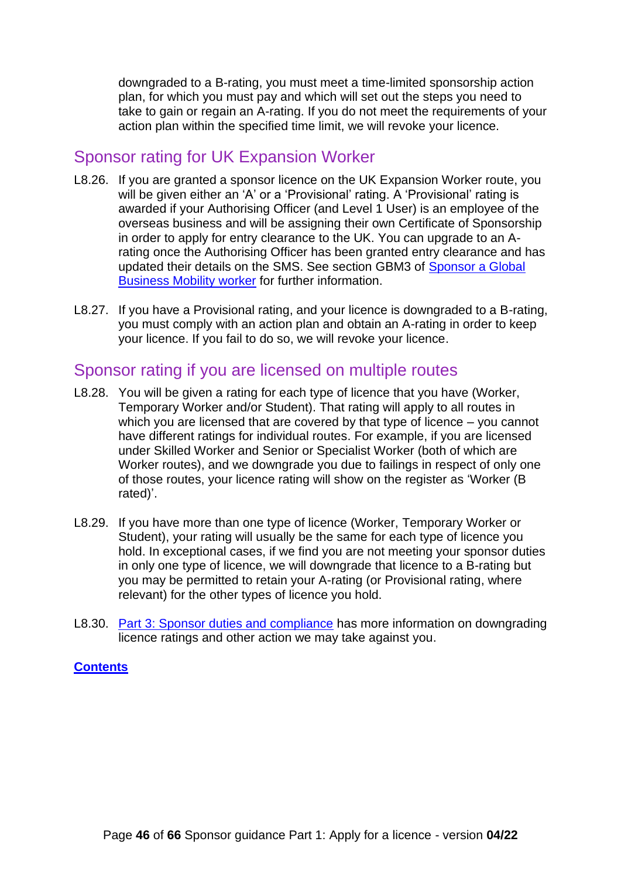downgraded to a B-rating, you must meet a time-limited sponsorship action plan, for which you must pay and which will set out the steps you need to take to gain or regain an A-rating. If you do not meet the requirements of your action plan within the specified time limit, we will revoke your licence.

## Sponsor rating for UK Expansion Worker

L8.26. If you are granted a sponsor licence on the UK Expansion Worker route, you will be given either an 'A' or a 'Provisional' rating. A 'Provisional' rating is awarded if your Authorising Officer (and Level 1 User) is an employee of the overseas business and will be assigning their own Certificate of Sponsorship in order to apply for entry clearance to the UK. You can upgrade to an A-rating once the Authorising Officer has been granted entry clearance and has updated their details on the SMS. See section GBM3 of [Sponsor a Global Business Mobility worker] for further information.

L8.27. If you have a Provisional rating, and your licence is downgraded to a B-rating, you must comply with an action plan and obtain an A-rating in order to keep your licence. If you fail to do so, we will revoke your licence.

## Sponsor rating if you are licensed on multiple routes

L8.28. You will be given a rating for each type of licence that you have (Worker, Temporary Worker and/or Student). That rating will apply to all routes in which you are licensed that are covered by that type of licence – you cannot have different ratings for individual routes. For example, if you are licensed under Skilled Worker and Senior or Specialist Worker (both of which are Worker routes), and we downgrade you due to failings in respect of only one of those routes, your licence rating will show on the register as 'Worker (B rated)'.

L8.29. If you have more than one type of licence (Worker, Temporary Worker or Student), your rating will usually be the same for each type of licence you hold. In exceptional cases, if we find you are not meeting your sponsor duties in only one type of licence, we will downgrade that licence to a B-rating but you may be permitted to retain your A-rating (or Provisional rating, where relevant) for the other types of licence you hold.

L8.30. [Part 3: Sponsor duties and compliance] has more information on downgrading licence ratings and other action we may take against you.

**[Contents]**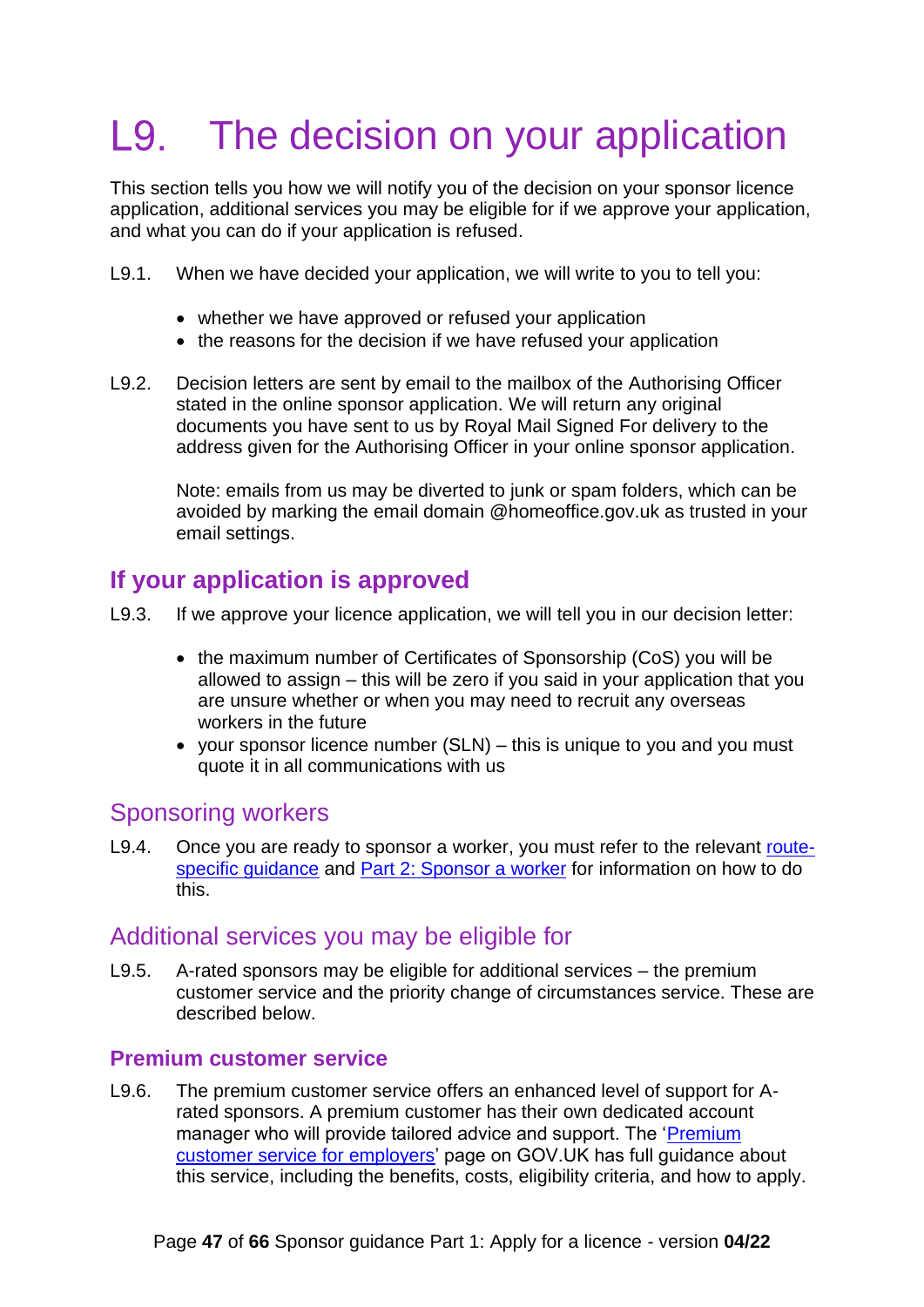# L9. The decision on your application

This section tells you how we will notify you of the decision on your sponsor licence application, additional services you may be eligible for if we approve your application, and what you can do if your application is refused.

L9.1. When we have decided your application, we will write to you to tell you:

- whether we have approved or refused your application
- the reasons for the decision if we have refused your application

L9.2. Decision letters are sent by email to the mailbox of the Authorising Officer stated in the online sponsor application. We will return any original documents you have sent to us by Royal Mail Signed For delivery to the address given for the Authorising Officer in your online sponsor application.

Note: emails from us may be diverted to junk or spam folders, which can be avoided by marking the email domain @homeoffice.gov.uk as trusted in your email settings.

## If your application is approved

L9.3. If we approve your licence application, we will tell you in our decision letter:

- the maximum number of Certificates of Sponsorship (CoS) you will be allowed to assign – this will be zero if you said in your application that you are unsure whether or when you may need to recruit any overseas workers in the future
- your sponsor licence number (SLN) – this is unique to you and you must quote it in all communications with us

## Sponsoring workers

L9.4. Once you are ready to sponsor a worker, you must refer to the relevant route-specific guidance and Part 2: Sponsor a worker for information on how to do this.

## Additional services you may be eligible for

L9.5. A-rated sponsors may be eligible for additional services – the premium customer service and the priority change of circumstances service. These are described below.

### Premium customer service

L9.6. The premium customer service offers an enhanced level of support for A-rated sponsors. A premium customer has their own dedicated account manager who will provide tailored advice and support. The 'Premium customer service for employers' page on GOV.UK has full guidance about this service, including the benefits, costs, eligibility criteria, and how to apply.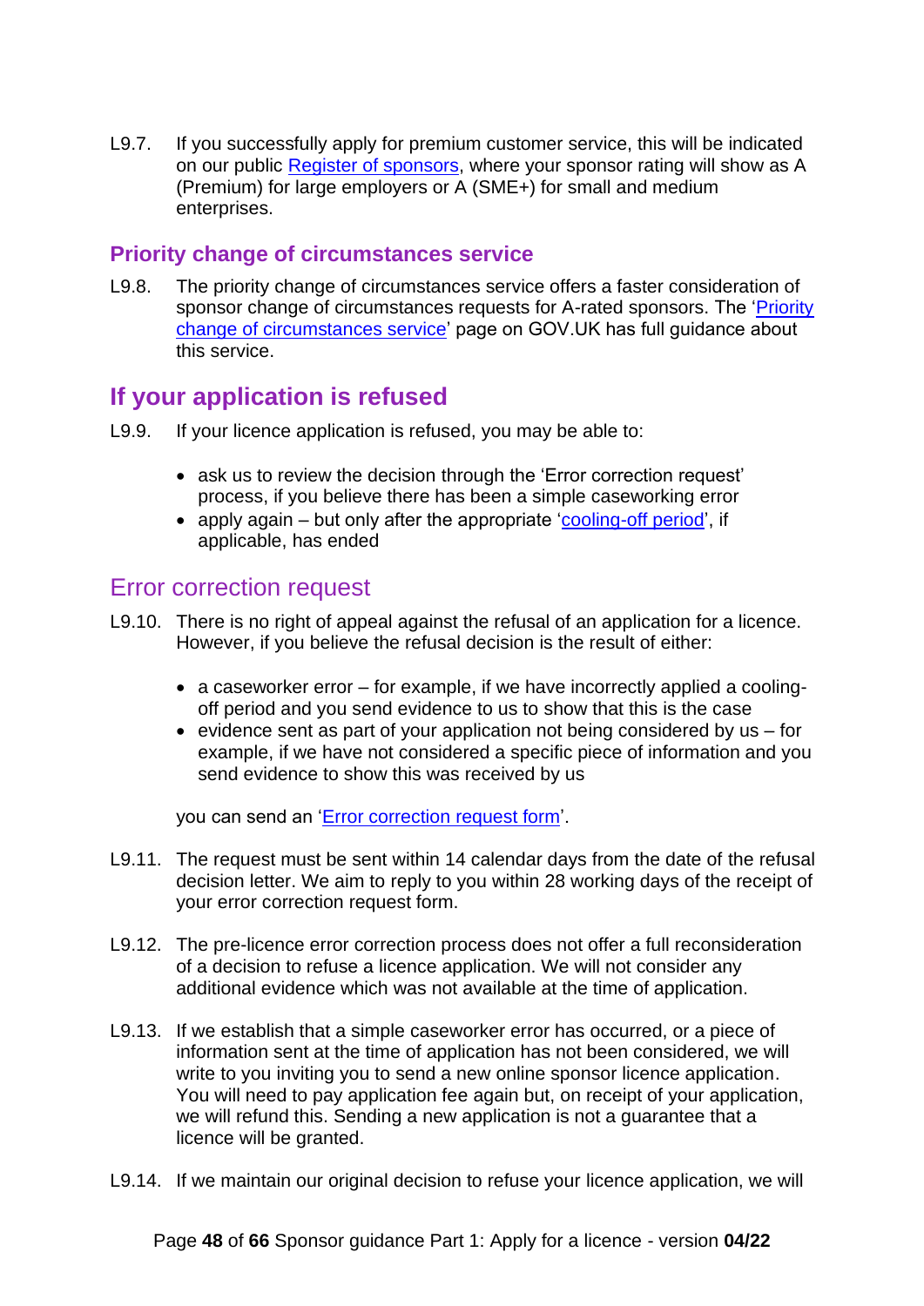L9.7. If you successfully apply for premium customer service, this will be indicated on our public [Register of sponsors](), where your sponsor rating will show as A (Premium) for large employers or A (SME+) for small and medium enterprises.

### Priority change of circumstances service

L9.8. The priority change of circumstances service offers a faster consideration of sponsor change of circumstances requests for A-rated sponsors. The '[Priority change of circumstances service]()' page on GOV.UK has full guidance about this service.

## If your application is refused

L9.9. If your licence application is refused, you may be able to:

- ask us to review the decision through the 'Error correction request' process, if you believe there has been a simple caseworking error
- apply again – but only after the appropriate '[cooling-off period]()', if applicable, has ended

### Error correction request

L9.10. There is no right of appeal against the refusal of an application for a licence. However, if you believe the refusal decision is the result of either:

- a caseworker error – for example, if we have incorrectly applied a cooling-off period and you send evidence to us to show that this is the case
- evidence sent as part of your application not being considered by us – for example, if we have not considered a specific piece of information and you send evidence to show this was received by us

you can send an '[Error correction request form]()'.

L9.11. The request must be sent within 14 calendar days from the date of the refusal decision letter. We aim to reply to you within 28 working days of the receipt of your error correction request form.

L9.12. The pre-licence error correction process does not offer a full reconsideration of a decision to refuse a licence application. We will not consider any additional evidence which was not available at the time of application.

L9.13. If we establish that a simple caseworker error has occurred, or a piece of information sent at the time of application has not been considered, we will write to you inviting you to send a new online sponsor licence application. You will need to pay application fee again but, on receipt of your application, we will refund this. Sending a new application is not a guarantee that a licence will be granted.

L9.14. If we maintain our original decision to refuse your licence application, we will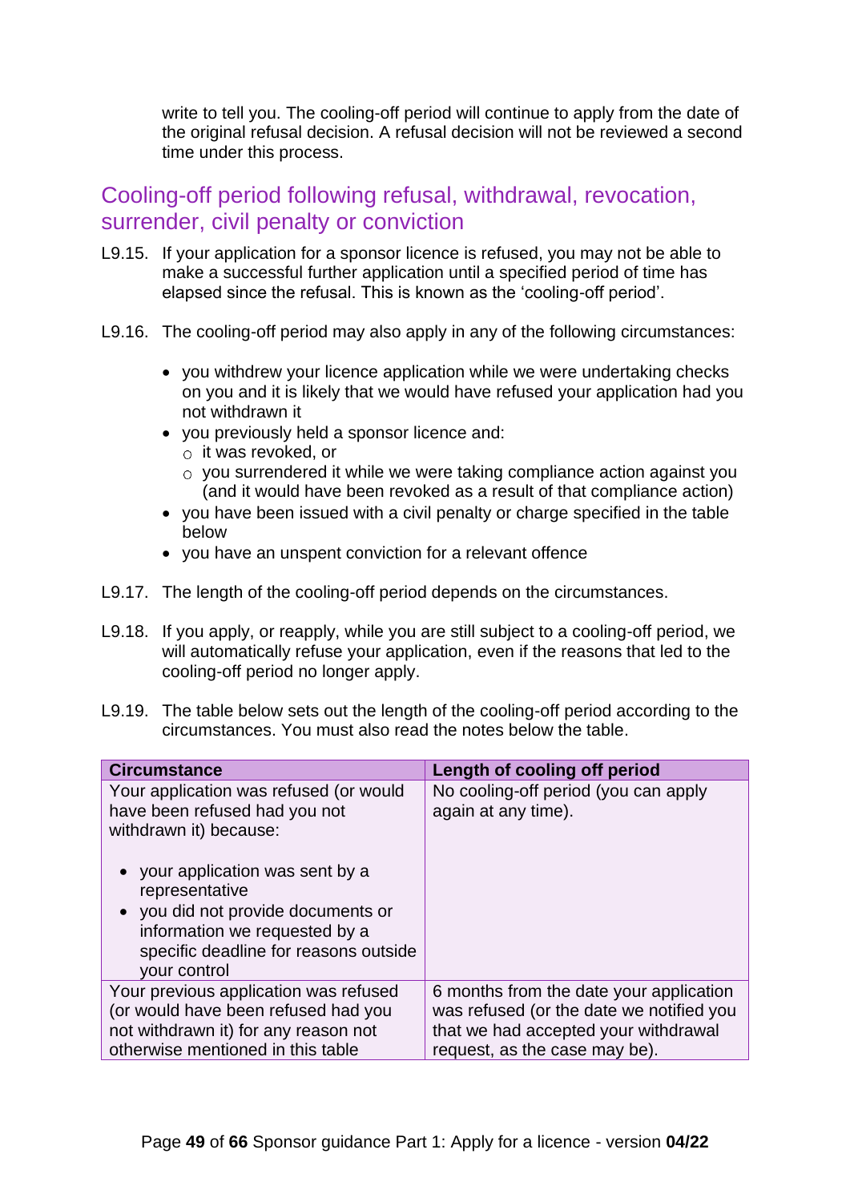write to tell you. The cooling-off period will continue to apply from the date of the original refusal decision. A refusal decision will not be reviewed a second time under this process.

## Cooling-off period following refusal, withdrawal, revocation, surrender, civil penalty or conviction

L9.15. If your application for a sponsor licence is refused, you may not be able to make a successful further application until a specified period of time has elapsed since the refusal. This is known as the 'cooling-off period'.

L9.16. The cooling-off period may also apply in any of the following circumstances:

- you withdrew your licence application while we were undertaking checks on you and it is likely that we would have refused your application had you not withdrawn it
- you previously held a sponsor licence and:
  - it was revoked, or
  - you surrendered it while we were taking compliance action against you (and it would have been revoked as a result of that compliance action)
- you have been issued with a civil penalty or charge specified in the table below
- you have an unspent conviction for a relevant offence

L9.17. The length of the cooling-off period depends on the circumstances.

L9.18. If you apply, or reapply, while you are still subject to a cooling-off period, we will automatically refuse your application, even if the reasons that led to the cooling-off period no longer apply.

L9.19. The table below sets out the length of the cooling-off period according to the circumstances. You must also read the notes below the table.

| Circumstance | Length of cooling off period |
|---|---|
| Your application was refused (or would have been refused had you not withdrawn it) because:<br><br>• your application was sent by a representative<br>• you did not provide documents or information we requested by a specific deadline for reasons outside your control | No cooling-off period (you can apply again at any time). |
| Your previous application was refused (or would have been refused had you not withdrawn it) for any reason not otherwise mentioned in this table | 6 months from the date your application was refused (or the date we notified you that we had accepted your withdrawal request, as the case may be). |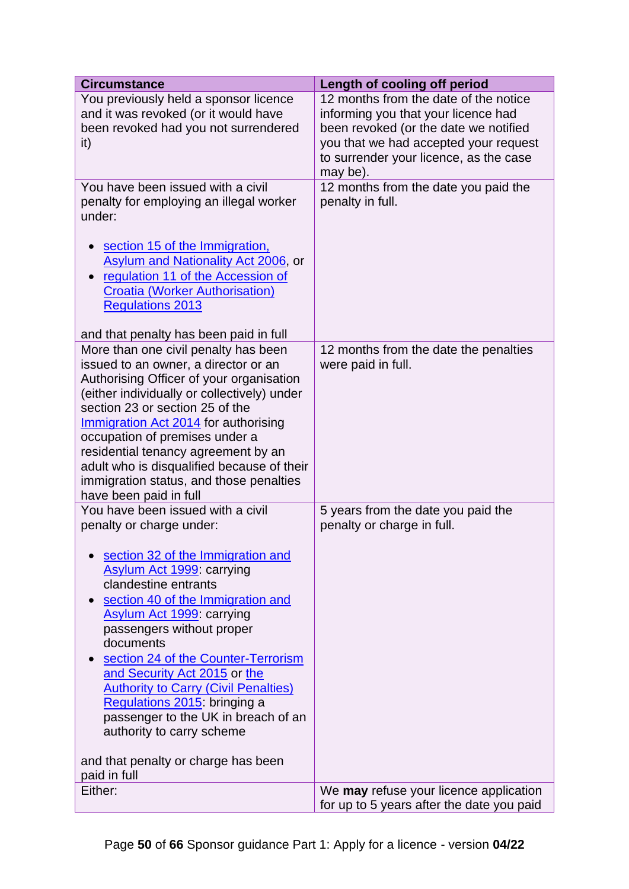| Circumstance | Length of cooling off period |
|---|---|
| You previously held a sponsor licence and it was revoked (or it would have been revoked had you not surrendered it) | 12 months from the date of the notice informing you that your licence had been revoked (or the date we notified you that we had accepted your request to surrender your licence, as the case may be). |
| You have been issued with a civil penalty for employing an illegal worker under:<br><br>• section 15 of the Immigration, Asylum and Nationality Act 2006, or<br>• regulation 11 of the Accession of Croatia (Worker Authorisation) Regulations 2013<br><br>and that penalty has been paid in full | 12 months from the date you paid the penalty in full. |
| More than one civil penalty has been issued to an owner, a director or an Authorising Officer of your organisation (either individually or collectively) under section 23 or section 25 of the Immigration Act 2014 for authorising occupation of premises under a residential tenancy agreement by an adult who is disqualified because of their immigration status, and those penalties have been paid in full | 12 months from the date the penalties were paid in full. |
| You have been issued with a civil penalty or charge under:<br><br>• section 32 of the Immigration and Asylum Act 1999: carrying clandestine entrants<br>• section 40 of the Immigration and Asylum Act 1999: carrying passengers without proper documents<br>• section 24 of the Counter-Terrorism and Security Act 2015 or the Authority to Carry (Civil Penalties) Regulations 2015: bringing a passenger to the UK in breach of an authority to carry scheme<br><br>and that penalty or charge has been paid in full | 5 years from the date you paid the penalty or charge in full. |
| Either: | We **may** refuse your licence application for up to 5 years after the date you paid |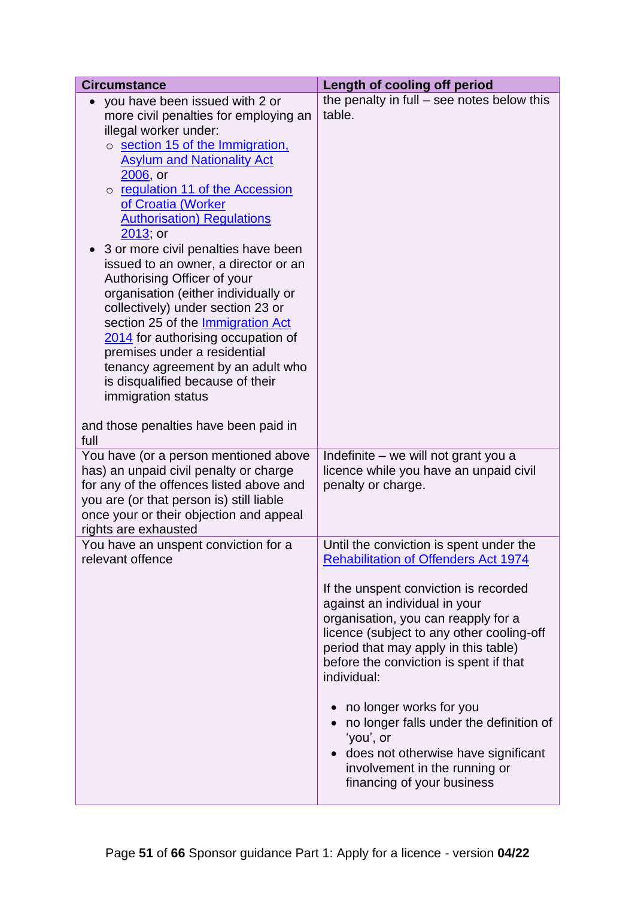| Circumstance | Length of cooling off period |
|---|---|
| • you have been issued with 2 or more civil penalties for employing an illegal worker under:<br>  ○ section 15 of the Immigration, Asylum and Nationality Act 2006, or<br>  ○ regulation 11 of the Accession of Croatia (Worker Authorisation) Regulations 2013; or<br>• 3 or more civil penalties have been issued to an owner, a director or an Authorising Officer of your organisation (either individually or collectively) under section 23 or section 25 of the Immigration Act 2014 for authorising occupation of premises under a residential tenancy agreement by an adult who is disqualified because of their immigration status<br><br>and those penalties have been paid in full | the penalty in full – see notes below this table. |
| You have (or a person mentioned above has) an unpaid civil penalty or charge for any of the offences listed above and you are (or that person is) still liable once your or their objection and appeal rights are exhausted | Indefinite – we will not grant you a licence while you have an unpaid civil penalty or charge. |
| You have an unspent conviction for a relevant offence | Until the conviction is spent under the Rehabilitation of Offenders Act 1974<br><br>If the unspent conviction is recorded against an individual in your organisation, you can reapply for a licence (subject to any other cooling-off period that may apply in this table) before the conviction is spent if that individual:<br><br>• no longer works for you<br>• no longer falls under the definition of 'you', or<br>• does not otherwise have significant involvement in the running or financing of your business |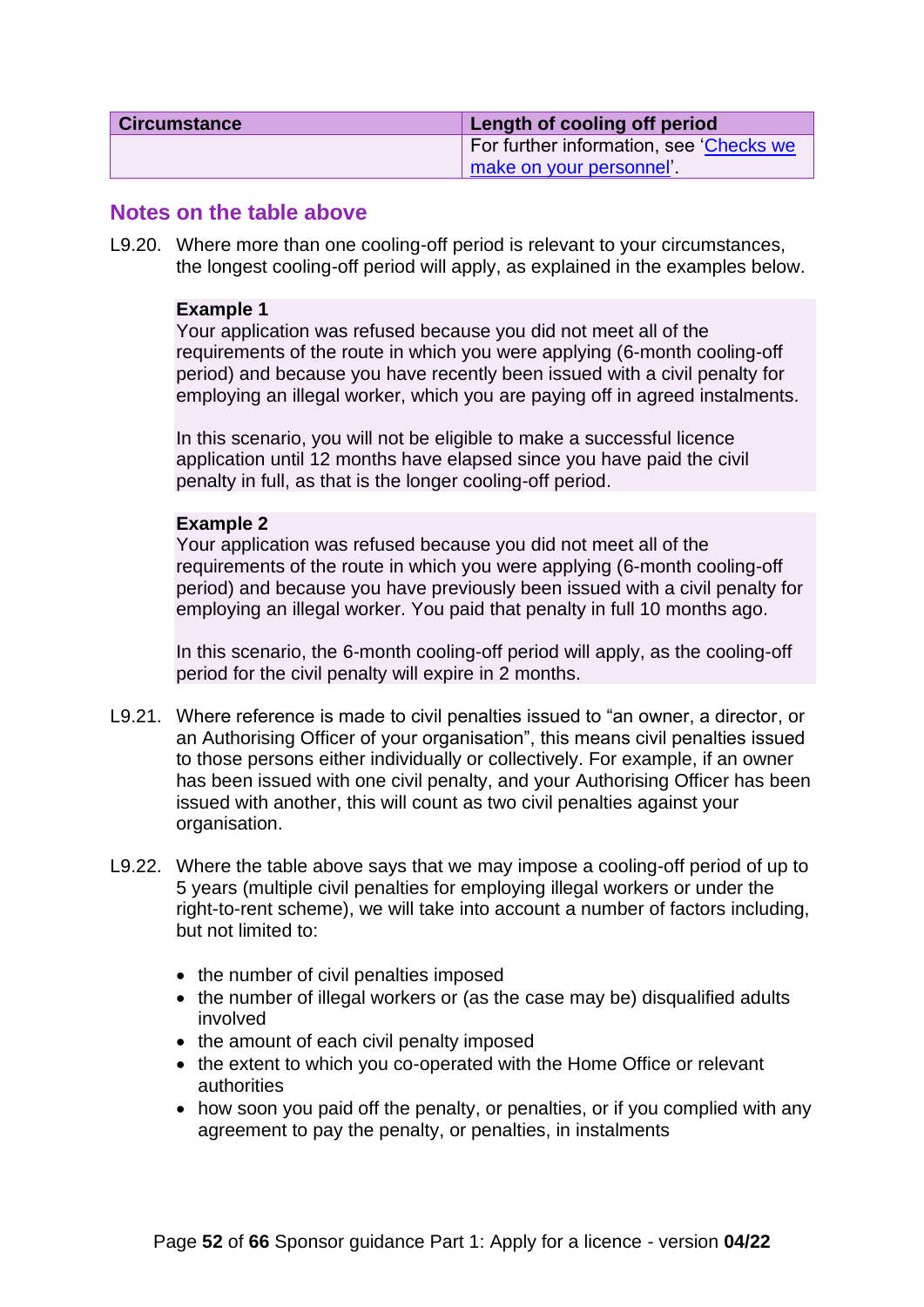| Circumstance | Length of cooling off period |
|---|---|
| | For further information, see 'Checks we make on your personnel'. |

## Notes on the table above

L9.20. Where more than one cooling-off period is relevant to your circumstances, the longest cooling-off period will apply, as explained in the examples below.

**Example 1**
Your application was refused because you did not meet all of the requirements of the route in which you were applying (6-month cooling-off period) and because you have recently been issued with a civil penalty for employing an illegal worker, which you are paying off in agreed instalments.

In this scenario, you will not be eligible to make a successful licence application until 12 months have elapsed since you have paid the civil penalty in full, as that is the longer cooling-off period.

**Example 2**
Your application was refused because you did not meet all of the requirements of the route in which you were applying (6-month cooling-off period) and because you have previously been issued with a civil penalty for employing an illegal worker. You paid that penalty in full 10 months ago.

In this scenario, the 6-month cooling-off period will apply, as the cooling-off period for the civil penalty will expire in 2 months.

L9.21. Where reference is made to civil penalties issued to "an owner, a director, or an Authorising Officer of your organisation", this means civil penalties issued to those persons either individually or collectively. For example, if an owner has been issued with one civil penalty, and your Authorising Officer has been issued with another, this will count as two civil penalties against your organisation.

L9.22. Where the table above says that we may impose a cooling-off period of up to 5 years (multiple civil penalties for employing illegal workers or under the right-to-rent scheme), we will take into account a number of factors including, but not limited to:

- the number of civil penalties imposed
- the number of illegal workers or (as the case may be) disqualified adults involved
- the amount of each civil penalty imposed
- the extent to which you co-operated with the Home Office or relevant authorities
- how soon you paid off the penalty, or penalties, or if you complied with any agreement to pay the penalty, or penalties, in instalments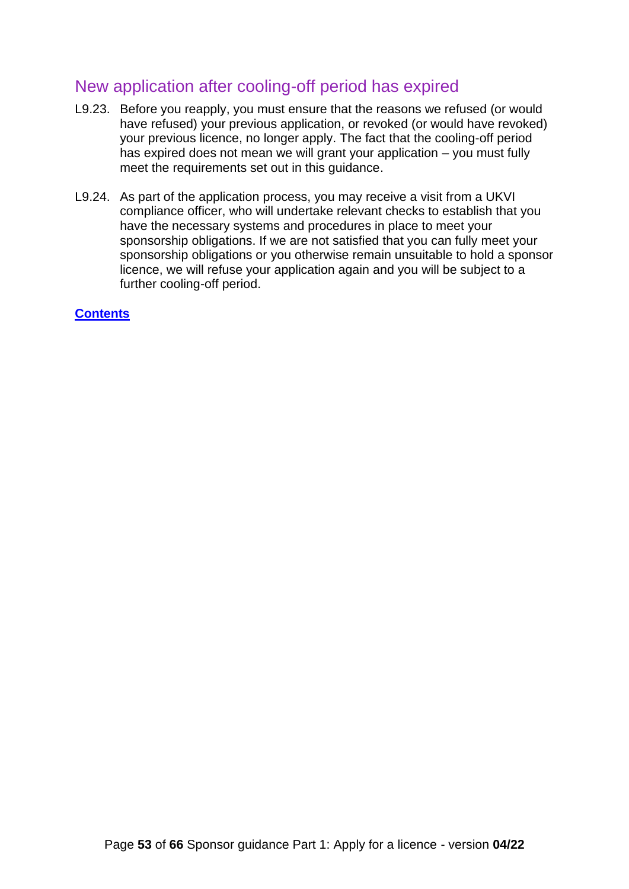## New application after cooling-off period has expired

L9.23. Before you reapply, you must ensure that the reasons we refused (or would have refused) your previous application, or revoked (or would have revoked) your previous licence, no longer apply. The fact that the cooling-off period has expired does not mean we will grant your application – you must fully meet the requirements set out in this guidance.

L9.24. As part of the application process, you may receive a visit from a UKVI compliance officer, who will undertake relevant checks to establish that you have the necessary systems and procedures in place to meet your sponsorship obligations. If we are not satisfied that you can fully meet your sponsorship obligations or you otherwise remain unsuitable to hold a sponsor licence, we will refuse your application again and you will be subject to a further cooling-off period.

**Contents**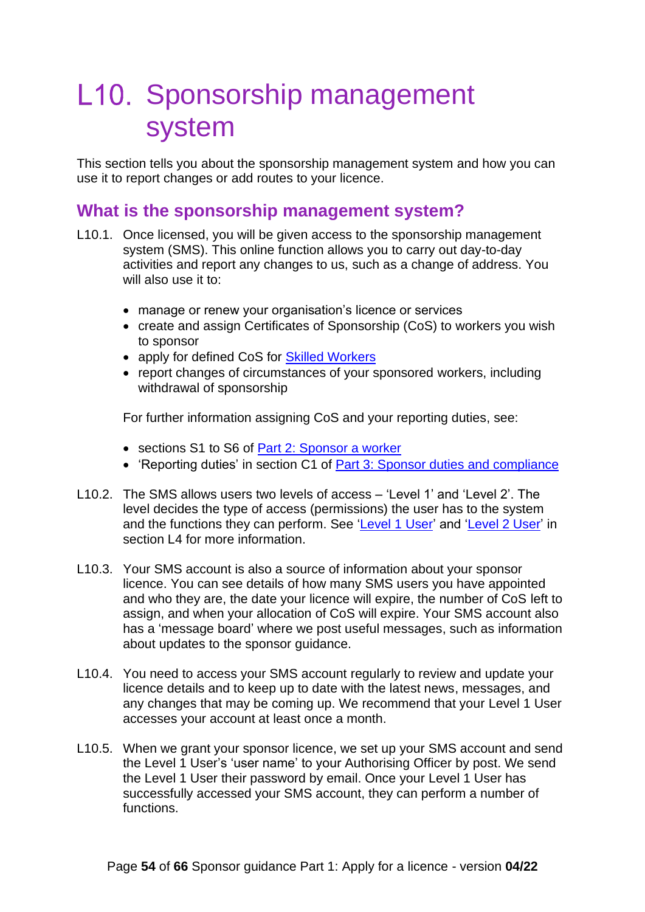# L10. Sponsorship management system

This section tells you about the sponsorship management system and how you can use it to report changes or add routes to your licence.

## What is the sponsorship management system?

L10.1. Once licensed, you will be given access to the sponsorship management system (SMS). This online function allows you to carry out day-to-day activities and report any changes to us, such as a change of address. You will also use it to:

- manage or renew your organisation's licence or services
- create and assign Certificates of Sponsorship (CoS) to workers you wish to sponsor
- apply for defined CoS for Skilled Workers
- report changes of circumstances of your sponsored workers, including withdrawal of sponsorship

For further information assigning CoS and your reporting duties, see:

- sections S1 to S6 of Part 2: Sponsor a worker
- 'Reporting duties' in section C1 of Part 3: Sponsor duties and compliance

L10.2. The SMS allows users two levels of access – 'Level 1' and 'Level 2'. The level decides the type of access (permissions) the user has to the system and the functions they can perform. See 'Level 1 User' and 'Level 2 User' in section L4 for more information.

L10.3. Your SMS account is also a source of information about your sponsor licence. You can see details of how many SMS users you have appointed and who they are, the date your licence will expire, the number of CoS left to assign, and when your allocation of CoS will expire. Your SMS account also has a 'message board' where we post useful messages, such as information about updates to the sponsor guidance.

L10.4. You need to access your SMS account regularly to review and update your licence details and to keep up to date with the latest news, messages, and any changes that may be coming up. We recommend that your Level 1 User accesses your account at least once a month.

L10.5. When we grant your sponsor licence, we set up your SMS account and send the Level 1 User's 'user name' to your Authorising Officer by post. We send the Level 1 User their password by email. Once your Level 1 User has successfully accessed your SMS account, they can perform a number of functions.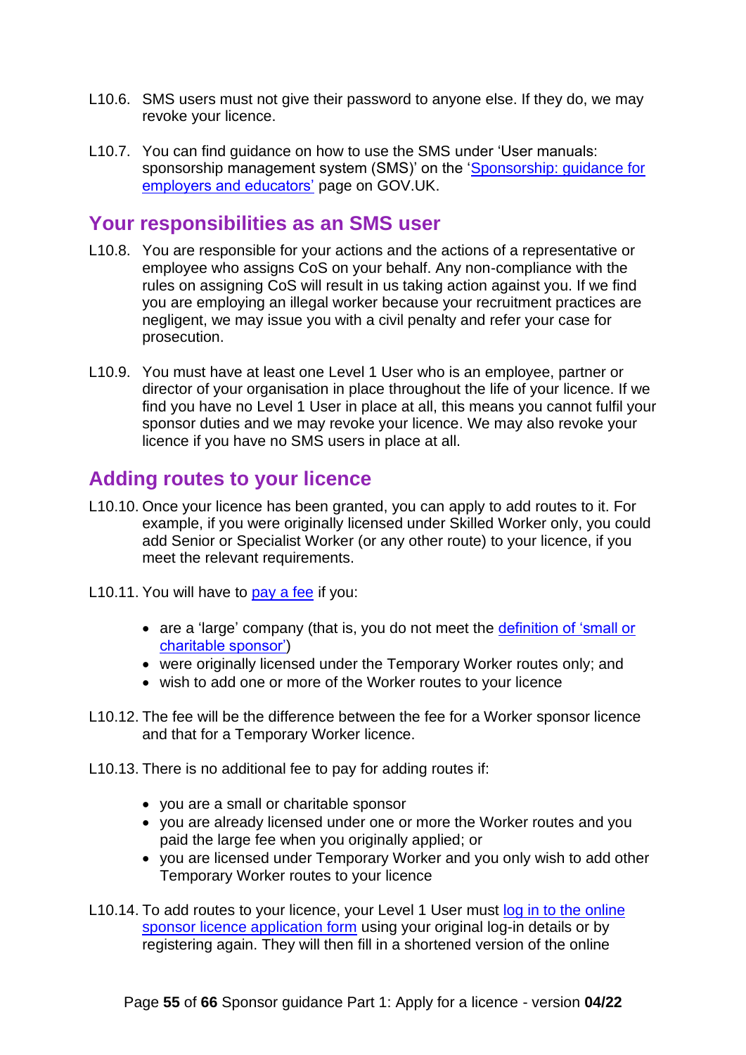L10.6. SMS users must not give their password to anyone else. If they do, we may revoke your licence.

L10.7. You can find guidance on how to use the SMS under 'User manuals: sponsorship management system (SMS)' on the '[Sponsorship: guidance for employers and educators](#)' page on GOV.UK.

## Your responsibilities as an SMS user

L10.8. You are responsible for your actions and the actions of a representative or employee who assigns CoS on your behalf. Any non-compliance with the rules on assigning CoS will result in us taking action against you. If we find you are employing an illegal worker because your recruitment practices are negligent, we may issue you with a civil penalty and refer your case for prosecution.

L10.9. You must have at least one Level 1 User who is an employee, partner or director of your organisation in place throughout the life of your licence. If we find you have no Level 1 User in place at all, this means you cannot fulfil your sponsor duties and we may revoke your licence. We may also revoke your licence if you have no SMS users in place at all.

## Adding routes to your licence

L10.10. Once your licence has been granted, you can apply to add routes to it. For example, if you were originally licensed under Skilled Worker only, you could add Senior or Specialist Worker (or any other route) to your licence, if you meet the relevant requirements.

L10.11. You will have to [pay a fee](#) if you:

- are a 'large' company (that is, you do not meet the [definition of 'small or charitable sponsor'](#))
- were originally licensed under the Temporary Worker routes only; and
- wish to add one or more of the Worker routes to your licence

L10.12. The fee will be the difference between the fee for a Worker sponsor licence and that for a Temporary Worker licence.

L10.13. There is no additional fee to pay for adding routes if:

- you are a small or charitable sponsor
- you are already licensed under one or more the Worker routes and you paid the large fee when you originally applied; or
- you are licensed under Temporary Worker and you only wish to add other Temporary Worker routes to your licence

L10.14. To add routes to your licence, your Level 1 User must [log in to the online sponsor licence application form](#) using your original log-in details or by registering again. They will then fill in a shortened version of the online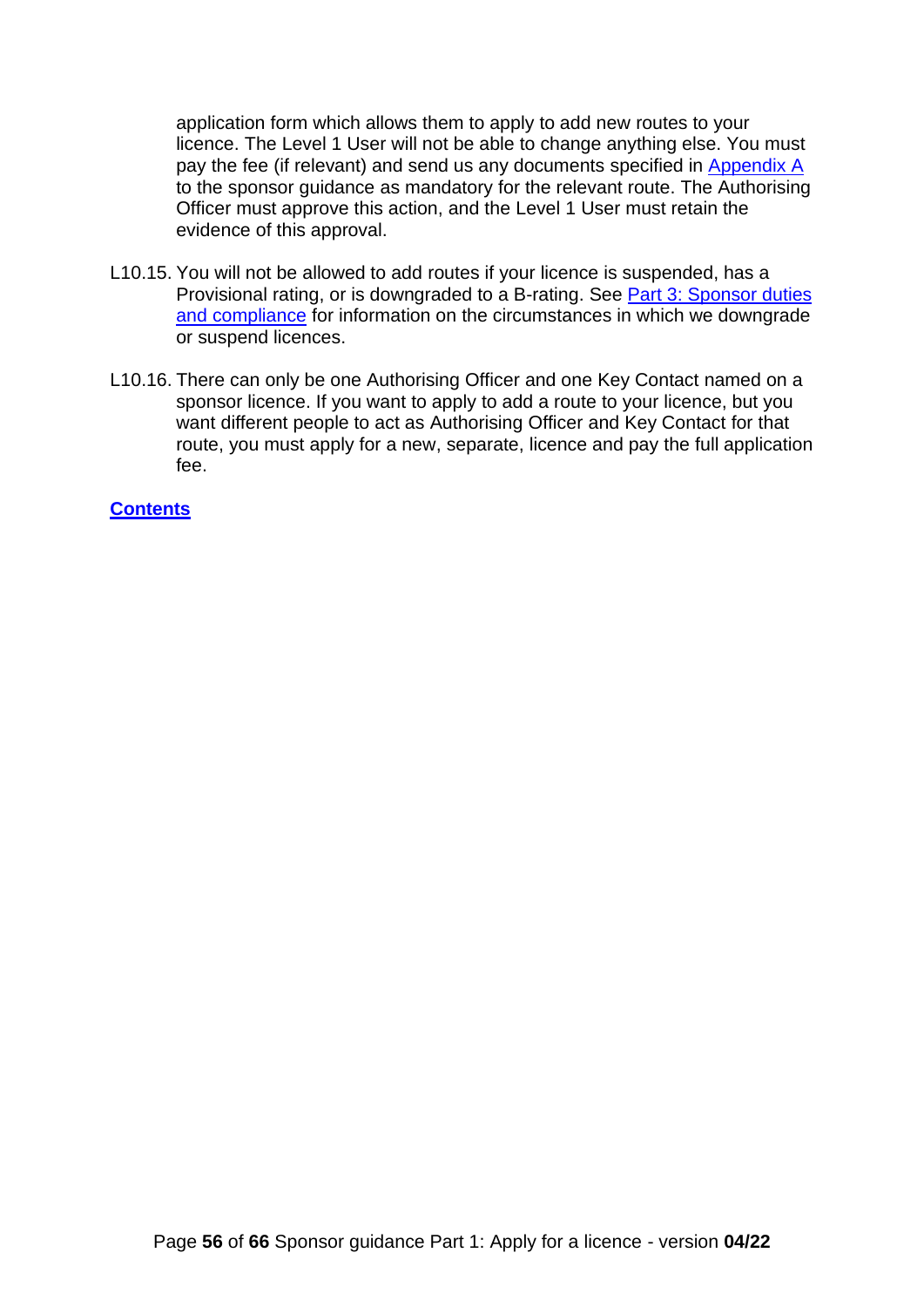application form which allows them to apply to add new routes to your licence. The Level 1 User will not be able to change anything else. You must pay the fee (if relevant) and send us any documents specified in Appendix A to the sponsor guidance as mandatory for the relevant route. The Authorising Officer must approve this action, and the Level 1 User must retain the evidence of this approval.

L10.15. You will not be allowed to add routes if your licence is suspended, has a Provisional rating, or is downgraded to a B-rating. See Part 3: Sponsor duties and compliance for information on the circumstances in which we downgrade or suspend licences.

L10.16. There can only be one Authorising Officer and one Key Contact named on a sponsor licence. If you want to apply to add a route to your licence, but you want different people to act as Authorising Officer and Key Contact for that route, you must apply for a new, separate, licence and pay the full application fee.

**Contents**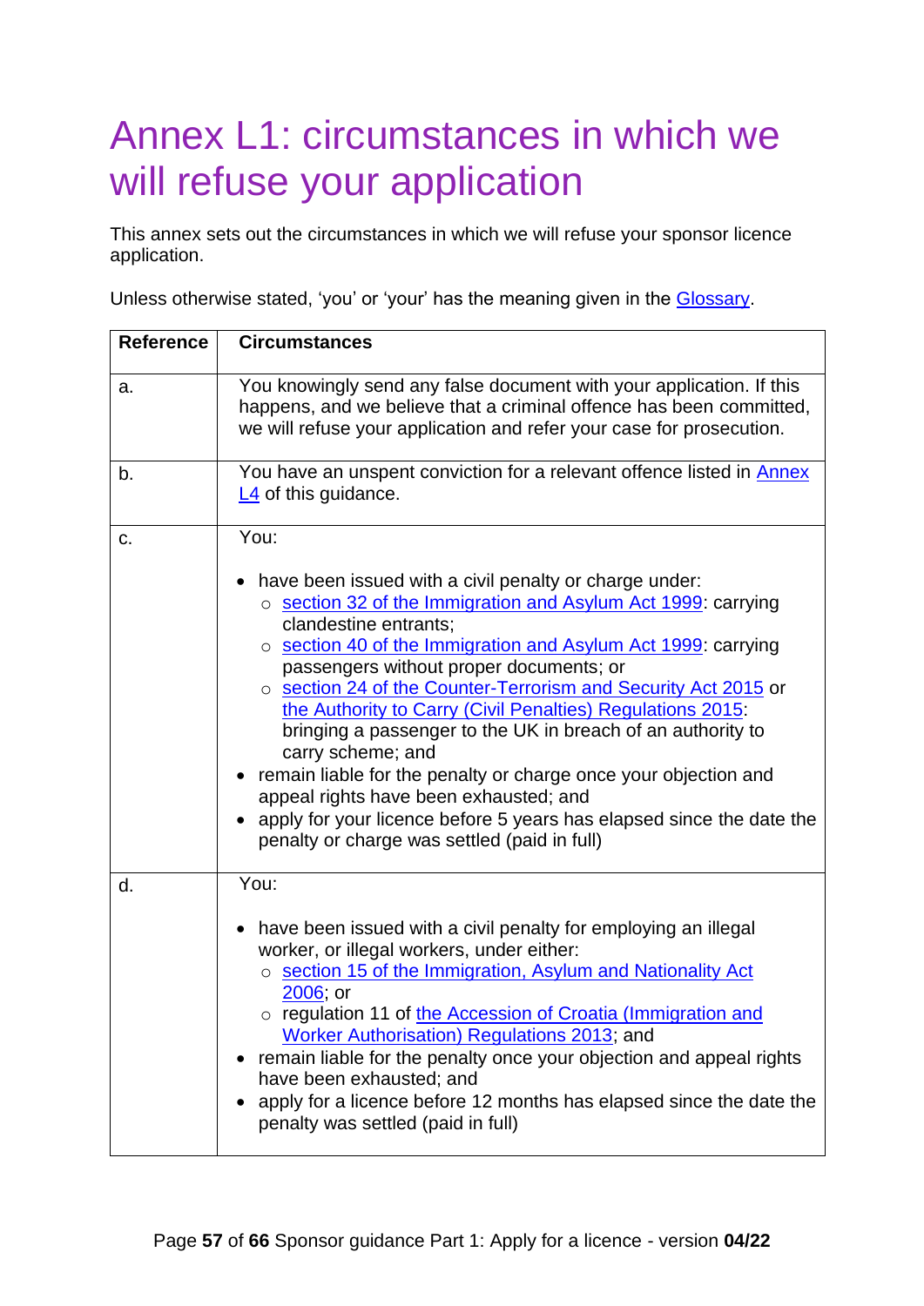# Annex L1: circumstances in which we will refuse your application

This annex sets out the circumstances in which we will refuse your sponsor licence application.

Unless otherwise stated, 'you' or 'your' has the meaning given in the Glossary.

| Reference | Circumstances |
| --- | --- |
| a. | You knowingly send any false document with your application. If this happens, and we believe that a criminal offence has been committed, we will refuse your application and refer your case for prosecution. |
| b. | You have an unspent conviction for a relevant offence listed in Annex L4 of this guidance. |
| c. | You:<br><br>• have been issued with a civil penalty or charge under:<br>&nbsp;&nbsp;○ section 32 of the Immigration and Asylum Act 1999: carrying clandestine entrants;<br>&nbsp;&nbsp;○ section 40 of the Immigration and Asylum Act 1999: carrying passengers without proper documents; or<br>&nbsp;&nbsp;○ section 24 of the Counter-Terrorism and Security Act 2015 or the Authority to Carry (Civil Penalties) Regulations 2015: bringing a passenger to the UK in breach of an authority to carry scheme; and<br>• remain liable for the penalty or charge once your objection and appeal rights have been exhausted; and<br>• apply for your licence before 5 years has elapsed since the date the penalty or charge was settled (paid in full) |
| d. | You:<br><br>• have been issued with a civil penalty for employing an illegal worker, or illegal workers, under either:<br>&nbsp;&nbsp;○ section 15 of the Immigration, Asylum and Nationality Act 2006; or<br>&nbsp;&nbsp;○ regulation 11 of the Accession of Croatia (Immigration and Worker Authorisation) Regulations 2013; and<br>• remain liable for the penalty once your objection and appeal rights have been exhausted; and<br>• apply for a licence before 12 months has elapsed since the date the penalty was settled (paid in full) |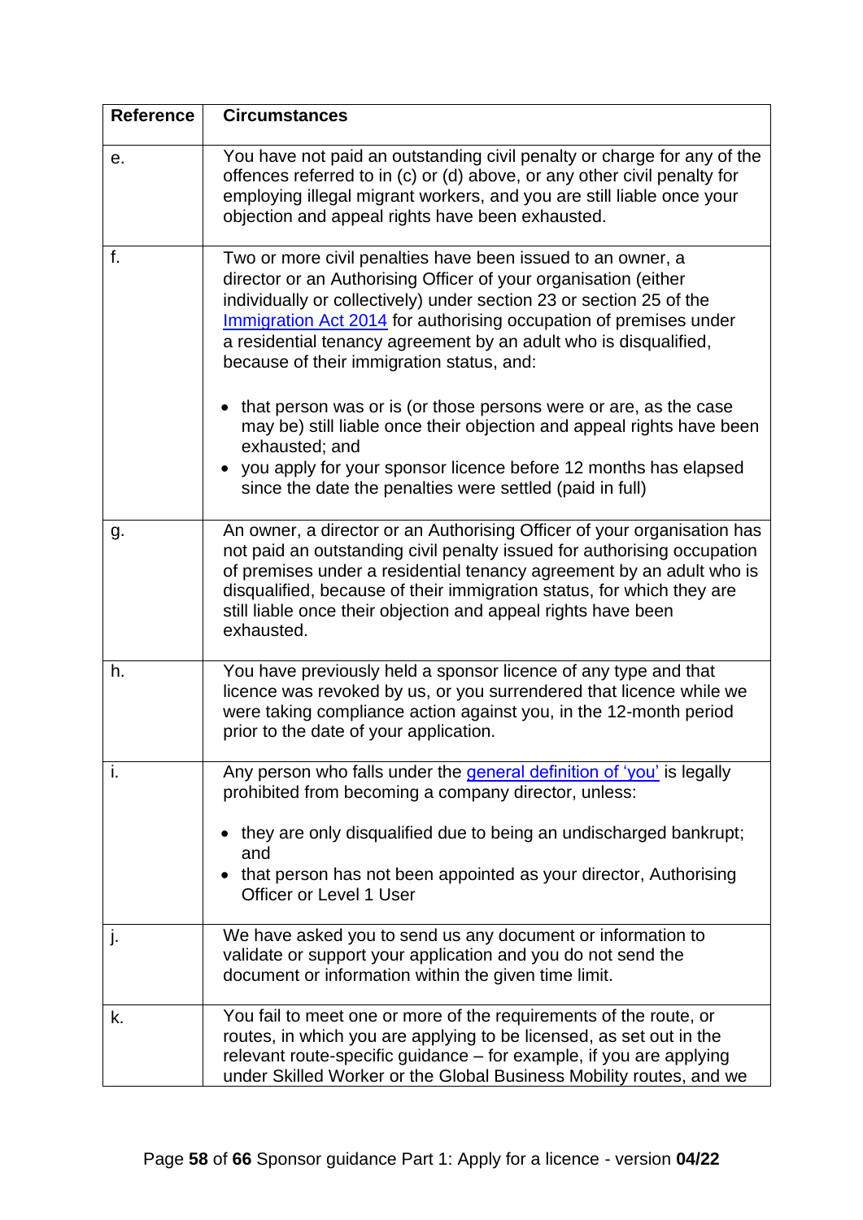| Reference | Circumstances |
|---|---|
| e. | You have not paid an outstanding civil penalty or charge for any of the offences referred to in (c) or (d) above, or any other civil penalty for employing illegal migrant workers, and you are still liable once your objection and appeal rights have been exhausted. |
| f. | Two or more civil penalties have been issued to an owner, a director or an Authorising Officer of your organisation (either individually or collectively) under section 23 or section 25 of the [Immigration Act 2014](#) for authorising occupation of premises under a residential tenancy agreement by an adult who is disqualified, because of their immigration status, and:<br><br>• that person was or is (or those persons were or are, as the case may be) still liable once their objection and appeal rights have been exhausted; and<br>• you apply for your sponsor licence before 12 months has elapsed since the date the penalties were settled (paid in full) |
| g. | An owner, a director or an Authorising Officer of your organisation has not paid an outstanding civil penalty issued for authorising occupation of premises under a residential tenancy agreement by an adult who is disqualified, because of their immigration status, for which they are still liable once their objection and appeal rights have been exhausted. |
| h. | You have previously held a sponsor licence of any type and that licence was revoked by us, or you surrendered that licence while we were taking compliance action against you, in the 12-month period prior to the date of your application. |
| i. | Any person who falls under the [general definition of 'you'](#) is legally prohibited from becoming a company director, unless:<br><br>• they are only disqualified due to being an undischarged bankrupt; and<br>• that person has not been appointed as your director, Authorising Officer or Level 1 User |
| j. | We have asked you to send us any document or information to validate or support your application and you do not send the document or information within the given time limit. |
| k. | You fail to meet one or more of the requirements of the route, or routes, in which you are applying to be licensed, as set out in the relevant route-specific guidance – for example, if you are applying under Skilled Worker or the Global Business Mobility routes, and we |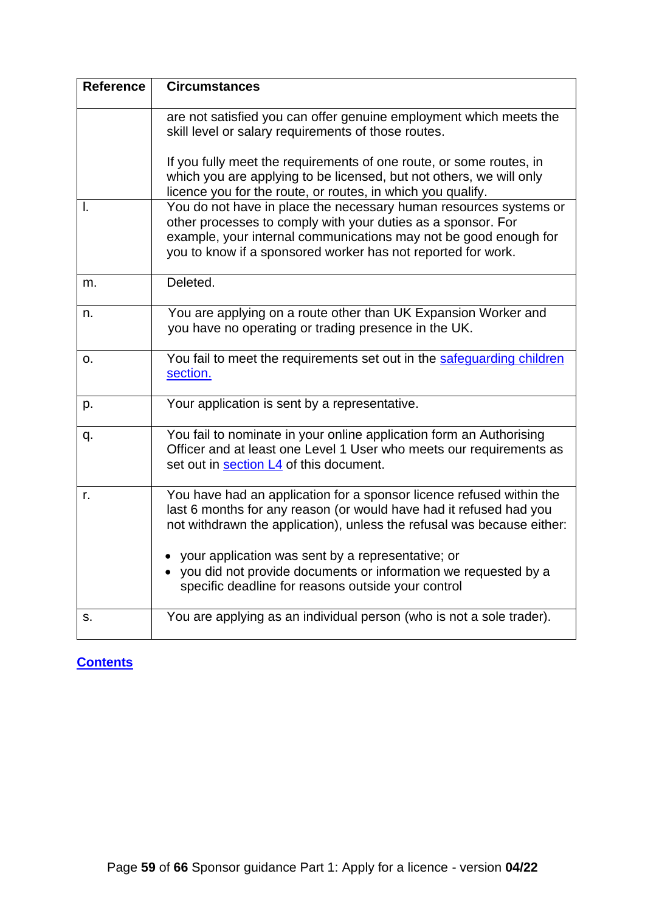| Reference | Circumstances |
|---|---|
| | are not satisfied you can offer genuine employment which meets the skill level or salary requirements of those routes.<br><br>If you fully meet the requirements of one route, or some routes, in which you are applying to be licensed, but not others, we will only licence you for the route, or routes, in which you qualify. |
| l. | You do not have in place the necessary human resources systems or other processes to comply with your duties as a sponsor. For example, your internal communications may not be good enough for you to know if a sponsored worker has not reported for work. |
| m. | Deleted. |
| n. | You are applying on a route other than UK Expansion Worker and you have no operating or trading presence in the UK. |
| o. | You fail to meet the requirements set out in the [safeguarding children section.](#) |
| p. | Your application is sent by a representative. |
| q. | You fail to nominate in your online application form an Authorising Officer and at least one Level 1 User who meets our requirements as set out in [section L4](#) of this document. |
| r. | You have had an application for a sponsor licence refused within the last 6 months for any reason (or would have had it refused had you not withdrawn the application), unless the refusal was because either:<br><br>• your application was sent by a representative; or<br>• you did not provide documents or information we requested by a specific deadline for reasons outside your control |
| s. | You are applying as an individual person (who is not a sole trader). |

[**Contents**](#)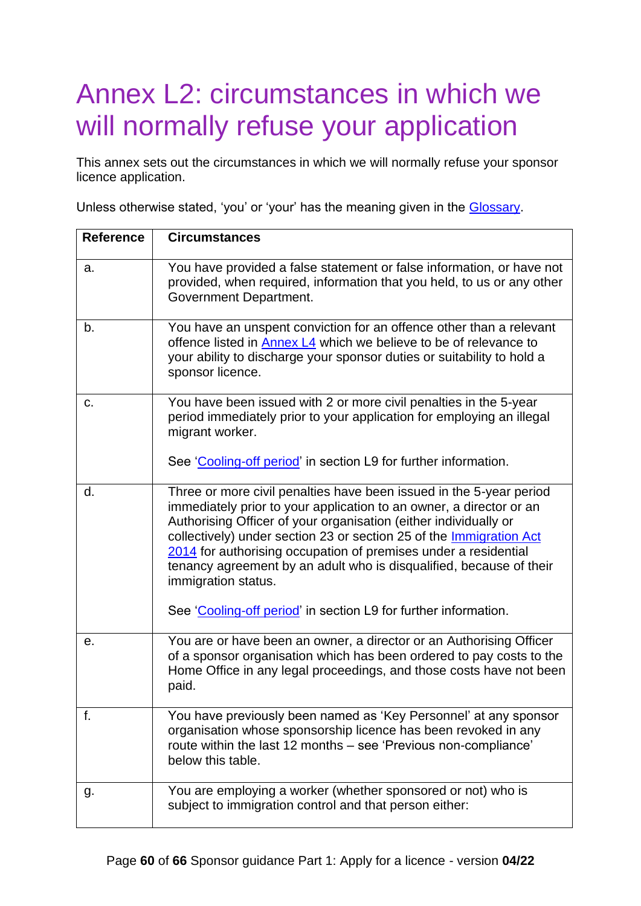# Annex L2: circumstances in which we will normally refuse your application

This annex sets out the circumstances in which we will normally refuse your sponsor licence application.

Unless otherwise stated, 'you' or 'your' has the meaning given in the Glossary.

| Reference | Circumstances |
|---|---|
| a. | You have provided a false statement or false information, or have not provided, when required, information that you held, to us or any other Government Department. |
| b. | You have an unspent conviction for an offence other than a relevant offence listed in Annex L4 which we believe to be of relevance to your ability to discharge your sponsor duties or suitability to hold a sponsor licence. |
| c. | You have been issued with 2 or more civil penalties in the 5-year period immediately prior to your application for employing an illegal migrant worker.<br><br>See 'Cooling-off period' in section L9 for further information. |
| d. | Three or more civil penalties have been issued in the 5-year period immediately prior to your application to an owner, a director or an Authorising Officer of your organisation (either individually or collectively) under section 23 or section 25 of the Immigration Act 2014 for authorising occupation of premises under a residential tenancy agreement by an adult who is disqualified, because of their immigration status.<br><br>See 'Cooling-off period' in section L9 for further information. |
| e. | You are or have been an owner, a director or an Authorising Officer of a sponsor organisation which has been ordered to pay costs to the Home Office in any legal proceedings, and those costs have not been paid. |
| f. | You have previously been named as 'Key Personnel' at any sponsor organisation whose sponsorship licence has been revoked in any route within the last 12 months – see 'Previous non-compliance' below this table. |
| g. | You are employing a worker (whether sponsored or not) who is subject to immigration control and that person either: |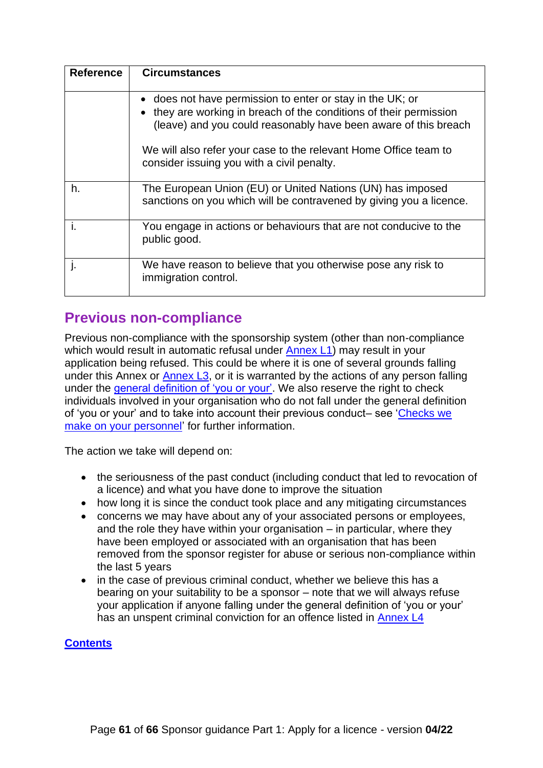| Reference | Circumstances |
|---|---|
| | • does not have permission to enter or stay in the UK; or<br>• they are working in breach of the conditions of their permission (leave) and you could reasonably have been aware of this breach<br><br>We will also refer your case to the relevant Home Office team to consider issuing you with a civil penalty. |
| h. | The European Union (EU) or United Nations (UN) has imposed sanctions on you which will be contravened by giving you a licence. |
| i. | You engage in actions or behaviours that are not conducive to the public good. |
| j. | We have reason to believe that you otherwise pose any risk to immigration control. |

## Previous non-compliance

Previous non-compliance with the sponsorship system (other than non-compliance which would result in automatic refusal under Annex L1) may result in your application being refused. This could be where it is one of several grounds falling under this Annex or Annex L3, or it is warranted by the actions of any person falling under the general definition of 'you or your'. We also reserve the right to check individuals involved in your organisation who do not fall under the general definition of 'you or your' and to take into account their previous conduct– see 'Checks we make on your personnel' for further information.

The action we take will depend on:

- the seriousness of the past conduct (including conduct that led to revocation of a licence) and what you have done to improve the situation
- how long it is since the conduct took place and any mitigating circumstances
- concerns we may have about any of your associated persons or employees, and the role they have within your organisation – in particular, where they have been employed or associated with an organisation that has been removed from the sponsor register for abuse or serious non-compliance within the last 5 years
- in the case of previous criminal conduct, whether we believe this has a bearing on your suitability to be a sponsor – note that we will always refuse your application if anyone falling under the general definition of 'you or your' has an unspent criminal conviction for an offence listed in Annex L4

**Contents**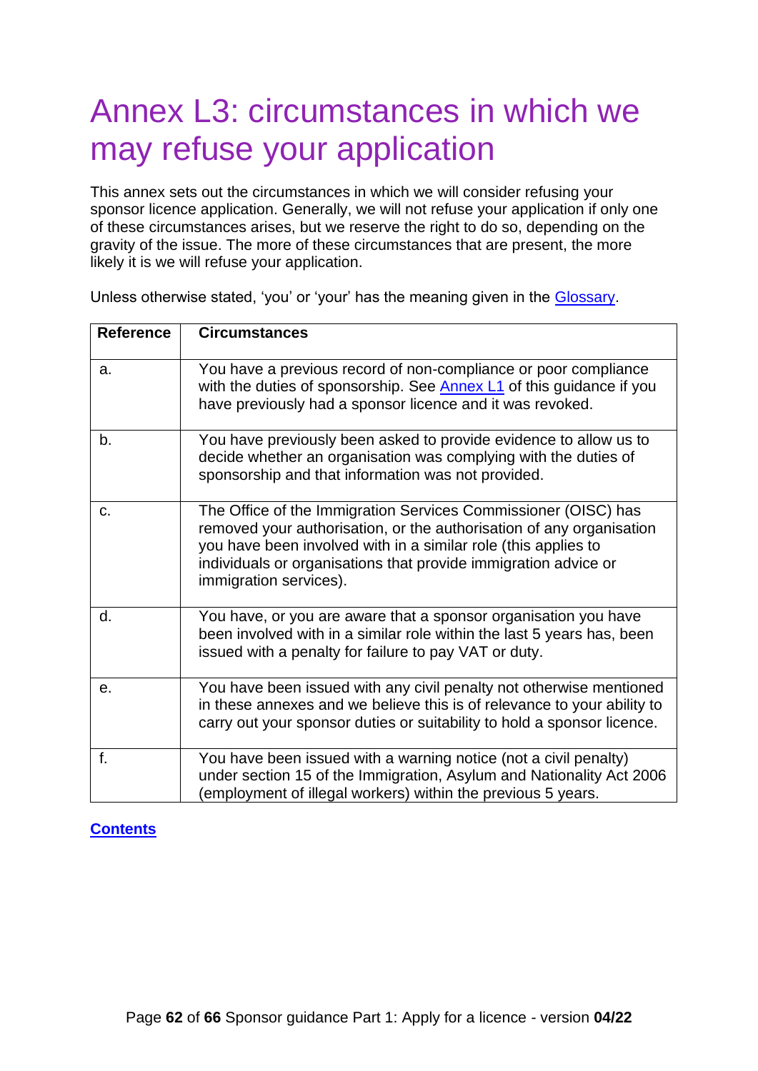# Annex L3: circumstances in which we may refuse your application

This annex sets out the circumstances in which we will consider refusing your sponsor licence application. Generally, we will not refuse your application if only one of these circumstances arises, but we reserve the right to do so, depending on the gravity of the issue. The more of these circumstances that are present, the more likely it is we will refuse your application.

Unless otherwise stated, 'you' or 'your' has the meaning given in the Glossary.

| Reference | Circumstances |
|---|---|
| a. | You have a previous record of non-compliance or poor compliance with the duties of sponsorship. See Annex L1 of this guidance if you have previously had a sponsor licence and it was revoked. |
| b. | You have previously been asked to provide evidence to allow us to decide whether an organisation was complying with the duties of sponsorship and that information was not provided. |
| c. | The Office of the Immigration Services Commissioner (OISC) has removed your authorisation, or the authorisation of any organisation you have been involved with in a similar role (this applies to individuals or organisations that provide immigration advice or immigration services). |
| d. | You have, or you are aware that a sponsor organisation you have been involved with in a similar role within the last 5 years has, been issued with a penalty for failure to pay VAT or duty. |
| e. | You have been issued with any civil penalty not otherwise mentioned in these annexes and we believe this is of relevance to your ability to carry out your sponsor duties or suitability to hold a sponsor licence. |
| f. | You have been issued with a warning notice (not a civil penalty) under section 15 of the Immigration, Asylum and Nationality Act 2006 (employment of illegal workers) within the previous 5 years. |

**Contents**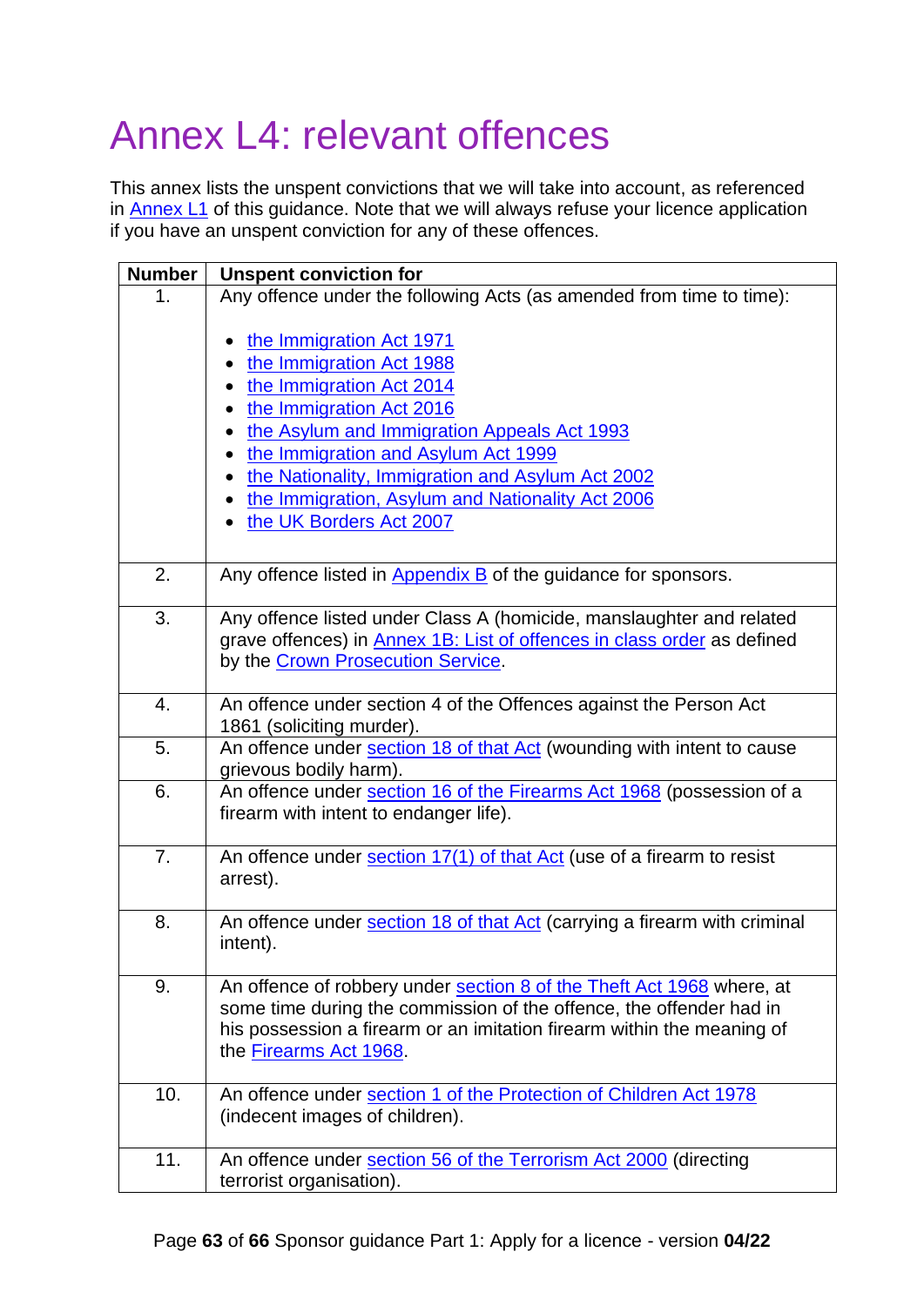# Annex L4: relevant offences

This annex lists the unspent convictions that we will take into account, as referenced in Annex L1 of this guidance. Note that we will always refuse your licence application if you have an unspent conviction for any of these offences.

| Number | Unspent conviction for |
| --- | --- |
| 1. | Any offence under the following Acts (as amended from time to time):<br><br>• the Immigration Act 1971<br>• the Immigration Act 1988<br>• the Immigration Act 2014<br>• the Immigration Act 2016<br>• the Asylum and Immigration Appeals Act 1993<br>• the Immigration and Asylum Act 1999<br>• the Nationality, Immigration and Asylum Act 2002<br>• the Immigration, Asylum and Nationality Act 2006<br>• the UK Borders Act 2007 |
| 2. | Any offence listed in Appendix B of the guidance for sponsors. |
| 3. | Any offence listed under Class A (homicide, manslaughter and related grave offences) in Annex 1B: List of offences in class order as defined by the Crown Prosecution Service. |
| 4. | An offence under section 4 of the Offences against the Person Act 1861 (soliciting murder). |
| 5. | An offence under section 18 of that Act (wounding with intent to cause grievous bodily harm). |
| 6. | An offence under section 16 of the Firearms Act 1968 (possession of a firearm with intent to endanger life). |
| 7. | An offence under section 17(1) of that Act (use of a firearm to resist arrest). |
| 8. | An offence under section 18 of that Act (carrying a firearm with criminal intent). |
| 9. | An offence of robbery under section 8 of the Theft Act 1968 where, at some time during the commission of the offence, the offender had in his possession a firearm or an imitation firearm within the meaning of the Firearms Act 1968. |
| 10. | An offence under section 1 of the Protection of Children Act 1978 (indecent images of children). |
| 11. | An offence under section 56 of the Terrorism Act 2000 (directing terrorist organisation). |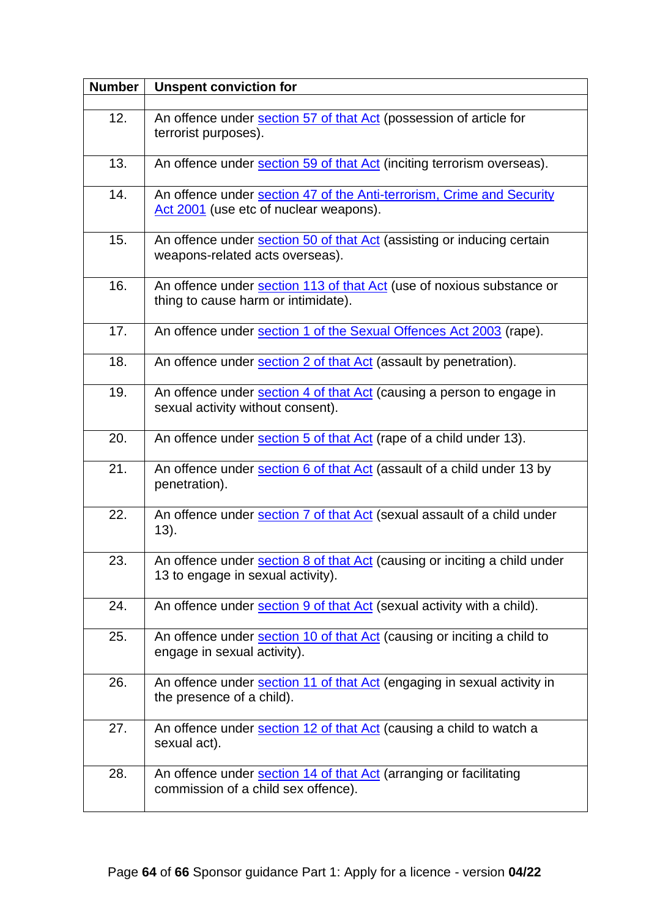| Number | Unspent conviction for |
|---|---|
| | |
| 12. | An offence under section 57 of that Act (possession of article for terrorist purposes). |
| 13. | An offence under section 59 of that Act (inciting terrorism overseas). |
| 14. | An offence under section 47 of the Anti-terrorism, Crime and Security Act 2001 (use etc of nuclear weapons). |
| 15. | An offence under section 50 of that Act (assisting or inducing certain weapons-related acts overseas). |
| 16. | An offence under section 113 of that Act (use of noxious substance or thing to cause harm or intimidate). |
| 17. | An offence under section 1 of the Sexual Offences Act 2003 (rape). |
| 18. | An offence under section 2 of that Act (assault by penetration). |
| 19. | An offence under section 4 of that Act (causing a person to engage in sexual activity without consent). |
| 20. | An offence under section 5 of that Act (rape of a child under 13). |
| 21. | An offence under section 6 of that Act (assault of a child under 13 by penetration). |
| 22. | An offence under section 7 of that Act (sexual assault of a child under 13). |
| 23. | An offence under section 8 of that Act (causing or inciting a child under 13 to engage in sexual activity). |
| 24. | An offence under section 9 of that Act (sexual activity with a child). |
| 25. | An offence under section 10 of that Act (causing or inciting a child to engage in sexual activity). |
| 26. | An offence under section 11 of that Act (engaging in sexual activity in the presence of a child). |
| 27. | An offence under section 12 of that Act (causing a child to watch a sexual act). |
| 28. | An offence under section 14 of that Act (arranging or facilitating commission of a child sex offence). |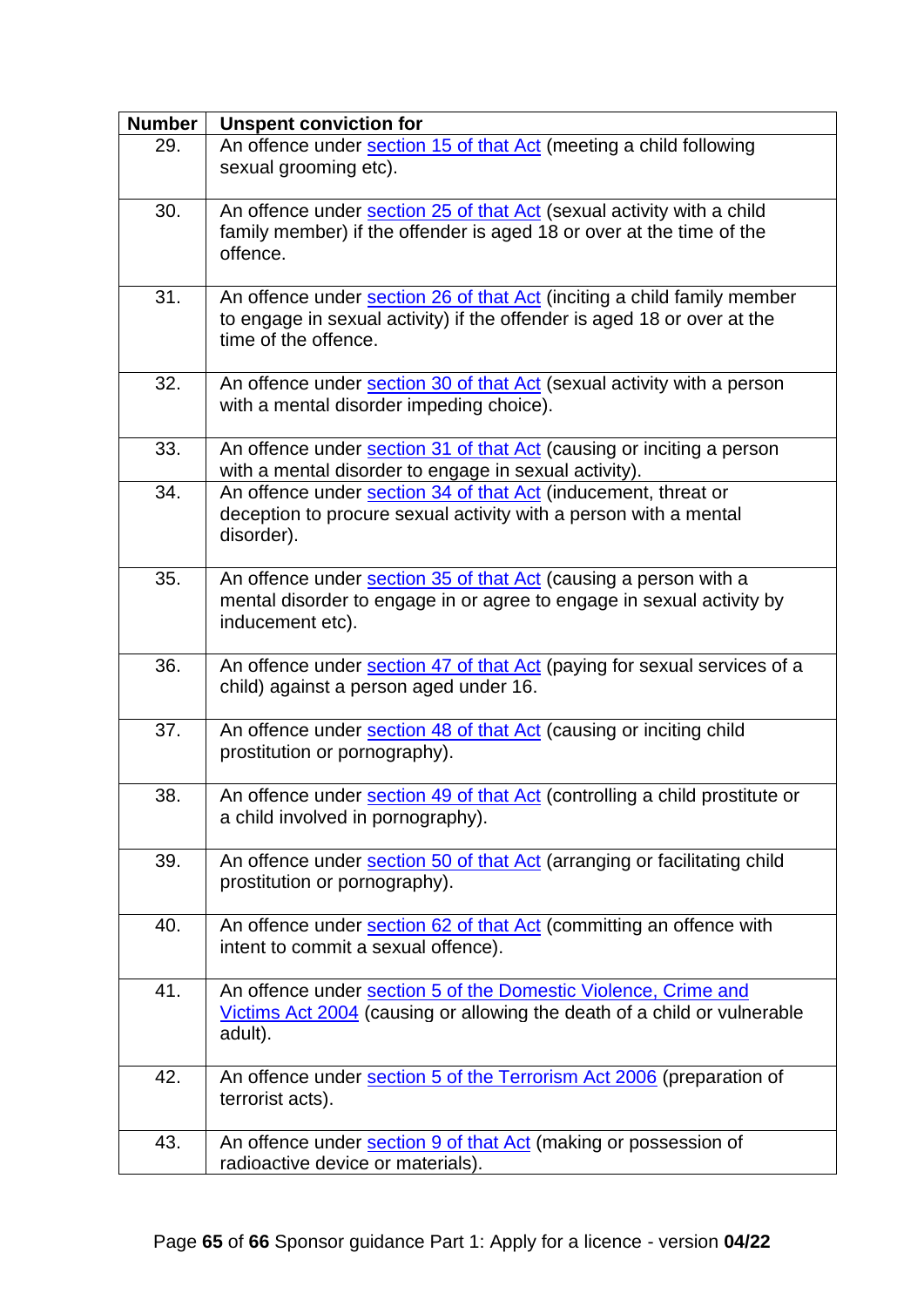| Number | Unspent conviction for |
|---|---|
| 29. | An offence under section 15 of that Act (meeting a child following sexual grooming etc). |
| 30. | An offence under section 25 of that Act (sexual activity with a child family member) if the offender is aged 18 or over at the time of the offence. |
| 31. | An offence under section 26 of that Act (inciting a child family member to engage in sexual activity) if the offender is aged 18 or over at the time of the offence. |
| 32. | An offence under section 30 of that Act (sexual activity with a person with a mental disorder impeding choice). |
| 33. | An offence under section 31 of that Act (causing or inciting a person with a mental disorder to engage in sexual activity). |
| 34. | An offence under section 34 of that Act (inducement, threat or deception to procure sexual activity with a person with a mental disorder). |
| 35. | An offence under section 35 of that Act (causing a person with a mental disorder to engage in or agree to engage in sexual activity by inducement etc). |
| 36. | An offence under section 47 of that Act (paying for sexual services of a child) against a person aged under 16. |
| 37. | An offence under section 48 of that Act (causing or inciting child prostitution or pornography). |
| 38. | An offence under section 49 of that Act (controlling a child prostitute or a child involved in pornography). |
| 39. | An offence under section 50 of that Act (arranging or facilitating child prostitution or pornography). |
| 40. | An offence under section 62 of that Act (committing an offence with intent to commit a sexual offence). |
| 41. | An offence under section 5 of the Domestic Violence, Crime and Victims Act 2004 (causing or allowing the death of a child or vulnerable adult). |
| 42. | An offence under section 5 of the Terrorism Act 2006 (preparation of terrorist acts). |
| 43. | An offence under section 9 of that Act (making or possession of radioactive device or materials). |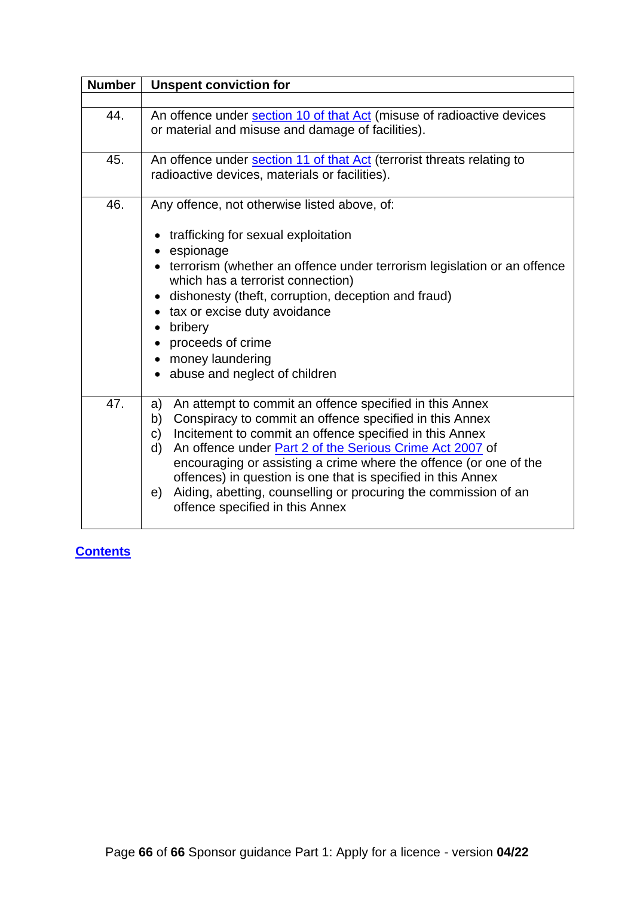| Number | Unspent conviction for |
|---|---|
| | |
| 44. | An offence under section 10 of that Act (misuse of radioactive devices or material and misuse and damage of facilities). |
| 45. | An offence under section 11 of that Act (terrorist threats relating to radioactive devices, materials or facilities). |
| 46. | Any offence, not otherwise listed above, of:<br><br>• trafficking for sexual exploitation<br>• espionage<br>• terrorism (whether an offence under terrorism legislation or an offence which has a terrorist connection)<br>• dishonesty (theft, corruption, deception and fraud)<br>• tax or excise duty avoidance<br>• bribery<br>• proceeds of crime<br>• money laundering<br>• abuse and neglect of children |
| 47. | a) An attempt to commit an offence specified in this Annex<br>b) Conspiracy to commit an offence specified in this Annex<br>c) Incitement to commit an offence specified in this Annex<br>d) An offence under Part 2 of the Serious Crime Act 2007 of encouraging or assisting a crime where the offence (or one of the offences) in question is one that is specified in this Annex<br>e) Aiding, abetting, counselling or procuring the commission of an offence specified in this Annex |

**Contents**